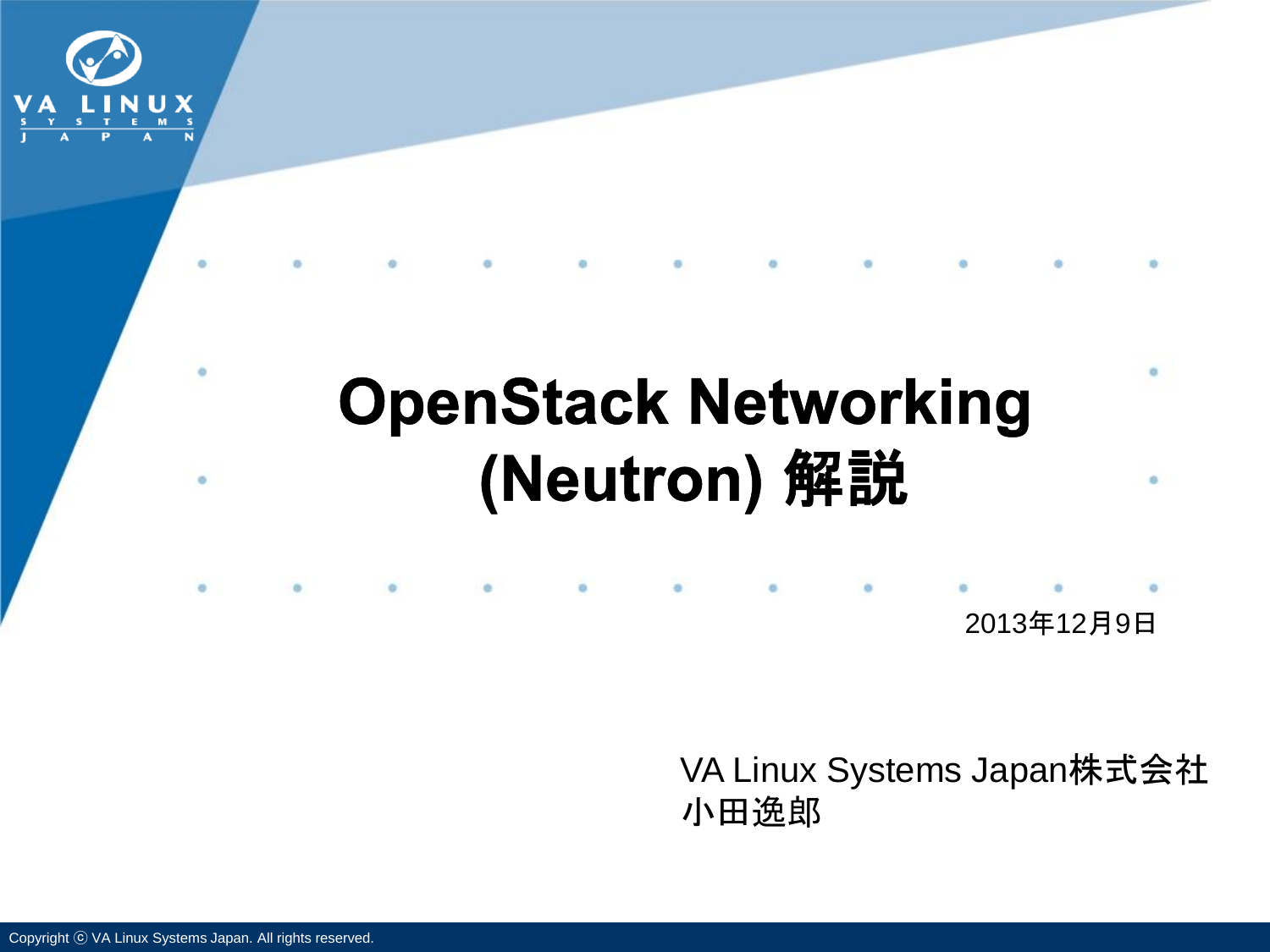# OpenStack Networking (Neutron) 解説

2013年12月9日

VA Linux Systems Japan株式会社
小田逸郎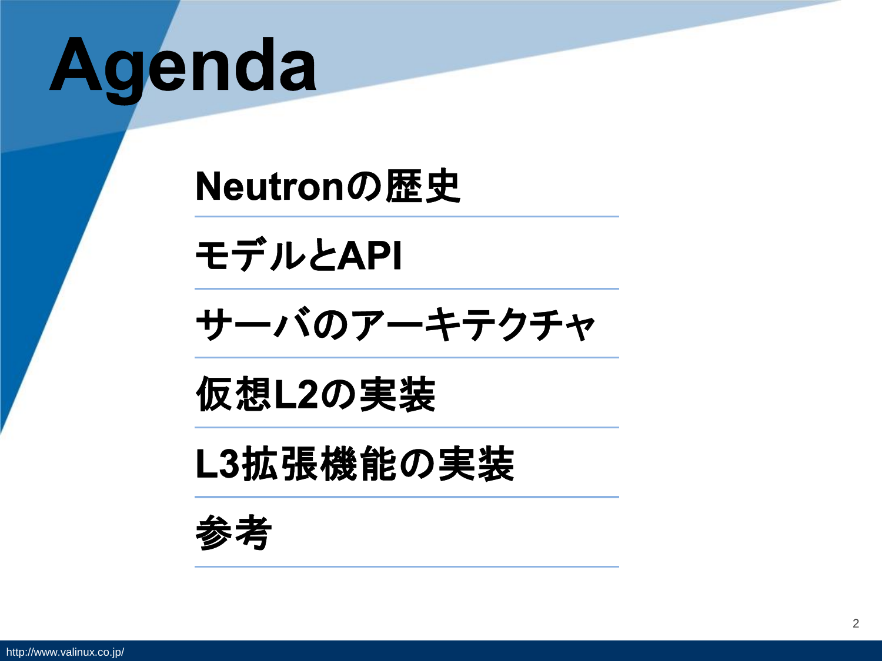# Agenda

- Neutronの歴史
- モデルとAPI
- サーバのアーキテクチャ
- 仮想L2の実装
- L3拡張機能の実装
- 参考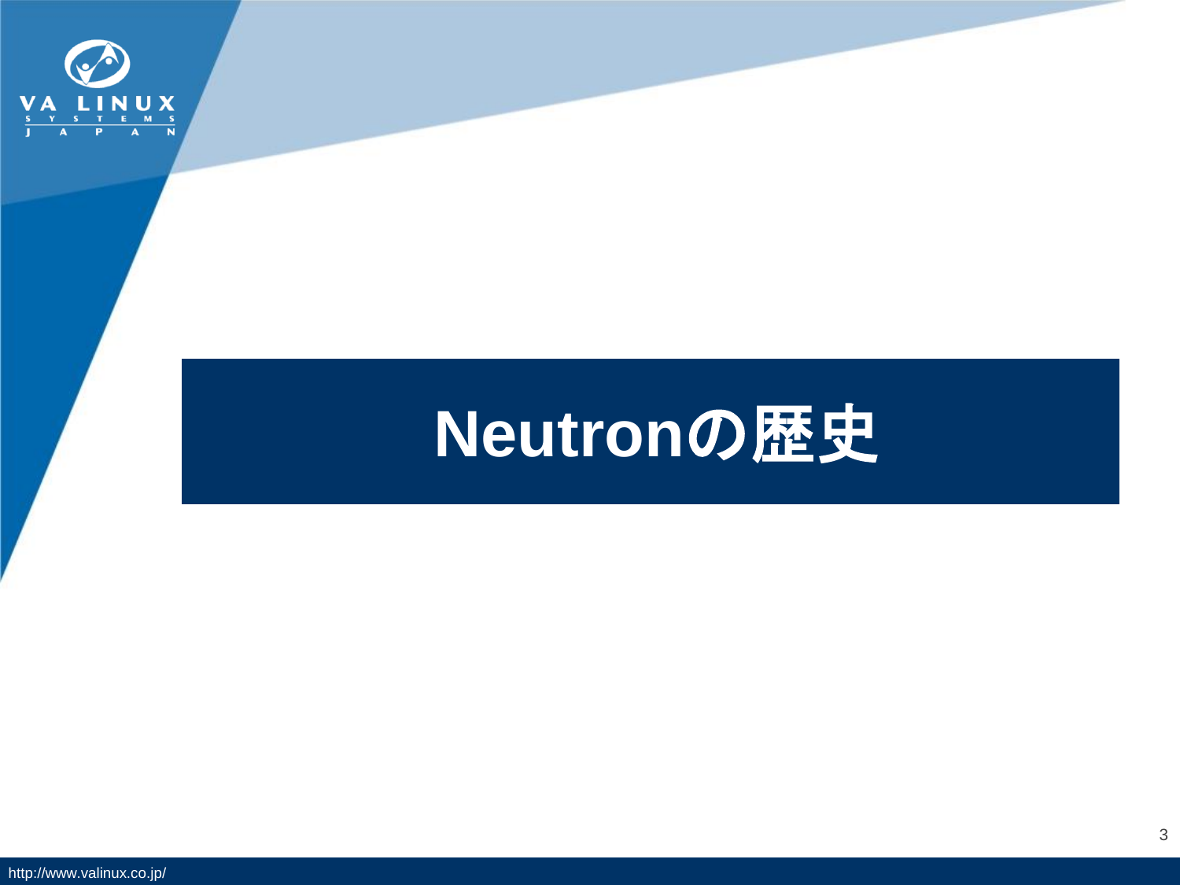# Neutronの歴史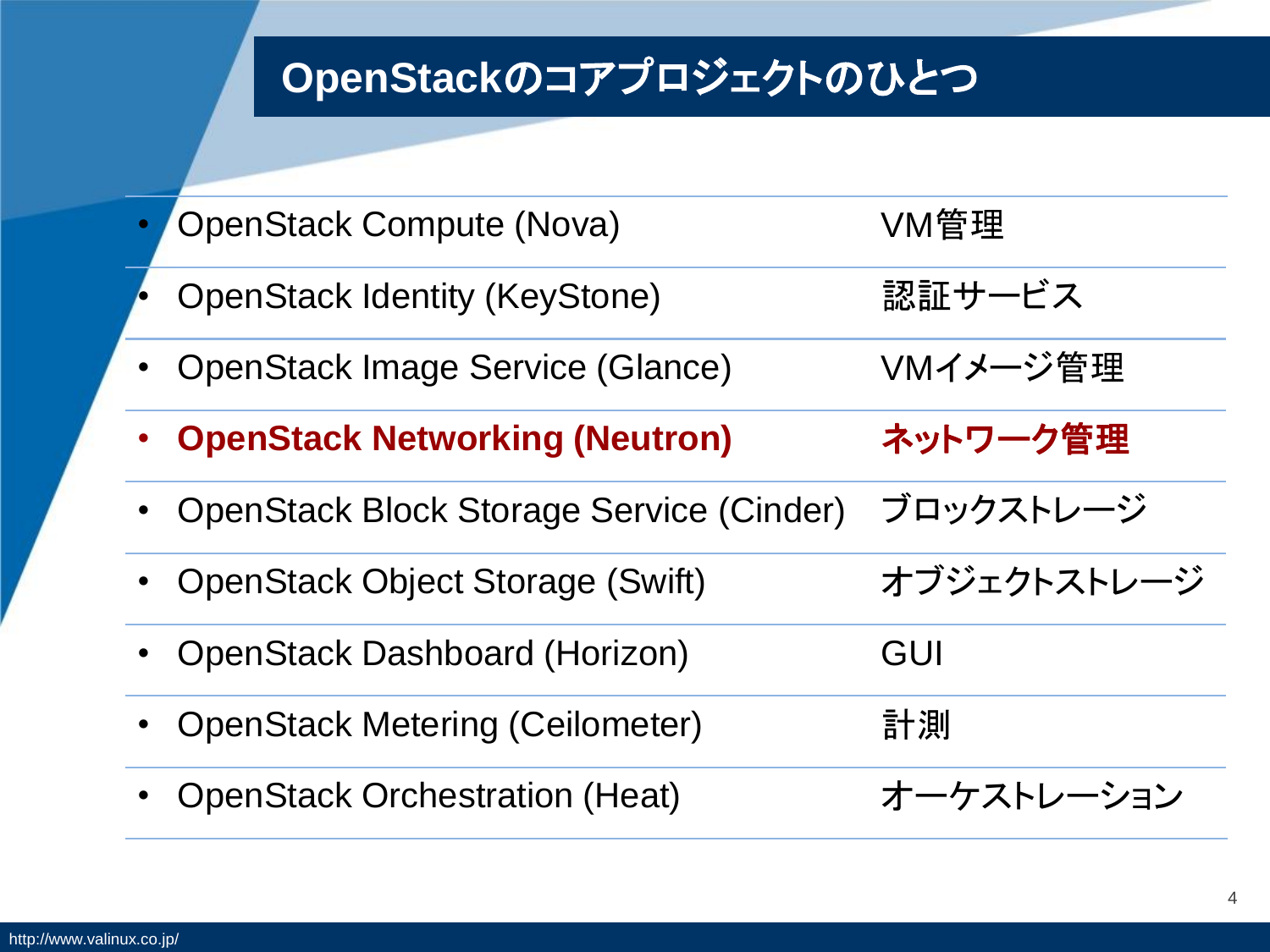# OpenStackのコアプロジェクトのひとつ

- OpenStack Compute (Nova) — VM管理
- OpenStack Identity (KeyStone) — 認証サービス
- OpenStack Image Service (Glance) — VMイメージ管理
- **OpenStack Networking (Neutron) — ネットワーク管理**
- OpenStack Block Storage Service (Cinder) — ブロックストレージ
- OpenStack Object Storage (Swift) — オブジェクトストレージ
- OpenStack Dashboard (Horizon) — GUI
- OpenStack Metering (Ceilometer) — 計測
- OpenStack Orchestration (Heat) — オーケストレーション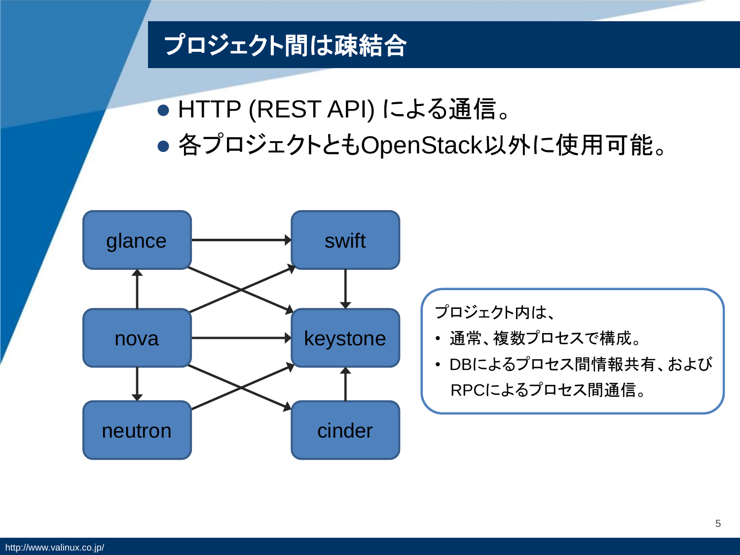# プロジェクト間は疎結合

- HTTP (REST API) による通信。
- 各プロジェクトともOpenStack以外に使用可能。

glance

swift

nova

keystone

neutron

cinder

プロジェクト内は、

- 通常、複数プロセスで構成。
- DBによるプロセス間情報共有、および RPCによるプロセス間通信。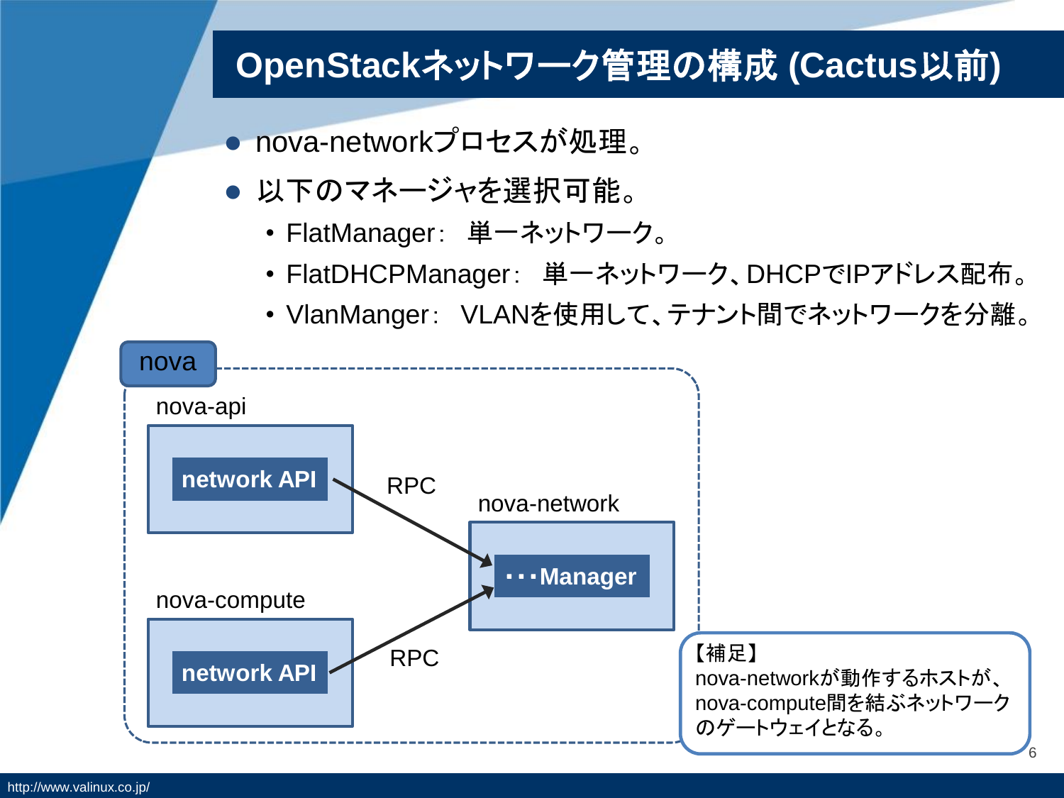# OpenStackネットワーク管理の構成 (Cactus以前)

- nova-networkプロセスが処理。
- 以下のマネージャを選択可能。
  - FlatManager： 単一ネットワーク。
  - FlatDHCPManager： 単一ネットワーク、DHCPでIPアドレス配布。
  - VlanManger： VLANを使用して、テナント間でネットワークを分離。

nova

nova-api

network API

RPC

nova-network

・・・Manager

nova-compute

network API

RPC

【補足】
nova-networkが動作するホストが、nova-compute間を結ぶネットワークのゲートウェイとなる。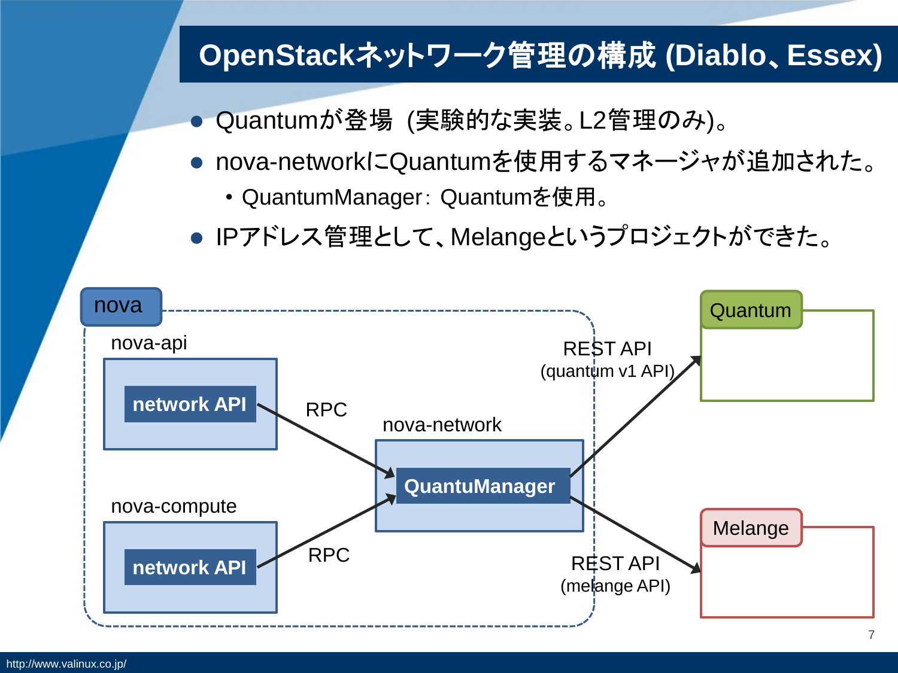# OpenStackネットワーク管理の構成 (Diablo、Essex)

- Quantumが登場 (実験的な実装。L2管理のみ)。
- nova-networkにQuantumを使用するマネージャが追加された。
  - QuantumManager: Quantumを使用。
- IPアドレス管理として、Melangeというプロジェクトができた。

nova

nova-api

network API

RPC

nova-compute

network API

RPC

nova-network

QuantuManager

REST API
(quantum v1 API)

Quantum

REST API
(melange API)

Melange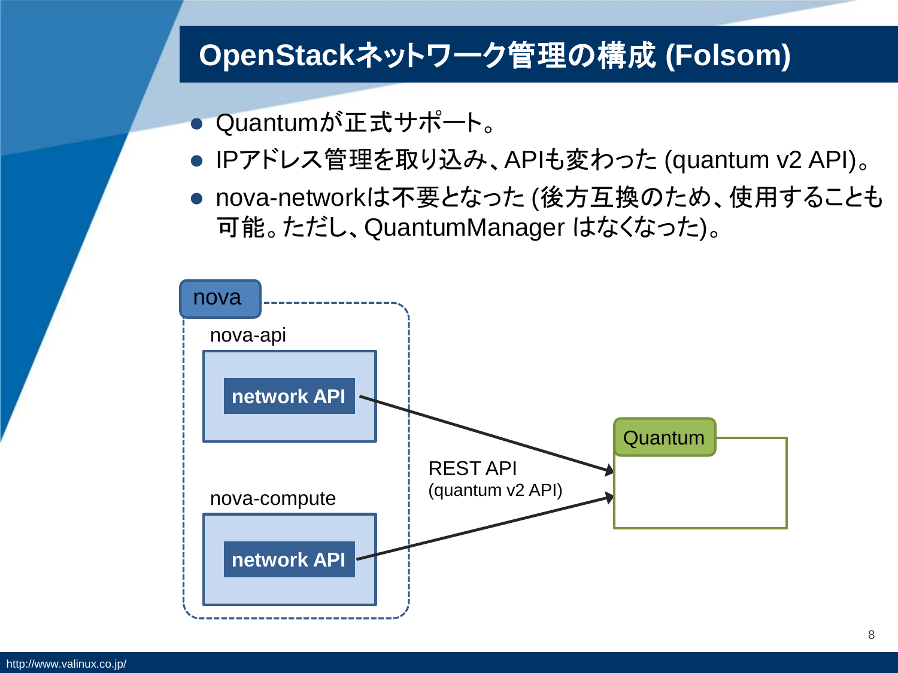# OpenStackネットワーク管理の構成 (Folsom)

- Quantumが正式サポート。
- IPアドレス管理を取り込み、APIも変わった (quantum v2 API)。
- nova-networkは不要となった (後方互換のため、使用することも可能。ただし、QuantumManager はなくなった)。

nova

nova-api

network API

nova-compute

network API

REST API
(quantum v2 API)

Quantum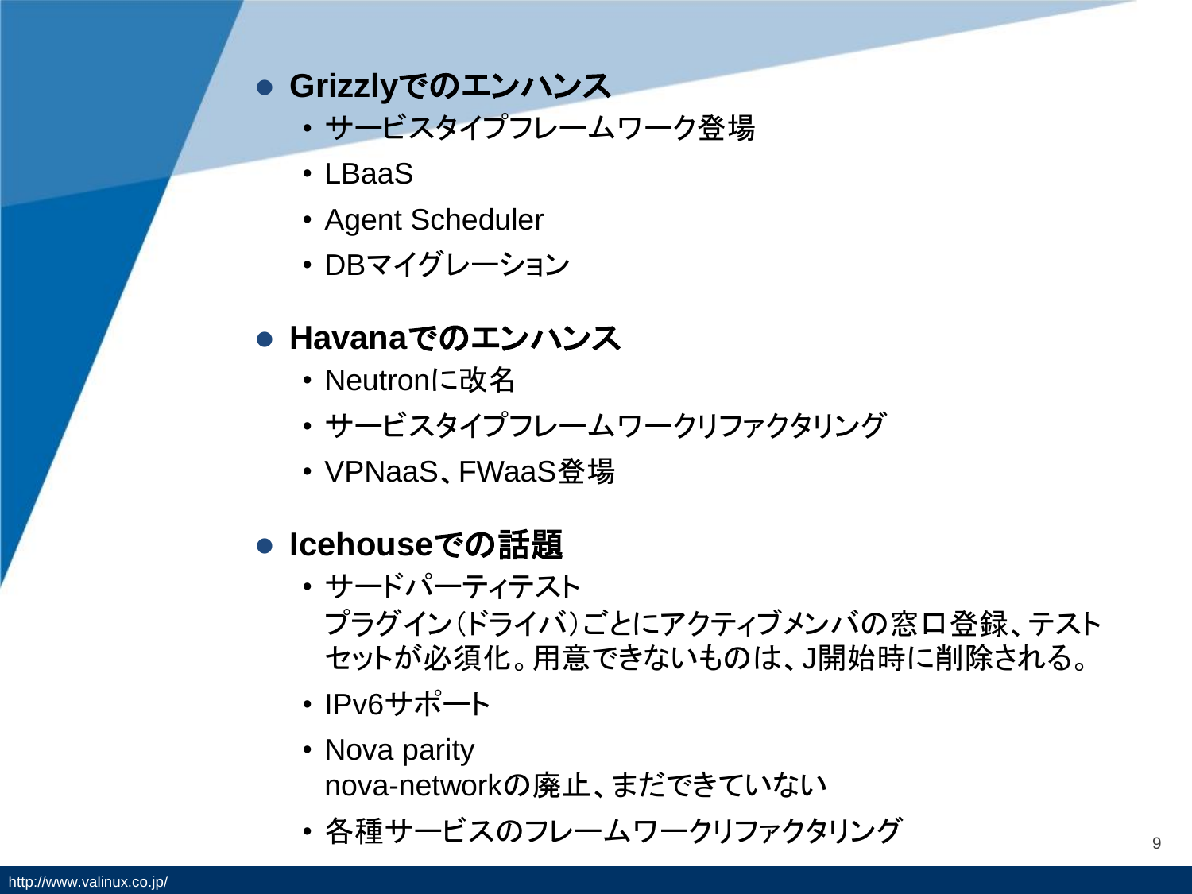- **Grizzlyでのエンハンス**
  - サービスタイプフレームワーク登場
  - LBaaS
  - Agent Scheduler
  - DBマイグレーション

- **Havanaでのエンハンス**
  - Neutronに改名
  - サービスタイプフレームワークリファクタリング
  - VPNaaS、FWaaS登場

- **Icehouseでの話題**
  - サードパーティテスト
    プラグイン(ドライバ)ごとにアクティブメンバの窓口登録、テストセットが必須化。用意できないものは、J開始時に削除される。
  - IPv6サポート
  - Nova parity
    nova-networkの廃止、まだできていない
  - 各種サービスのフレームワークリファクタリング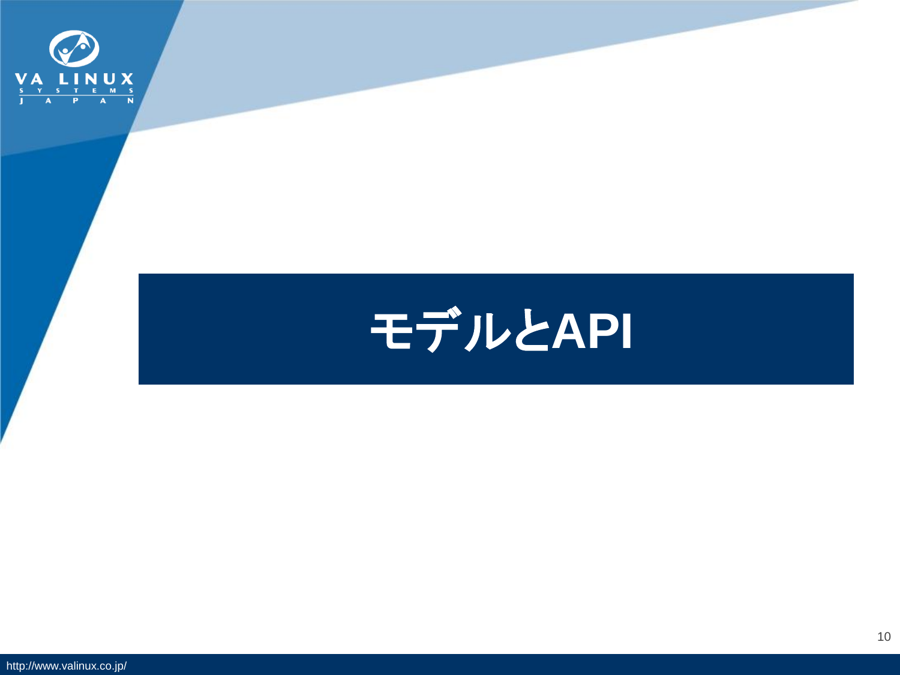# モデルとAPI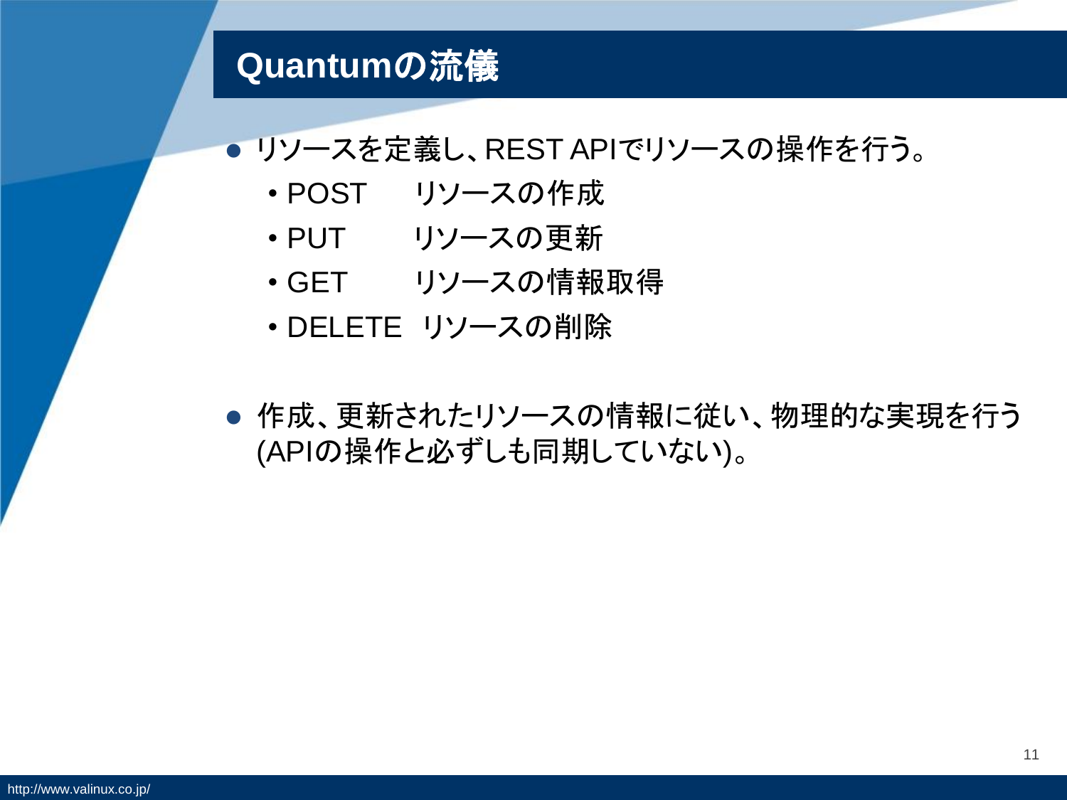# Quantumの流儀

- リソースを定義し、REST APIでリソースの操作を行う。
  - POST　　リソースの作成
  - PUT　　 リソースの更新
  - GET　　 リソースの情報取得
  - DELETE　リソースの削除

- 作成、更新されたリソースの情報に従い、物理的な実現を行う(APIの操作と必ずしも同期していない)。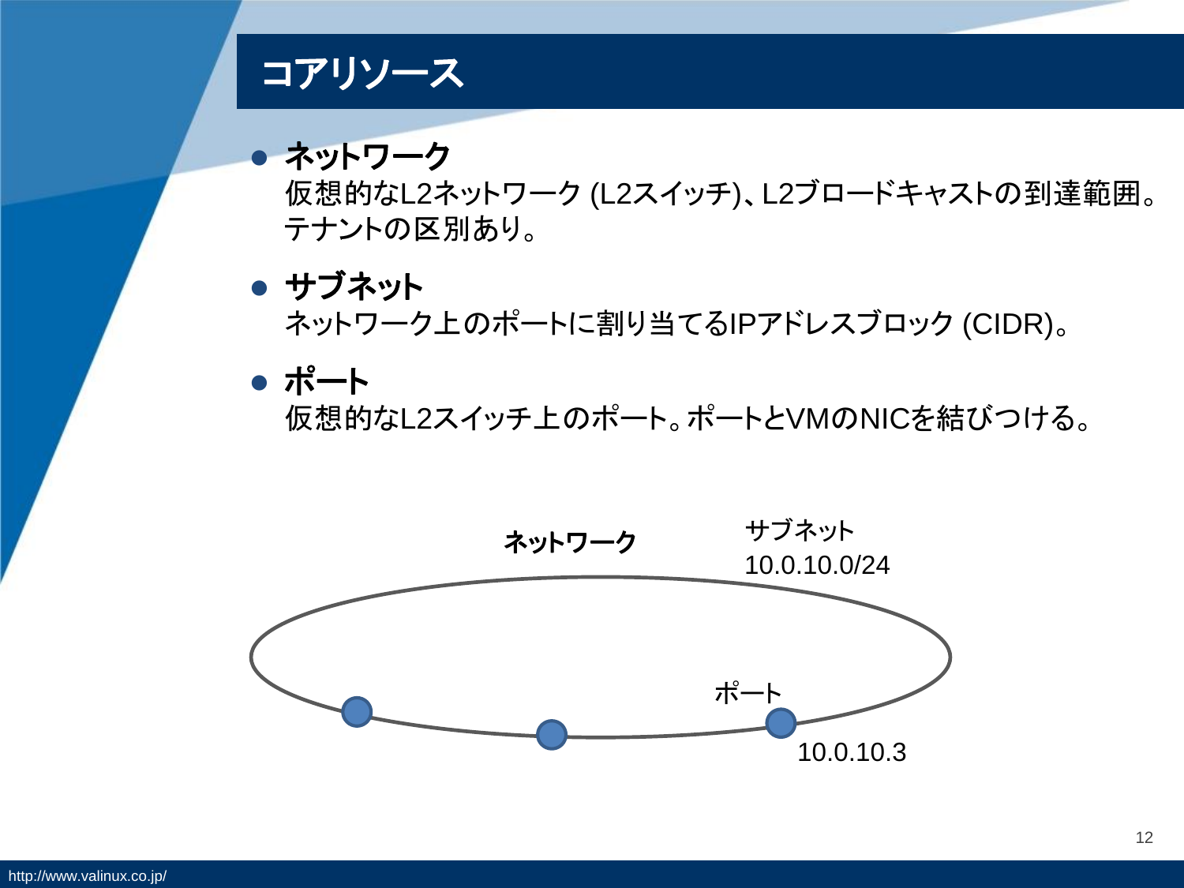# コアリソース

- **ネットワーク**
  仮想的なL2ネットワーク (L2スイッチ)、L2ブロードキャストの到達範囲。テナントの区別あり。
- **サブネット**
  ネットワーク上のポートに割り当てるIPアドレスブロック (CIDR)。
- **ポート**
  仮想的なL2スイッチ上のポート。ポートとVMのNICを結びつける。

**ネットワーク**

サブネット
10.0.10.0/24

ポート
10.0.10.3

http://www.valinux.co.jp/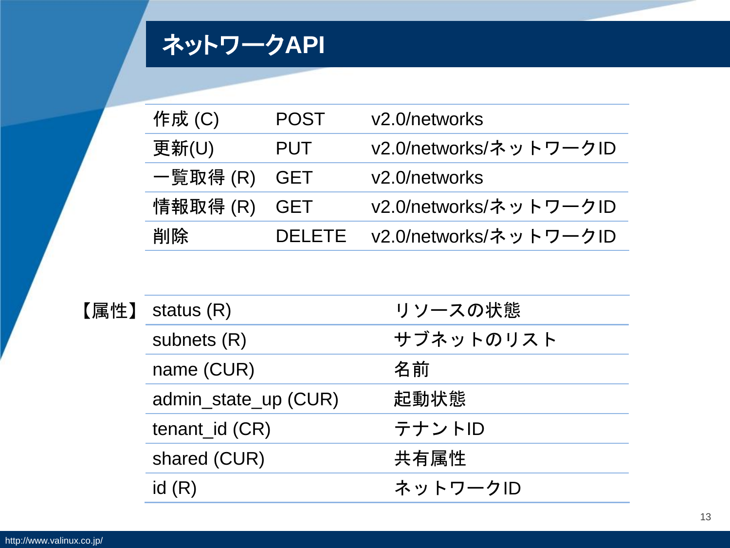# ネットワークAPI

| | | |
|---|---|---|
| 作成 (C) | POST | v2.0/networks |
| 更新(U) | PUT | v2.0/networks/ネットワークID |
| 一覧取得 (R) | GET | v2.0/networks |
| 情報取得 (R) | GET | v2.0/networks/ネットワークID |
| 削除 | DELETE | v2.0/networks/ネットワークID |

【属性】

| | |
|---|---|
| status (R) | リソースの状態 |
| subnets (R) | サブネットのリスト |
| name (CUR) | 名前 |
| admin_state_up (CUR) | 起動状態 |
| tenant_id (CR) | テナントID |
| shared (CUR) | 共有属性 |
| id (R) | ネットワークID |

http://www.valinux.co.jp/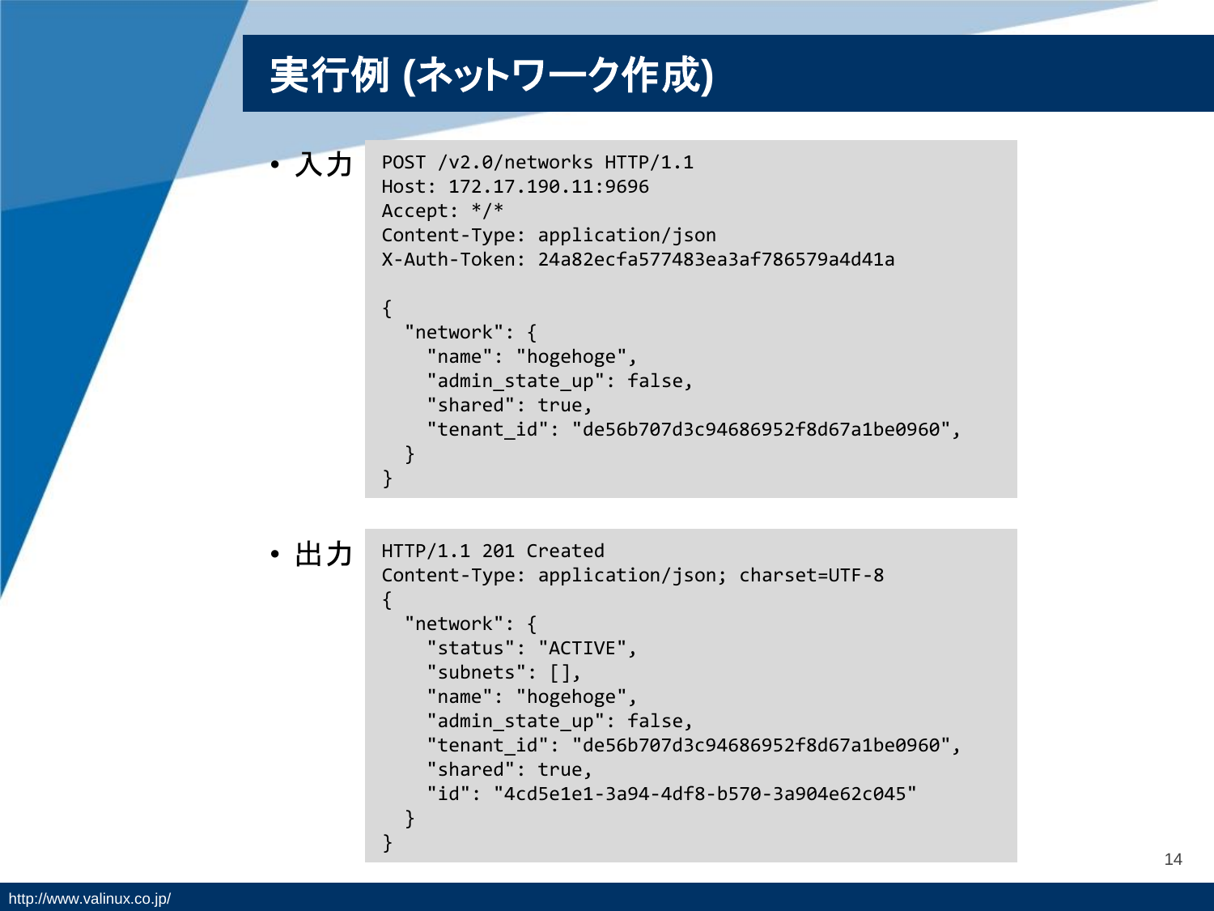# 実行例 (ネットワーク作成)

- 入力

```
POST /v2.0/networks HTTP/1.1
Host: 172.17.190.11:9696
Accept: */*
Content-Type: application/json
X-Auth-Token: 24a82ecfa577483ea3af786579a4d41a

{
  "network": {
    "name": "hogehoge",
    "admin_state_up": false,
    "shared": true,
    "tenant_id": "de56b707d3c94686952f8d67a1be0960",
  }
}
```

- 出力

```
HTTP/1.1 201 Created
Content-Type: application/json; charset=UTF-8
{
  "network": {
    "status": "ACTIVE",
    "subnets": [],
    "name": "hogehoge",
    "admin_state_up": false,
    "tenant_id": "de56b707d3c94686952f8d67a1be0960",
    "shared": true,
    "id": "4cd5e1e1-3a94-4df8-b570-3a904e62c045"
  }
}
```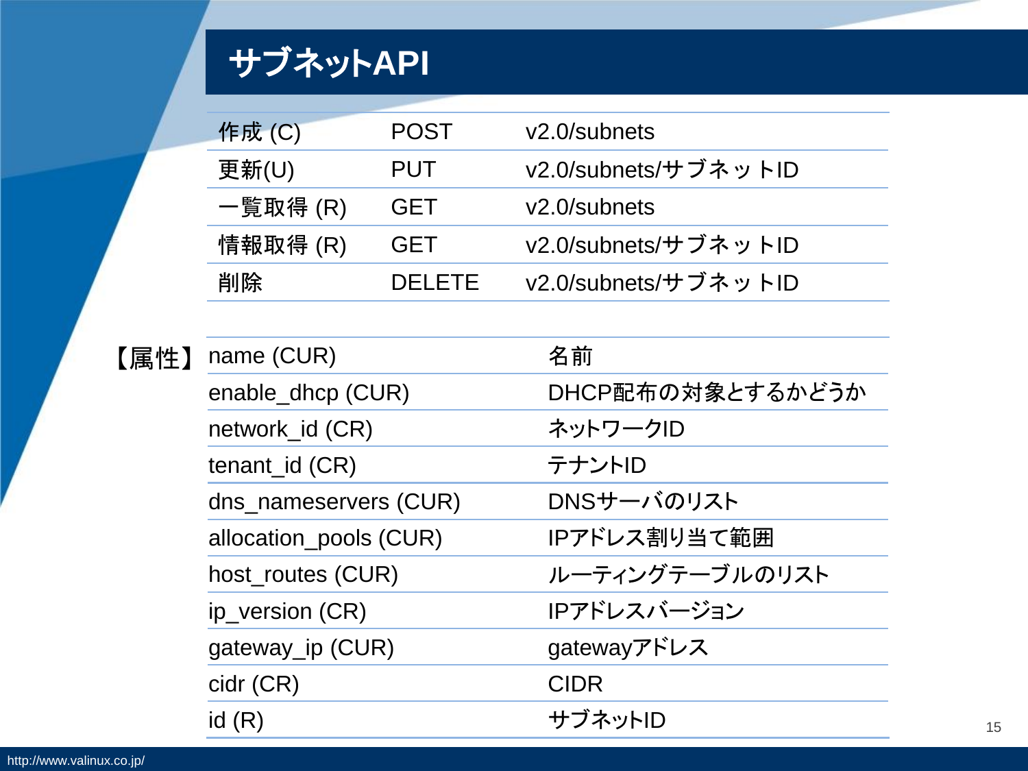# サブネットAPI

| 作成 (C) | POST | v2.0/subnets |
|---|---|---|
| 更新(U) | PUT | v2.0/subnets/サブネットID |
| 一覧取得 (R) | GET | v2.0/subnets |
| 情報取得 (R) | GET | v2.0/subnets/サブネットID |
| 削除 | DELETE | v2.0/subnets/サブネットID |

【属性】

| name (CUR) | 名前 |
|---|---|
| enable_dhcp (CUR) | DHCP配布の対象とするかどうか |
| network_id (CR) | ネットワークID |
| tenant_id (CR) | テナントID |
| dns_nameservers (CUR) | DNSサーバのリスト |
| allocation_pools (CUR) | IPアドレス割り当て範囲 |
| host_routes (CUR) | ルーティングテーブルのリスト |
| ip_version (CR) | IPアドレスバージョン |
| gateway_ip (CUR) | gatewayアドレス |
| cidr (CR) | CIDR |
| id (R) | サブネットID |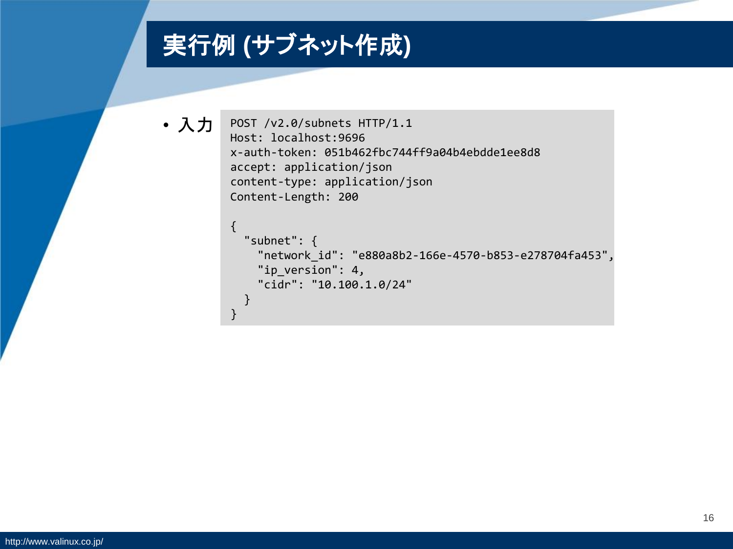# 実行例 (サブネット作成)

- 入力

```
POST /v2.0/subnets HTTP/1.1
Host: localhost:9696
x-auth-token: 051b462fbc744ff9a04b4ebdde1ee8d8
accept: application/json
content-type: application/json
Content-Length: 200

{
  "subnet": {
    "network_id": "e880a8b2-166e-4570-b853-e278704fa453",
    "ip_version": 4,
    "cidr": "10.100.1.0/24"
  }
}
```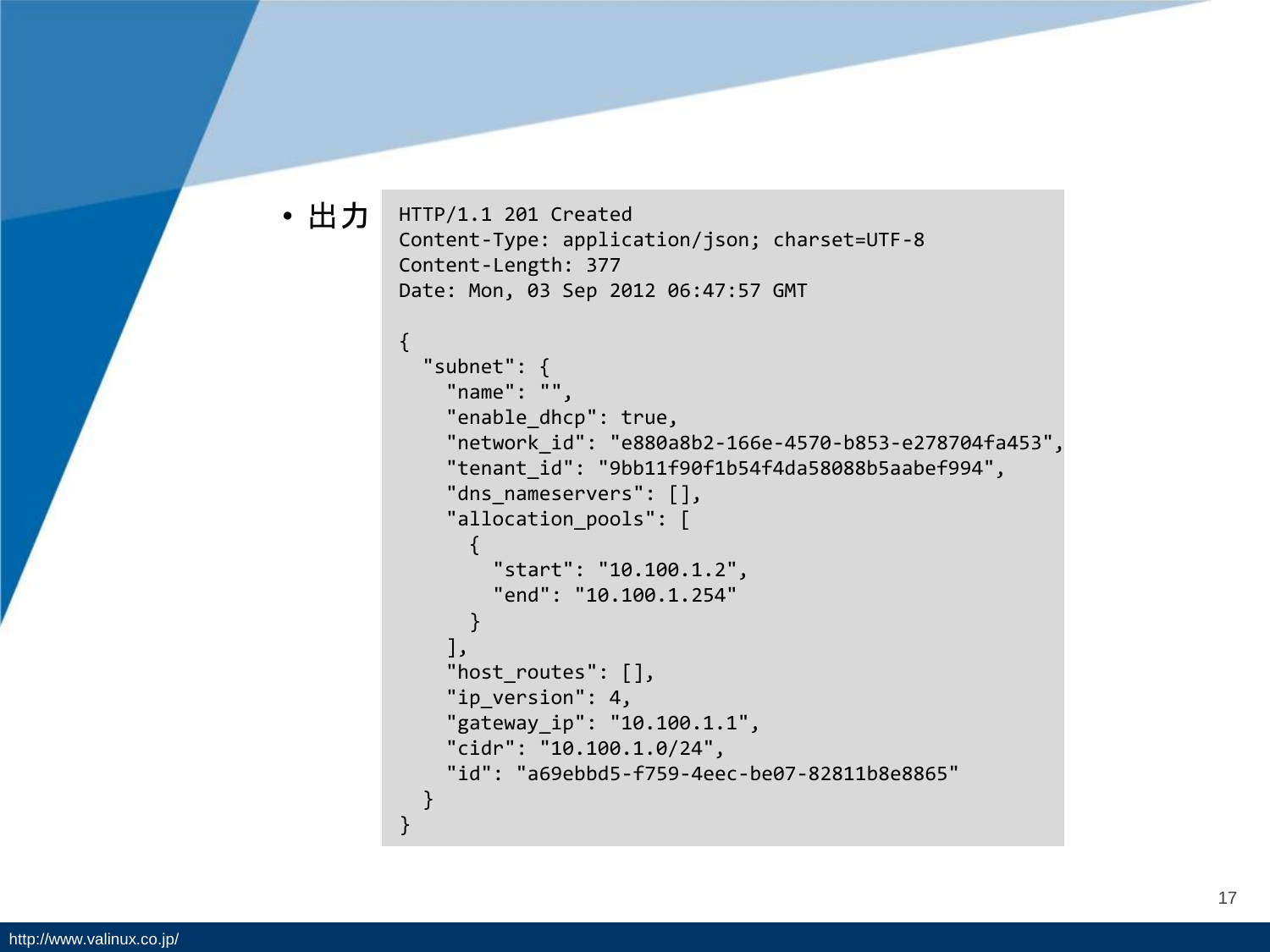- 出力

```
HTTP/1.1 201 Created
Content-Type: application/json; charset=UTF-8
Content-Length: 377
Date: Mon, 03 Sep 2012 06:47:57 GMT

{
  "subnet": {
    "name": "",
    "enable_dhcp": true,
    "network_id": "e880a8b2-166e-4570-b853-e278704fa453",
    "tenant_id": "9bb11f90f1b54f4da58088b5aabef994",
    "dns_nameservers": [],
    "allocation_pools": [
      {
        "start": "10.100.1.2",
        "end": "10.100.1.254"
      }
    ],
    "host_routes": [],
    "ip_version": 4,
    "gateway_ip": "10.100.1.1",
    "cidr": "10.100.1.0/24",
    "id": "a69ebbd5-f759-4eec-be07-82811b8e8865"
  }
}
```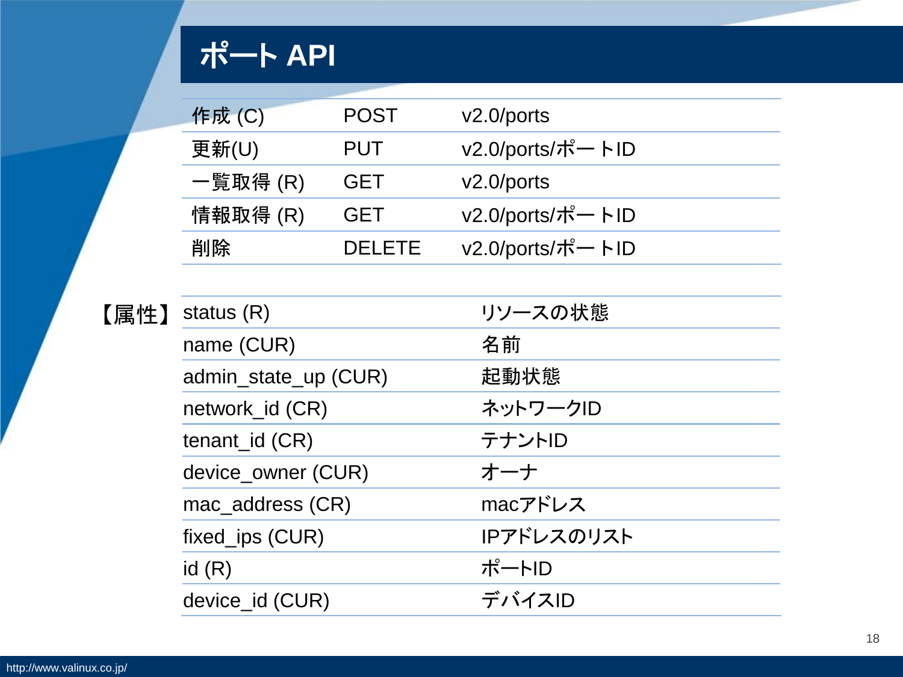# ポート API

| 作成 (C) | POST | v2.0/ports |
|---|---|---|
| 更新(U) | PUT | v2.0/ports/ポートID |
| 一覧取得 (R) | GET | v2.0/ports |
| 情報取得 (R) | GET | v2.0/ports/ポートID |
| 削除 | DELETE | v2.0/ports/ポートID |

【属性】

| status (R) | リソースの状態 |
|---|---|
| name (CUR) | 名前 |
| admin_state_up (CUR) | 起動状態 |
| network_id (CR) | ネットワークID |
| tenant_id (CR) | テナントID |
| device_owner (CUR) | オーナ |
| mac_address (CR) | macアドレス |
| fixed_ips (CUR) | IPアドレスのリスト |
| id (R) | ポートID |
| device_id (CUR) | デバイスID |

http://www.valinux.co.jp/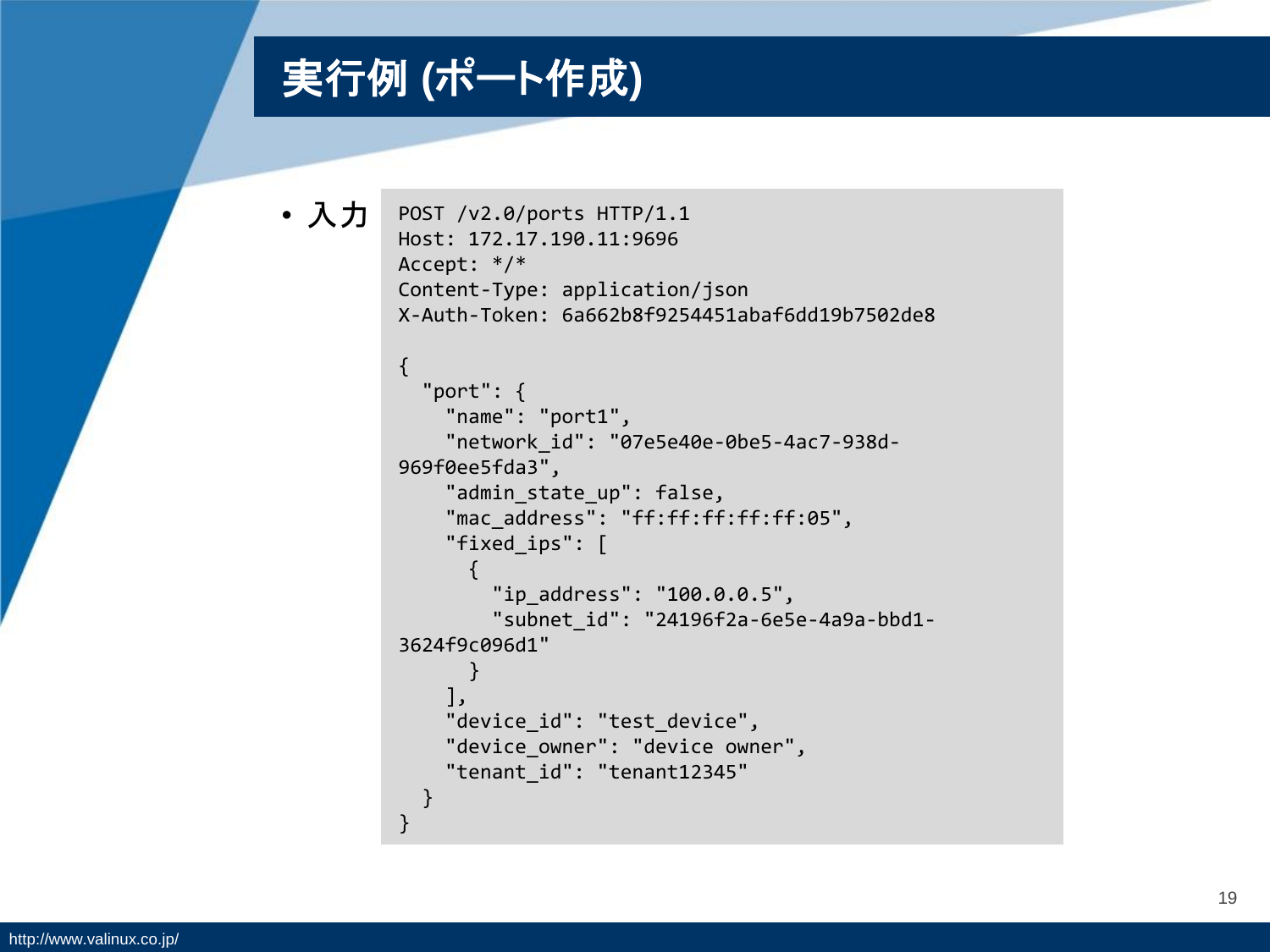# 実行例 (ポート作成)

- 入力

```
POST /v2.0/ports HTTP/1.1
Host: 172.17.190.11:9696
Accept: */*
Content-Type: application/json
X-Auth-Token: 6a662b8f9254451abaf6dd19b7502de8

{
  "port": {
    "name": "port1",
    "network_id": "07e5e40e-0be5-4ac7-938d-
969f0ee5fda3",
    "admin_state_up": false,
    "mac_address": "ff:ff:ff:ff:ff:05",
    "fixed_ips": [
      {
        "ip_address": "100.0.0.5",
        "subnet_id": "24196f2a-6e5e-4a9a-bbd1-
3624f9c096d1"
      }
    ],
    "device_id": "test_device",
    "device_owner": "device owner",
    "tenant_id": "tenant12345"
  }
}
```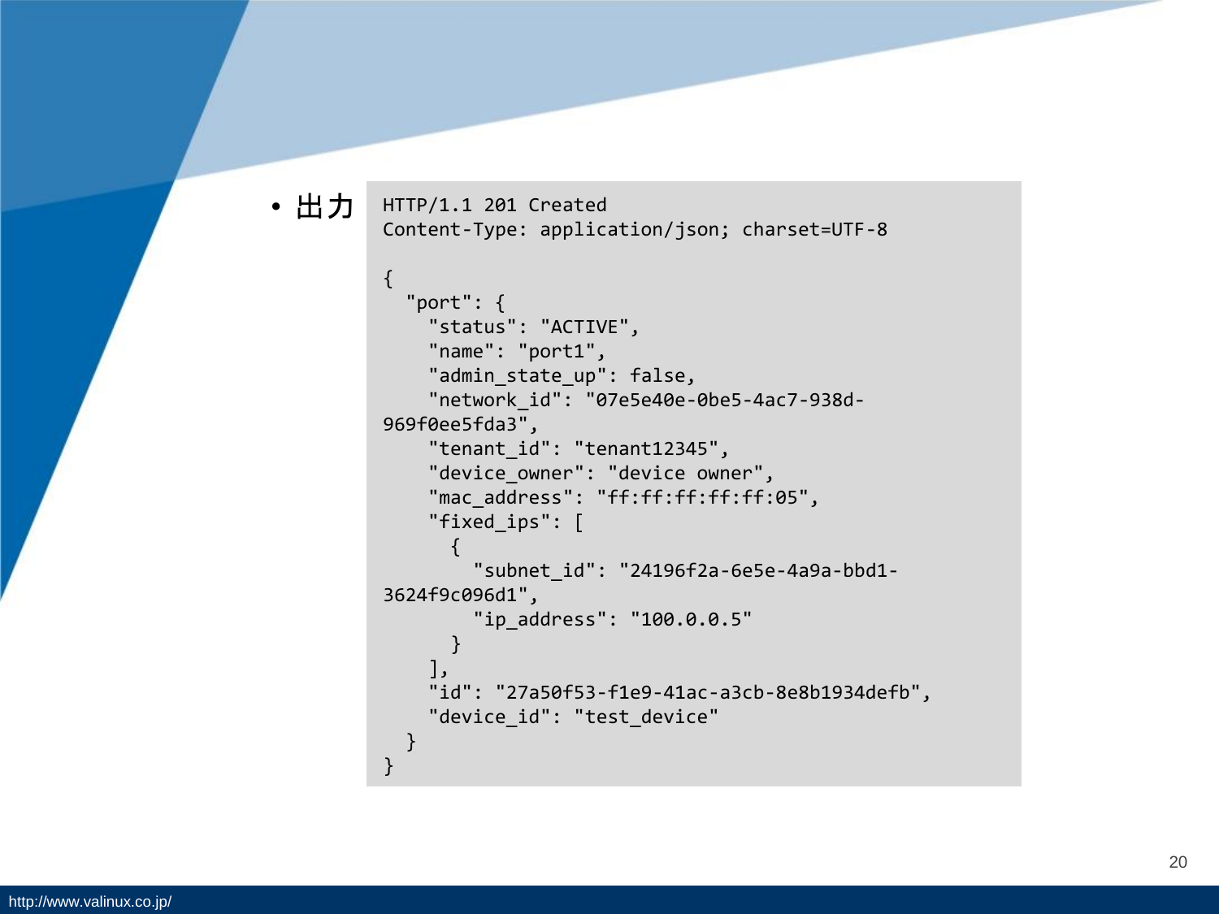- 出力

```
HTTP/1.1 201 Created
Content-Type: application/json; charset=UTF-8

{
  "port": {
    "status": "ACTIVE",
    "name": "port1",
    "admin_state_up": false,
    "network_id": "07e5e40e-0be5-4ac7-938d-
969f0ee5fda3",
    "tenant_id": "tenant12345",
    "device_owner": "device owner",
    "mac_address": "ff:ff:ff:ff:ff:05",
    "fixed_ips": [
      {
        "subnet_id": "24196f2a-6e5e-4a9a-bbd1-
3624f9c096d1",
        "ip_address": "100.0.0.5"
      }
    ],
    "id": "27a50f53-f1e9-41ac-a3cb-8e8b1934defb",
    "device_id": "test_device"
  }
}
```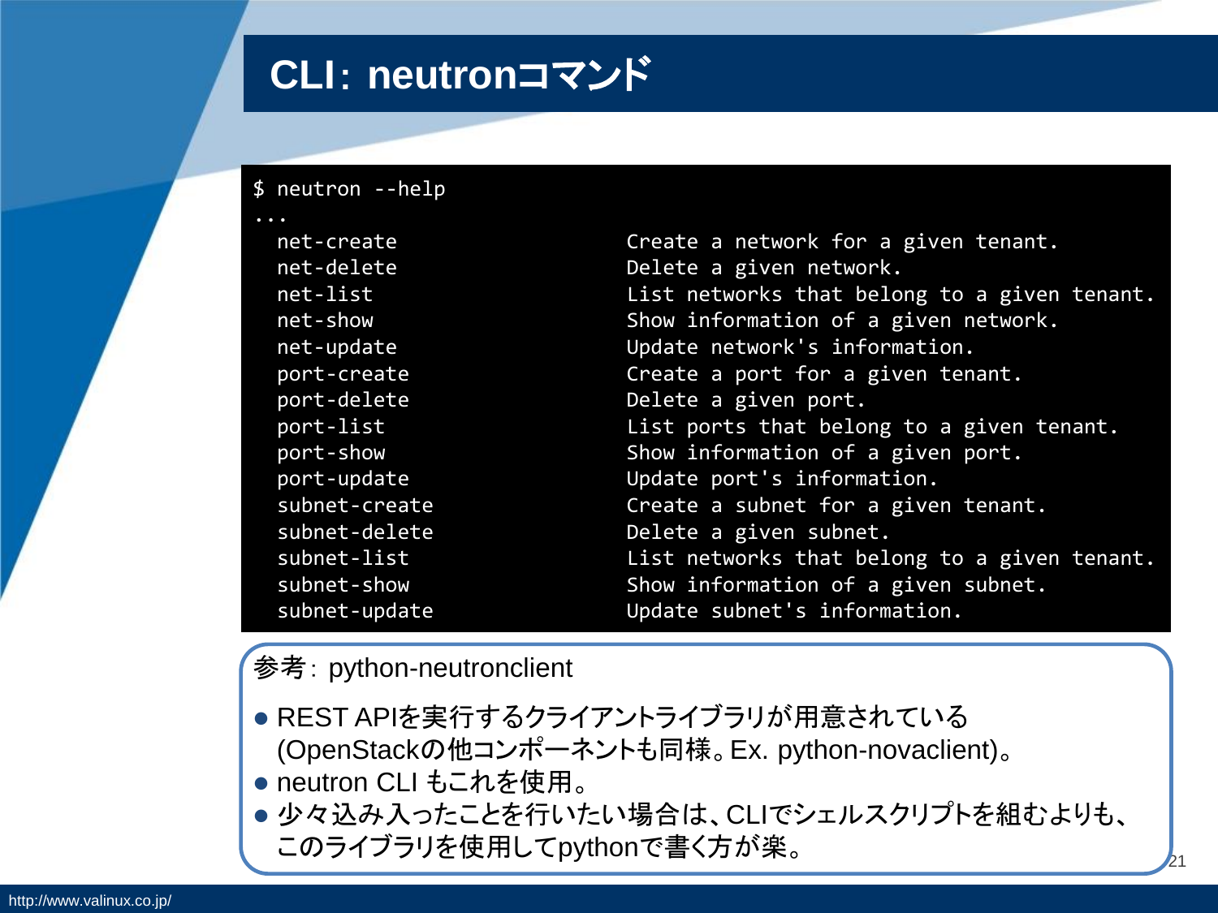# CLI: neutronコマンド

```
$ neutron --help
...
  net-create                    Create a network for a given tenant.
  net-delete                    Delete a given network.
  net-list                      List networks that belong to a given tenant.
  net-show                      Show information of a given network.
  net-update                    Update network's information.
  port-create                   Create a port for a given tenant.
  port-delete                   Delete a given port.
  port-list                     List ports that belong to a given tenant.
  port-show                     Show information of a given port.
  port-update                   Update port's information.
  subnet-create                 Create a subnet for a given tenant.
  subnet-delete                 Delete a given subnet.
  subnet-list                   List networks that belong to a given tenant.
  subnet-show                   Show information of a given subnet.
  subnet-update                 Update subnet's information.
```

参考: python-neutronclient

- REST APIを実行するクライアントライブラリが用意されている(OpenStackの他コンポーネントも同様。Ex. python-novaclient)。
- neutron CLI もこれを使用。
- 少々込み入ったことを行いたい場合は、CLIでシェルスクリプトを組むよりも、このライブラリを使用してpythonで書く方が楽。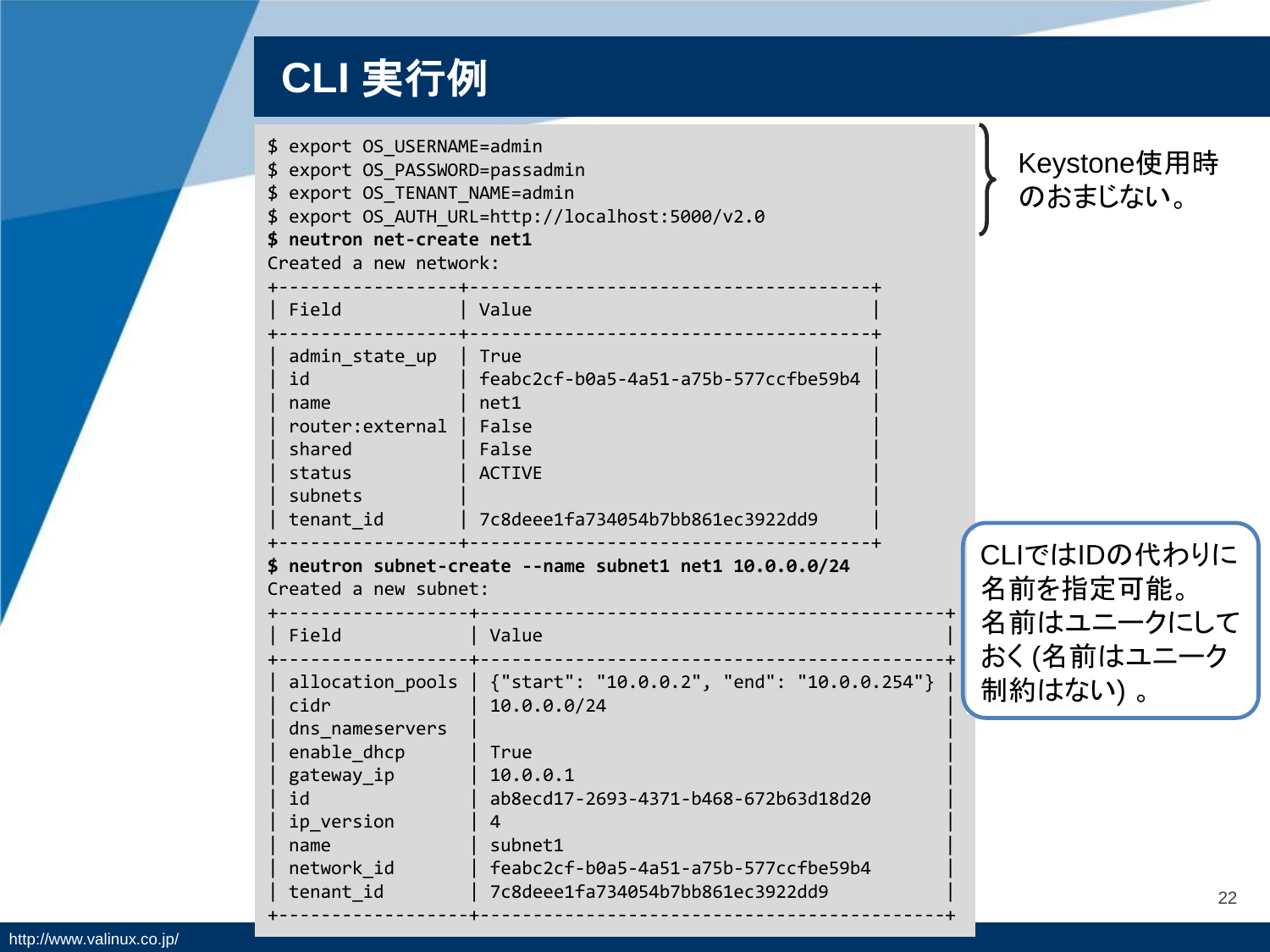# CLI 実行例

```
$ export OS_USERNAME=admin
$ export OS_PASSWORD=passadmin
$ export OS_TENANT_NAME=admin
$ export OS_AUTH_URL=http://localhost:5000/v2.0
$ neutron net-create net1
Created a new network:
+-----------------+--------------------------------------+
| Field           | Value                                |
+-----------------+--------------------------------------+
| admin_state_up  | True                                 |
| id              | feabc2cf-b0a5-4a51-a75b-577ccfbe59b4 |
| name            | net1                                 |
| router:external | False                                |
| shared          | False                                |
| status          | ACTIVE                               |
| subnets         |                                      |
| tenant_id       | 7c8deee1fa734054b7bb861ec3922dd9     |
+-----------------+--------------------------------------+
$ neutron subnet-create --name subnet1 net1 10.0.0.0/24
Created a new subnet:
+------------------+--------------------------------------------+
| Field            | Value                                      |
+------------------+--------------------------------------------+
| allocation_pools | {"start": "10.0.0.2", "end": "10.0.0.254"} |
| cidr             | 10.0.0.0/24                                |
| dns_nameservers  |                                            |
| enable_dhcp      | True                                       |
| gateway_ip       | 10.0.0.1                                   |
| id               | ab8ecd17-2693-4371-b468-672b63d18d20       |
| ip_version       | 4                                          |
| name             | subnet1                                    |
| network_id       | feabc2cf-b0a5-4a51-a75b-577ccfbe59b4       |
| tenant_id        | 7c8deee1fa734054b7bb861ec3922dd9           |
+------------------+--------------------------------------------+
```

Keystone使用時のおまじない。

CLIではIDの代わりに名前を指定可能。名前はユニークにしておく(名前はユニーク制約はない)。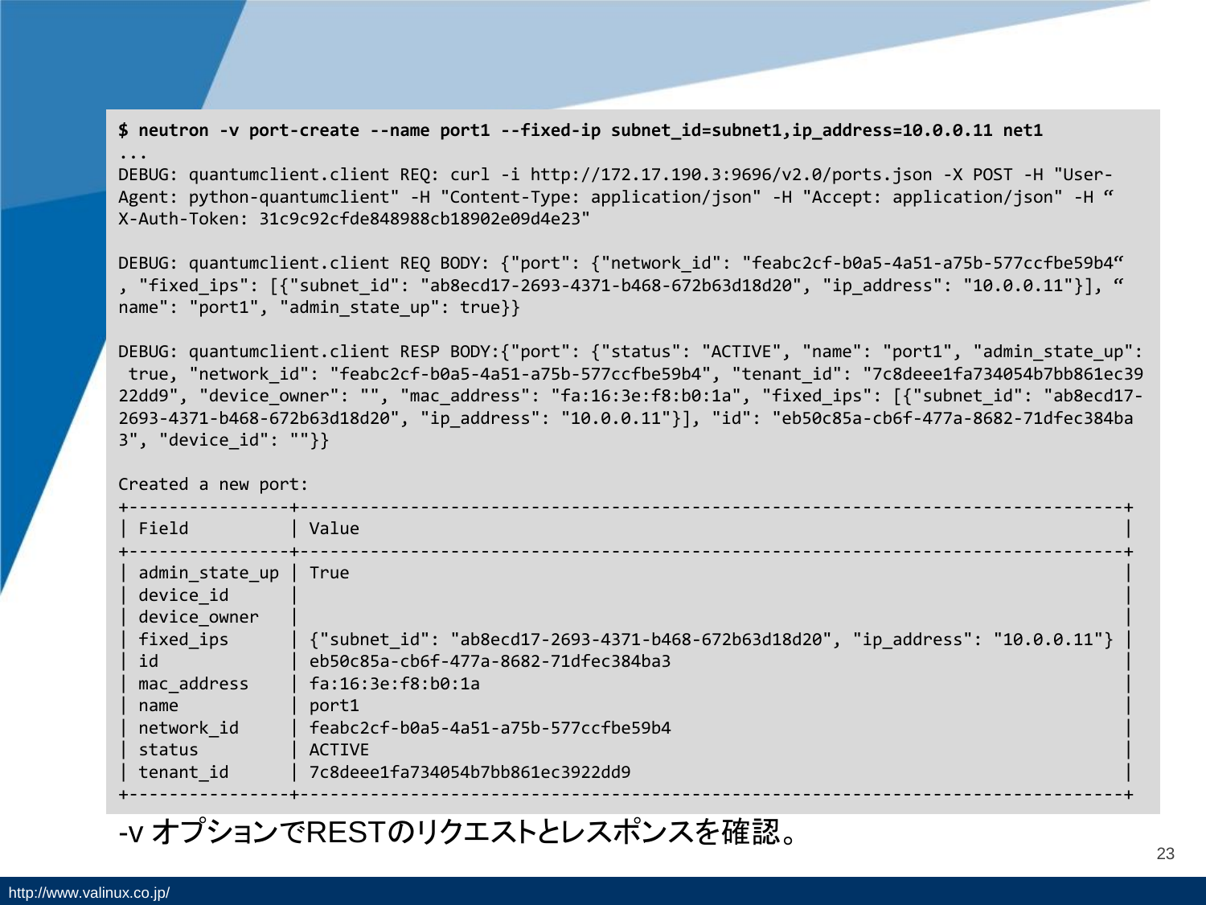```
$ neutron -v port-create --name port1 --fixed-ip subnet_id=subnet1,ip_address=10.0.0.11 net1
...
DEBUG: quantumclient.client REQ: curl -i http://172.17.190.3:9696/v2.0/ports.json -X POST -H "User-
Agent: python-quantumclient" -H "Content-Type: application/json" -H "Accept: application/json" -H “
X-Auth-Token: 31c9c92cfde848988cb18902e09d4e23"

DEBUG: quantumclient.client REQ BODY: {"port": {"network_id": "feabc2cf-b0a5-4a51-a75b-577ccfbe59b4“
, "fixed_ips": [{"subnet_id": "ab8ecd17-2693-4371-b468-672b63d18d20", "ip_address": "10.0.0.11"}], “
name": "port1", "admin_state_up": true}}

DEBUG: quantumclient.client RESP BODY:{"port": {"status": "ACTIVE", "name": "port1", "admin_state_up":
 true, "network_id": "feabc2cf-b0a5-4a51-a75b-577ccfbe59b4", "tenant_id": "7c8deee1fa734054b7bb861ec39
22dd9", "device_owner": "", "mac_address": "fa:16:3e:f8:b0:1a", "fixed_ips": [{"subnet_id": "ab8ecd17-
2693-4371-b468-672b63d18d20", "ip_address": "10.0.0.11"}], "id": "eb50c85a-cb6f-477a-8682-71dfec384ba
3", "device_id": ""}}

Created a new port:
+----------------+---------------------------------------------------------------------------------+
| Field          | Value                                                                           |
+----------------+---------------------------------------------------------------------------------+
| admin_state_up | True                                                                            |
| device_id      |                                                                                 |
| device_owner   |                                                                                 |
| fixed_ips      | {"subnet_id": "ab8ecd17-2693-4371-b468-672b63d18d20", "ip_address": "10.0.0.11"} |
| id             | eb50c85a-cb6f-477a-8682-71dfec384ba3                                            |
| mac_address    | fa:16:3e:f8:b0:1a                                                               |
| name           | port1                                                                           |
| network_id     | feabc2cf-b0a5-4a51-a75b-577ccfbe59b4                                            |
| status         | ACTIVE                                                                          |
| tenant_id      | 7c8deee1fa734054b7bb861ec3922dd9                                                |
+----------------+---------------------------------------------------------------------------------+
```

-v オプションでRESTのリクエストとレスポンスを確認。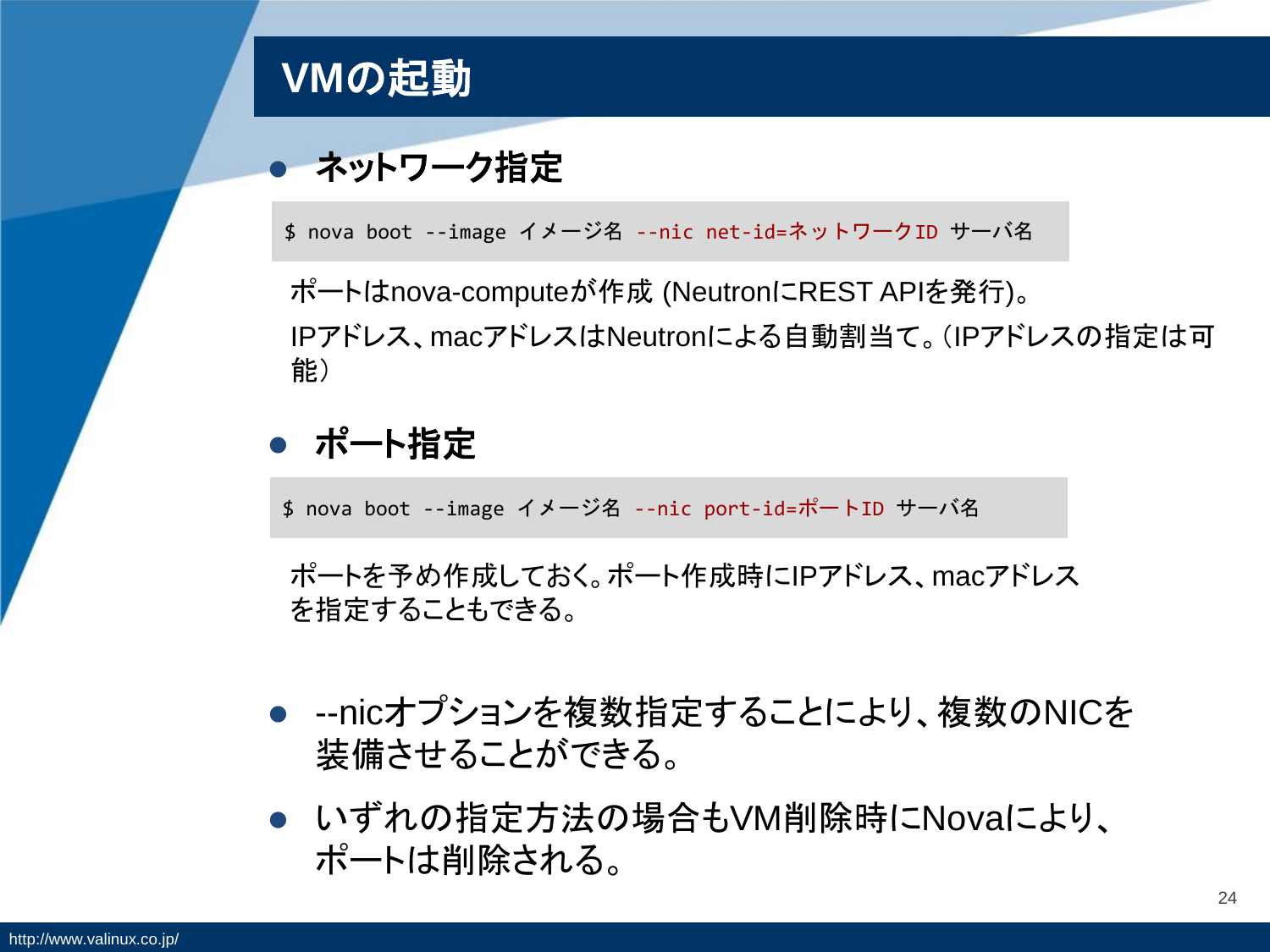# VMの起動

- **ネットワーク指定**

```
$ nova boot --image イメージ名 --nic net-id=ネットワークID サーバ名
```

ポートはnova-computeが作成 (NeutronにREST APIを発行)。

IPアドレス、macアドレスはNeutronによる自動割当て。（IPアドレスの指定は可能）

- **ポート指定**

```
$ nova boot --image イメージ名 --nic port-id=ポートID サーバ名
```

ポートを予め作成しておく。ポート作成時にIPアドレス、macアドレスを指定することもできる。

- --nicオプションを複数指定することにより、複数のNICを装備させることができる。
- いずれの指定方法の場合もVM削除時にNovaにより、ポートは削除される。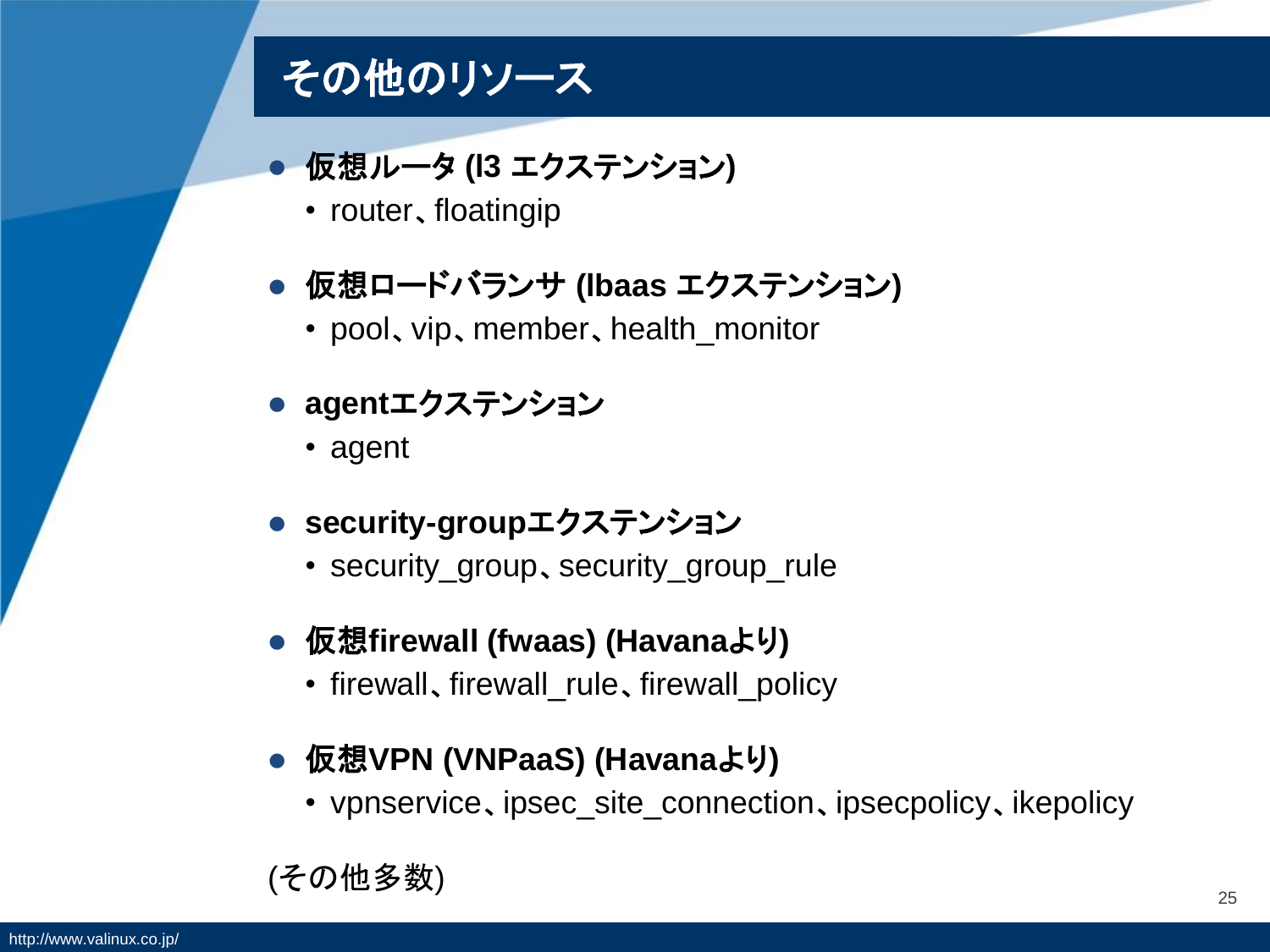# その他のリソース

- **仮想ルータ (l3 エクステンション)**
  - router、floatingip
- **仮想ロードバランサ (lbaas エクステンション)**
  - pool、vip、member、health_monitor
- **agentエクステンション**
  - agent
- **security-groupエクステンション**
  - security_group、security_group_rule
- **仮想firewall (fwaas) (Havanaより)**
  - firewall、firewall_rule、firewall_policy
- **仮想VPN (VNPaaS) (Havanaより)**
  - vpnservice、ipsec_site_connection、ipsecpolicy、ikepolicy

(その他多数)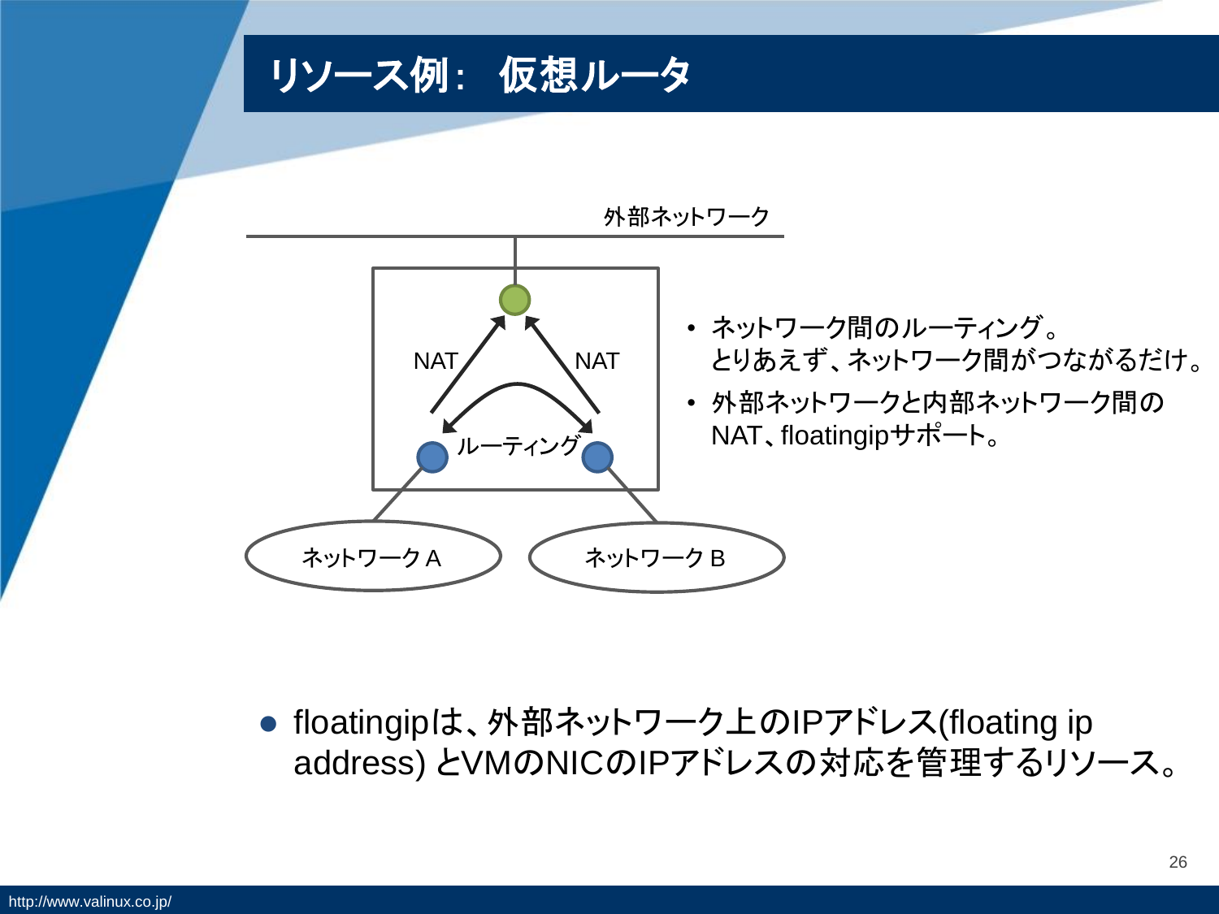# リソース例： 仮想ルータ

外部ネットワーク

NAT

NAT

ルーティング

ネットワーク A

ネットワーク B

- ネットワーク間のルーティング。
  とりあえず、ネットワーク間がつながるだけ。
- 外部ネットワークと内部ネットワーク間のNAT、floatingipサポート。

- floatingipは、外部ネットワーク上のIPアドレス(floating ip address) とVMのNICのIPアドレスの対応を管理するリソース。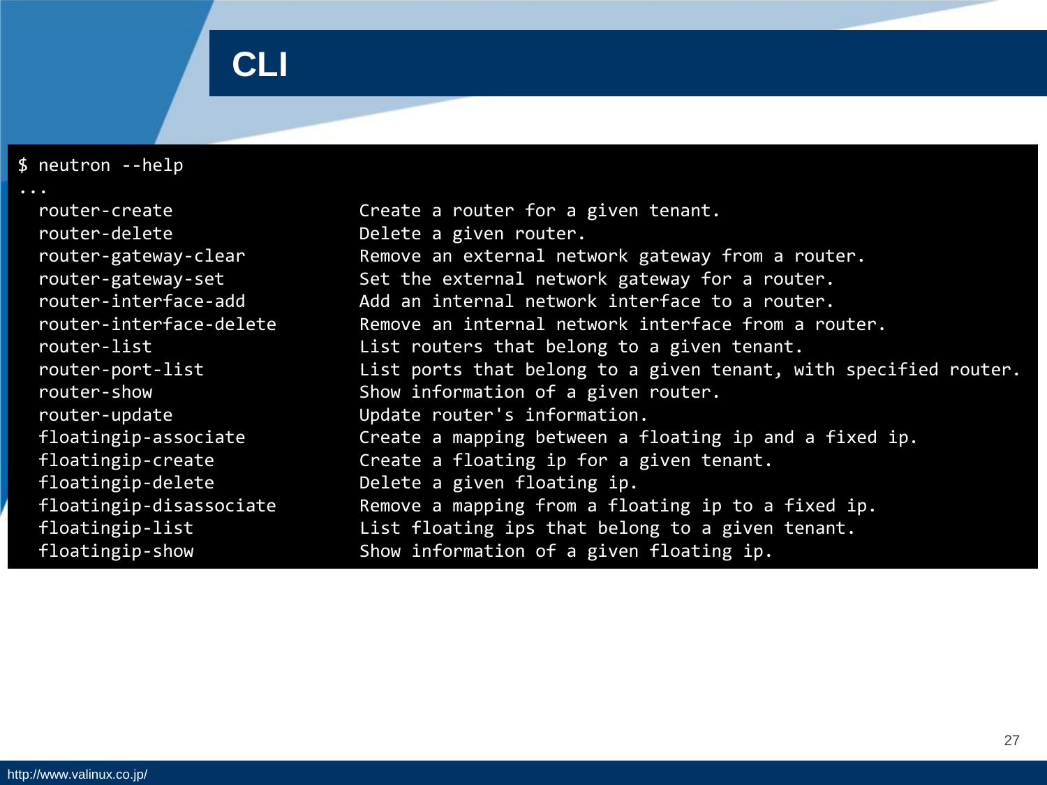# CLI

```
$ neutron --help
...
  router-create                 Create a router for a given tenant.
  router-delete                 Delete a given router.
  router-gateway-clear          Remove an external network gateway from a router.
  router-gateway-set            Set the external network gateway for a router.
  router-interface-add          Add an internal network interface to a router.
  router-interface-delete       Remove an internal network interface from a router.
  router-list                   List routers that belong to a given tenant.
  router-port-list              List ports that belong to a given tenant, with specified router.
  router-show                   Show information of a given router.
  router-update                 Update router's information.
  floatingip-associate          Create a mapping between a floating ip and a fixed ip.
  floatingip-create             Create a floating ip for a given tenant.
  floatingip-delete             Delete a given floating ip.
  floatingip-disassociate       Remove a mapping from a floating ip to a fixed ip.
  floatingip-list               List floating ips that belong to a given tenant.
  floatingip-show               Show information of a given floating ip.
```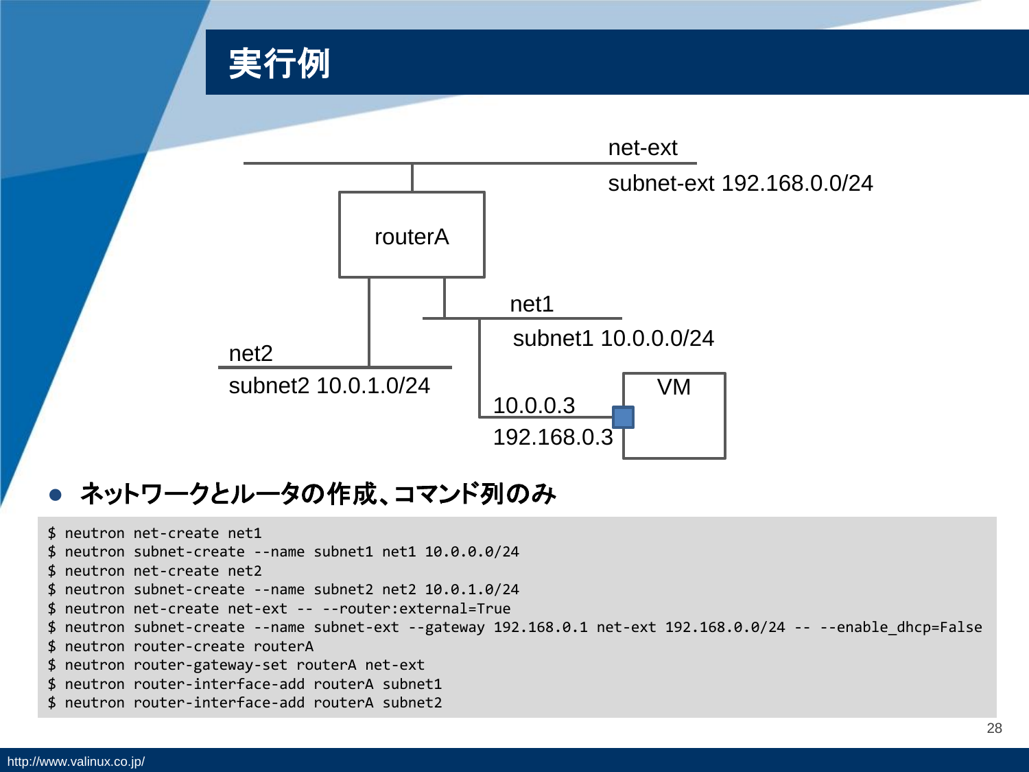# 実行例

net-ext

subnet-ext 192.168.0.0/24

routerA

net1

subnet1 10.0.0.0/24

net2

subnet2 10.0.1.0/24

VM

10.0.0.3

192.168.0.3

- **ネットワークとルータの作成、コマンド列のみ**

```
$ neutron net-create net1
$ neutron subnet-create --name subnet1 net1 10.0.0.0/24
$ neutron net-create net2
$ neutron subnet-create --name subnet2 net2 10.0.1.0/24
$ neutron net-create net-ext -- --router:external=True
$ neutron subnet-create --name subnet-ext --gateway 192.168.0.1 net-ext 192.168.0.0/24 -- --enable_dhcp=False
$ neutron router-create routerA
$ neutron router-gateway-set routerA net-ext
$ neutron router-interface-add routerA subnet1
$ neutron router-interface-add routerA subnet2
```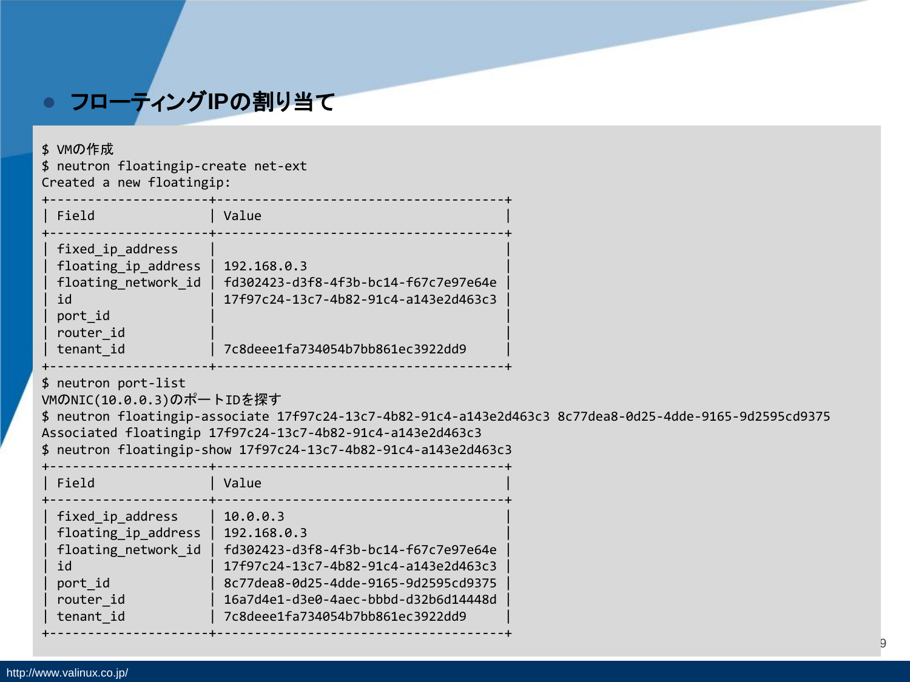- **フローティングIPの割り当て**

```
$ VMの作成
$ neutron floatingip-create net-ext
Created a new floatingip:
+---------------------+--------------------------------------+
| Field               | Value                                |
+---------------------+--------------------------------------+
| fixed_ip_address    |                                      |
| floating_ip_address | 192.168.0.3                          |
| floating_network_id | fd302423-d3f8-4f3b-bc14-f67c7e97e64e |
| id                  | 17f97c24-13c7-4b82-91c4-a143e2d463c3 |
| port_id             |                                      |
| router_id           |                                      |
| tenant_id           | 7c8deee1fa734054b7bb861ec3922dd9     |
+---------------------+--------------------------------------+
$ neutron port-list
VMのNIC(10.0.0.3)のポートIDを探す
$ neutron floatingip-associate 17f97c24-13c7-4b82-91c4-a143e2d463c3 8c77dea8-0d25-4dde-9165-9d2595cd9375
Associated floatingip 17f97c24-13c7-4b82-91c4-a143e2d463c3
$ neutron floatingip-show 17f97c24-13c7-4b82-91c4-a143e2d463c3
+---------------------+--------------------------------------+
| Field               | Value                                |
+---------------------+--------------------------------------+
| fixed_ip_address    | 10.0.0.3                             |
| floating_ip_address | 192.168.0.3                          |
| floating_network_id | fd302423-d3f8-4f3b-bc14-f67c7e97e64e |
| id                  | 17f97c24-13c7-4b82-91c4-a143e2d463c3 |
| port_id             | 8c77dea8-0d25-4dde-9165-9d2595cd9375 |
| router_id           | 16a7d4e1-d3e0-4aec-bbbd-d32b6d14448d |
| tenant_id           | 7c8deee1fa734054b7bb861ec3922dd9     |
+---------------------+--------------------------------------+
```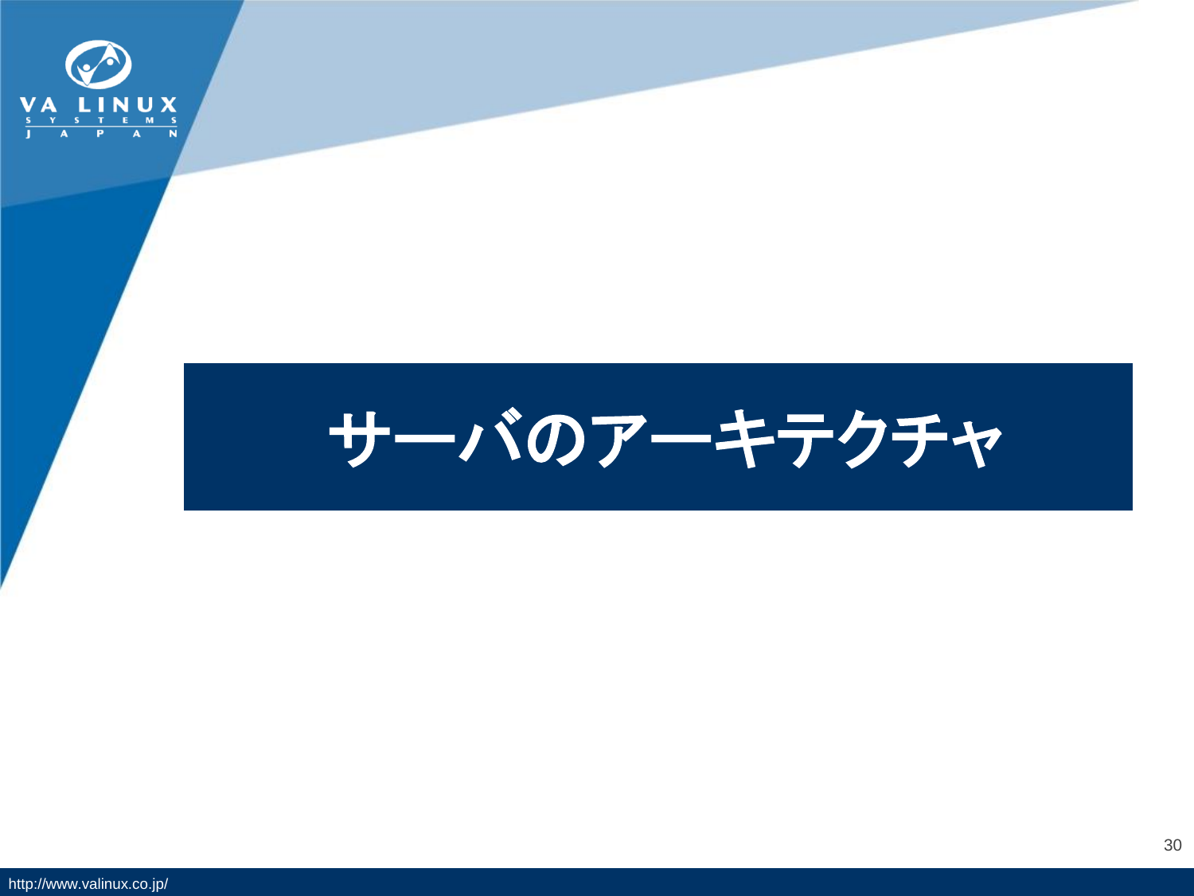# サーバのアーキテクチャ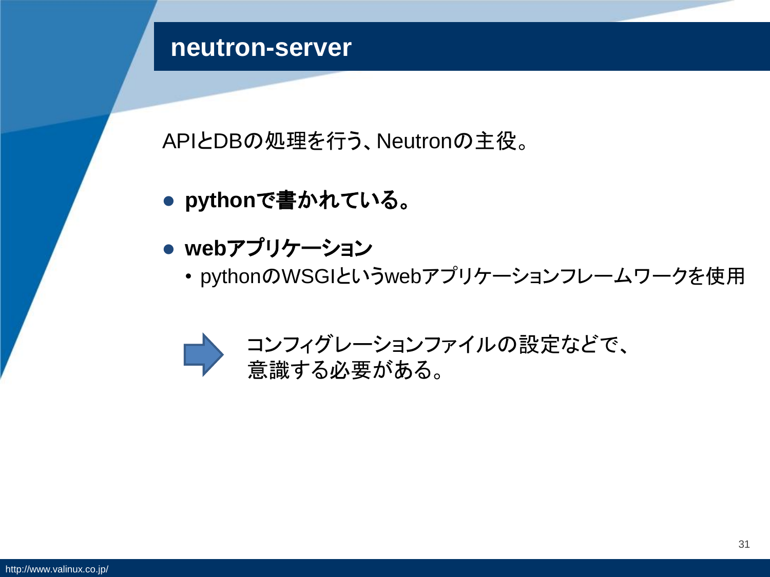# neutron-server

APIとDBの処理を行う、Neutronの主役。

- **pythonで書かれている。**
- **webアプリケーション**
  - pythonのWSGIというwebアプリケーションフレームワークを使用

➡ コンフィグレーションファイルの設定などで、
意識する必要がある。

http://www.valinux.co.jp/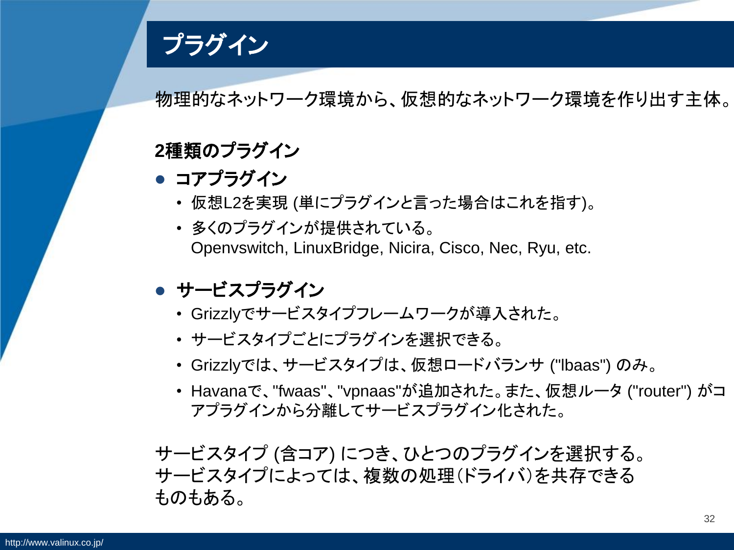# プラグイン

物理的なネットワーク環境から、仮想的なネットワーク環境を作り出す主体。

**2種類のプラグイン**

- **コアプラグイン**
  - 仮想L2を実現 (単にプラグインと言った場合はこれを指す)。
  - 多くのプラグインが提供されている。
    Openvswitch, LinuxBridge, Nicira, Cisco, Nec, Ryu, etc.

- **サービスプラグイン**
  - Grizzlyでサービスタイプフレームワークが導入された。
  - サービスタイプごとにプラグインを選択できる。
  - Grizzlyでは、サービスタイプは、仮想ロードバランサ ("lbaas") のみ。
  - Havanaで、"fwaas"、"vpnaas"が追加された。また、仮想ルータ ("router") がコアプラグインから分離してサービスプラグイン化された。

サービスタイプ (含コア) につき、ひとつのプラグインを選択する。
サービスタイプによっては、複数の処理(ドライバ)を共存できるものもある。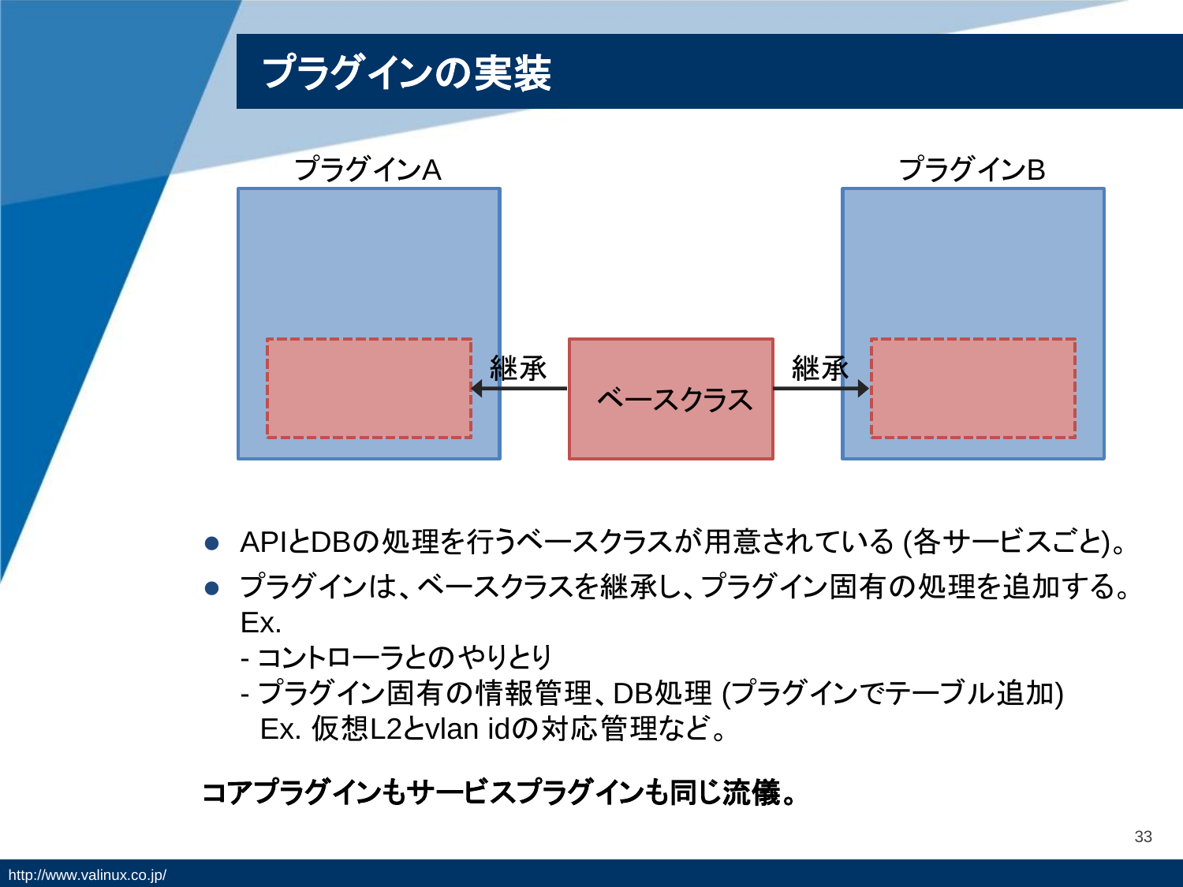# プラグインの実装

プラグインA

プラグインB

継承

ベースクラス

継承

- APIとDBの処理を行うベースクラスが用意されている (各サービスごと)。
- プラグインは、ベースクラスを継承し、プラグイン固有の処理を追加する。
  Ex.
  - コントローラとのやりとり
  - プラグイン固有の情報管理、DB処理 (プラグインでテーブル追加)
    Ex. 仮想L2とvlan idの対応管理など。

**コアプラグインもサービスプラグインも同じ流儀。**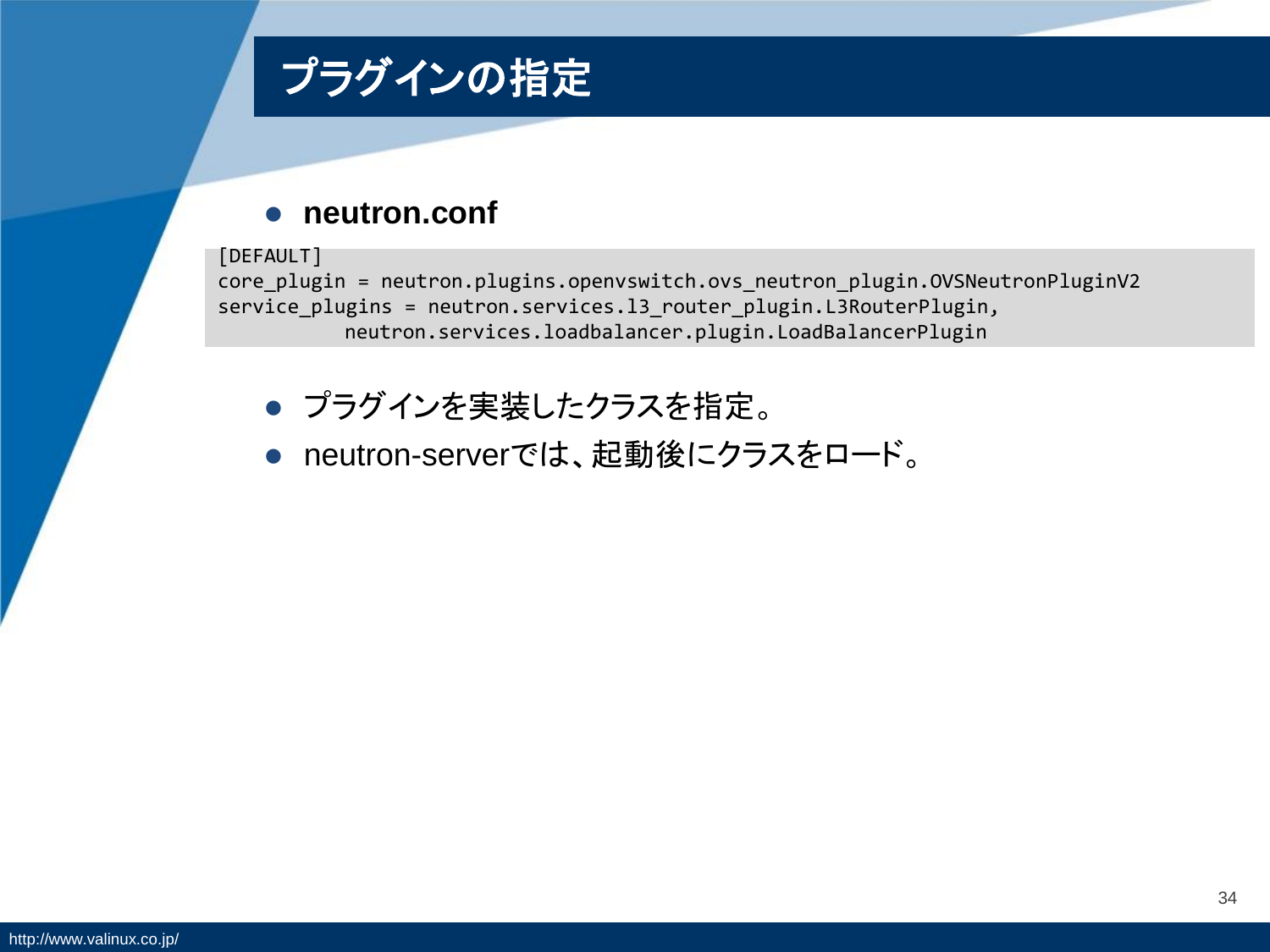# プラグインの指定

- **neutron.conf**

```
[DEFAULT]
core_plugin = neutron.plugins.openvswitch.ovs_neutron_plugin.OVSNeutronPluginV2
service_plugins = neutron.services.l3_router_plugin.L3RouterPlugin,
           neutron.services.loadbalancer.plugin.LoadBalancerPlugin
```

- プラグインを実装したクラスを指定。
- neutron-serverでは、起動後にクラスをロード。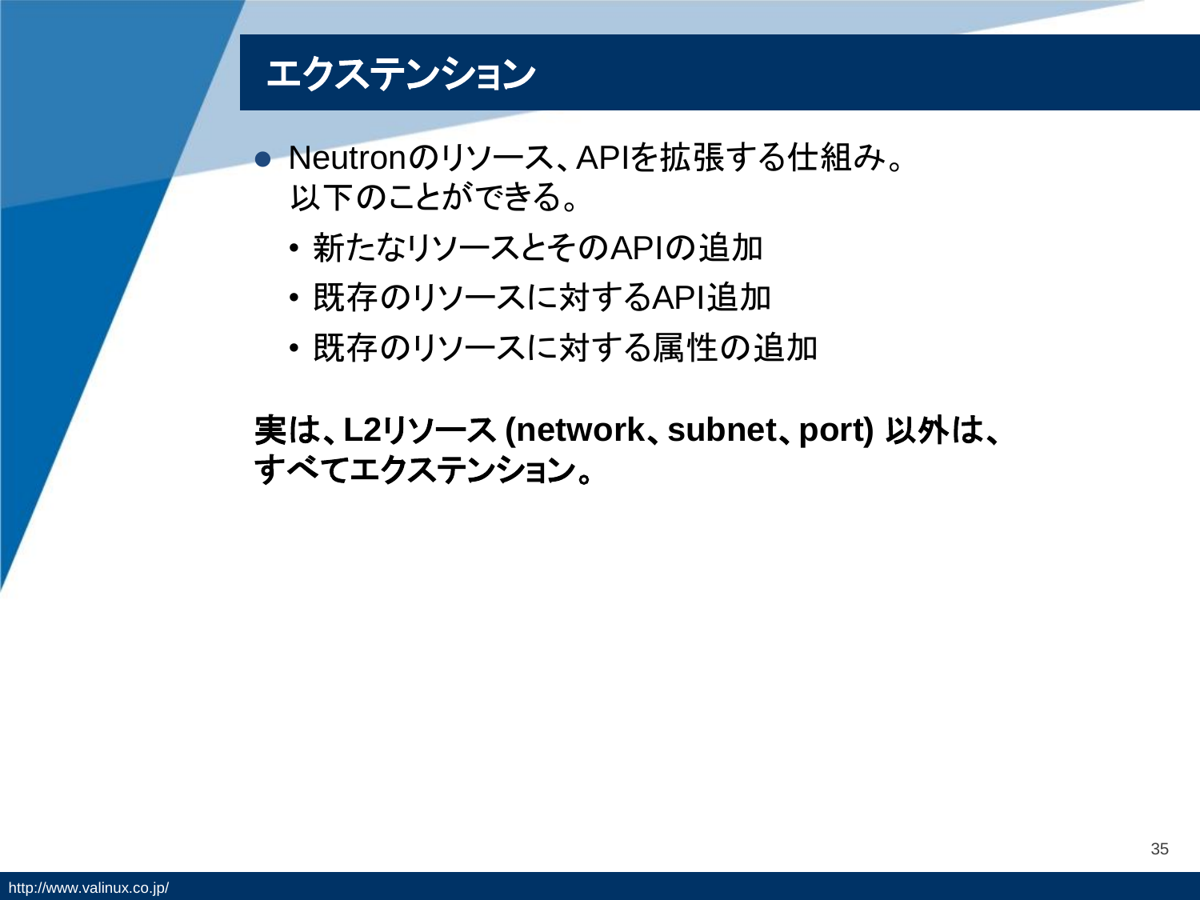# エクステンション

- Neutronのリソース、APIを拡張する仕組み。
  以下のことができる。
  - 新たなリソースとそのAPIの追加
  - 既存のリソースに対するAPI追加
  - 既存のリソースに対する属性の追加

**実は、L2リソース (network、subnet、port) 以外は、すべてエクステンション。**

http://www.valinux.co.jp/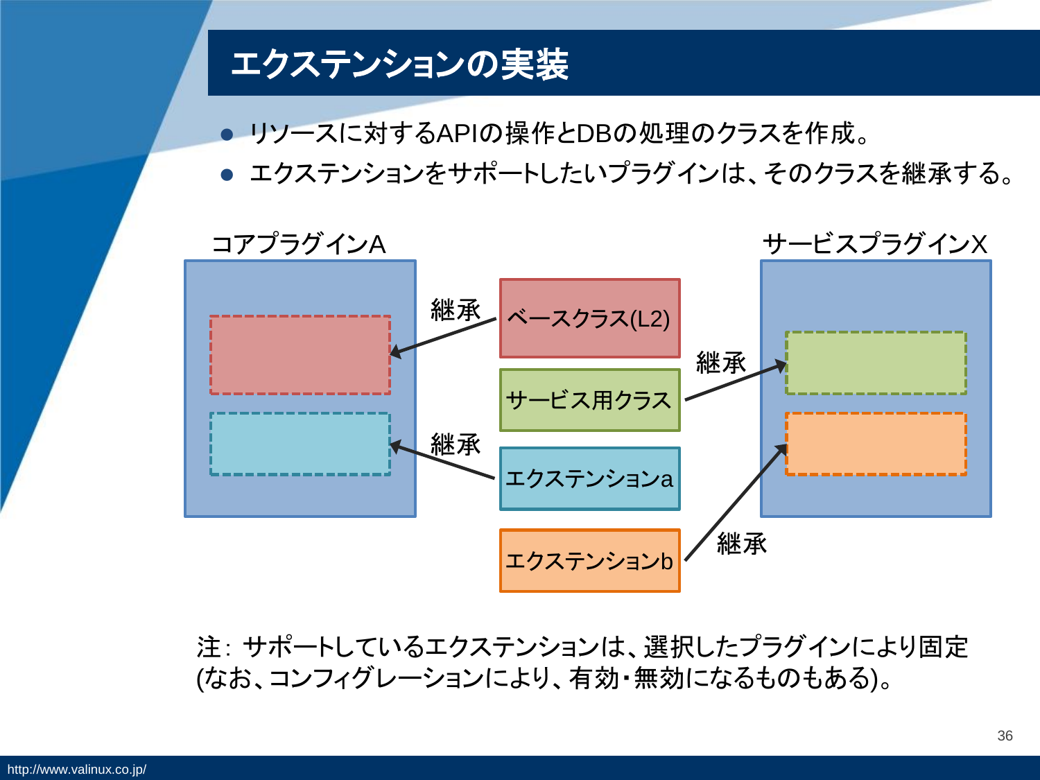# エクスタンションの実装

- リソースに対するAPIの操作とDBの処理のクラスを作成。
- エクステンションをサポートしたいプラグインは、そのクラスを継承する。

コアプラグインA

サービスプラグインX

継承

ベースクラス(L2)

継承

サービス用クラス

継承

エクステンションa

エクステンションb

継承

注: サポートしているエクステンションは、選択したプラグインにより固定
(なお、コンフィグレーションにより、有効・無効になるものもある)。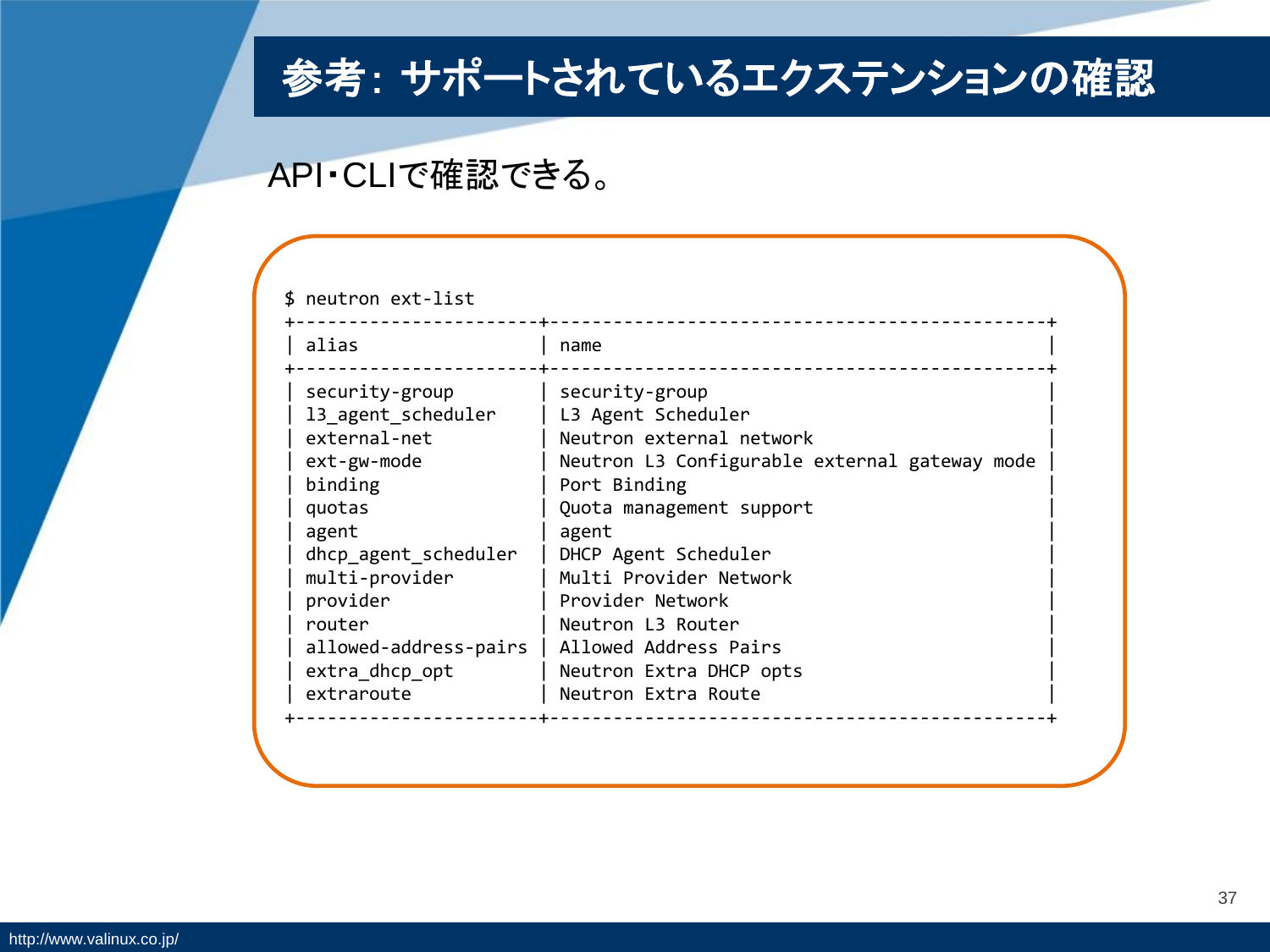# 参考: サポートされているエクステンションの確認

API・CLIで確認できる。

```
$ neutron ext-list
+-----------------------+-----------------------------------------------+
| alias                 | name                                          |
+-----------------------+-----------------------------------------------+
| security-group        | security-group                                |
| l3_agent_scheduler    | L3 Agent Scheduler                            |
| external-net          | Neutron external network                      |
| ext-gw-mode           | Neutron L3 Configurable external gateway mode |
| binding               | Port Binding                                  |
| quotas                | Quota management support                      |
| agent                 | agent                                         |
| dhcp_agent_scheduler  | DHCP Agent Scheduler                          |
| multi-provider        | Multi Provider Network                        |
| provider              | Provider Network                              |
| router                | Neutron L3 Router                             |
| allowed-address-pairs | Allowed Address Pairs                         |
| extra_dhcp_opt        | Neutron Extra DHCP opts                       |
| extraroute            | Neutron Extra Route                           |
+-----------------------+-----------------------------------------------+
```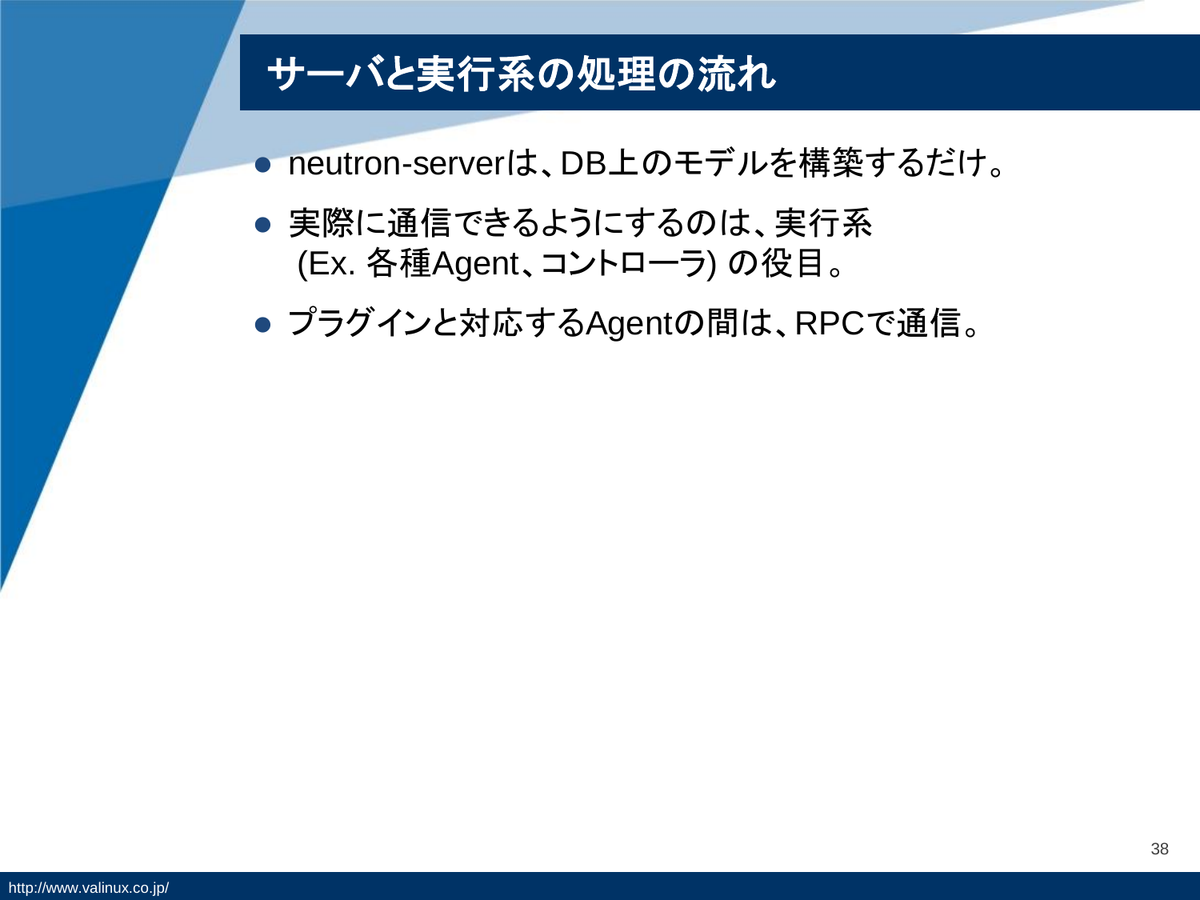# サーバと実行系の処理の流れ

- neutron-serverは、DB上のモデルを構築するだけ。
- 実際に通信できるようにするのは、実行系
  (Ex. 各種Agent、コントローラ) の役目。
- プラグインと対応するAgentの間は、RPCで通信。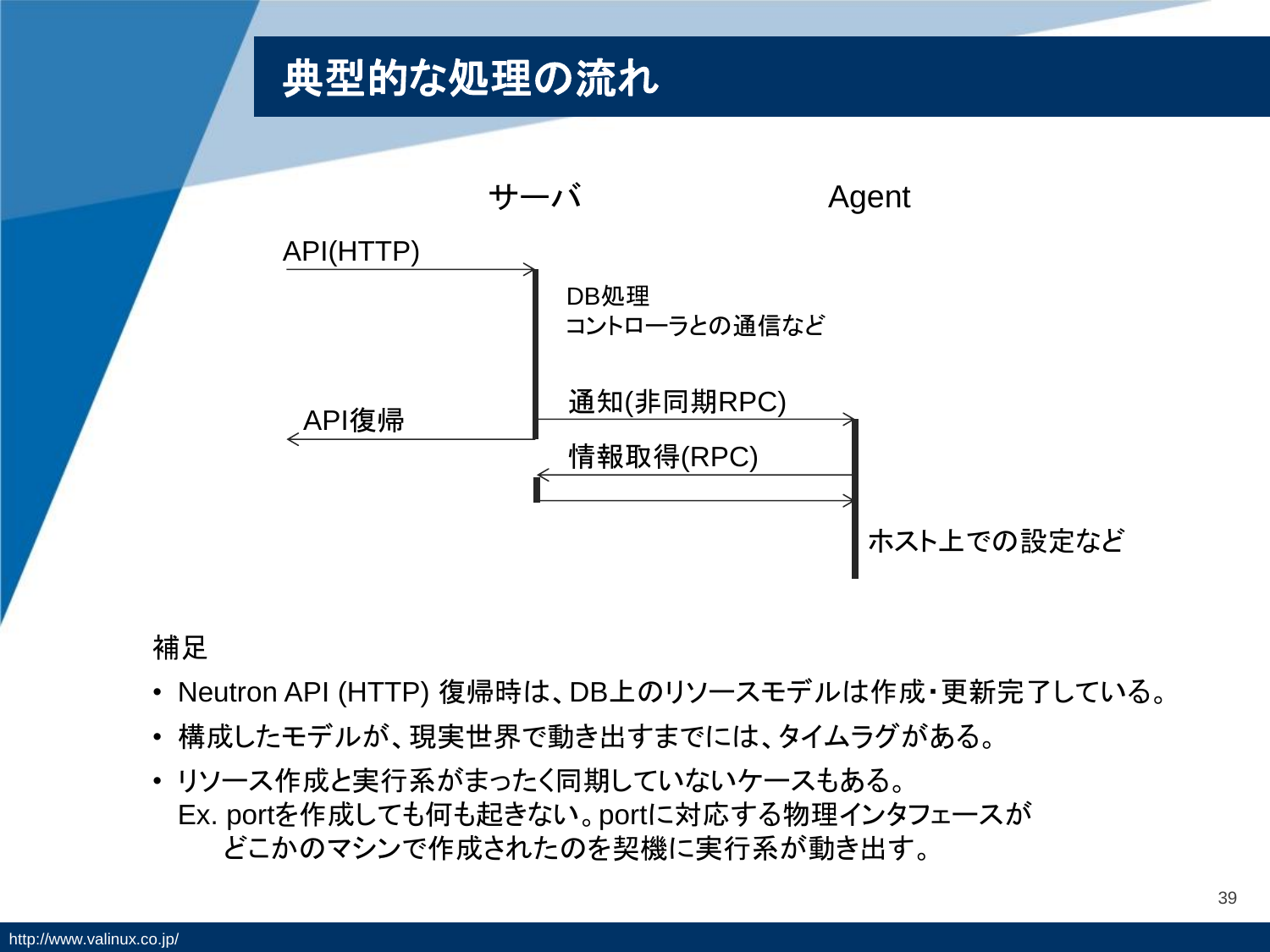# 典型的な処理の流れ

サーバ　　　　Agent

API(HTTP)

DB処理
コントローラとの通信など

通知(非同期RPC)

API復帰

情報取得(RPC)

ホスト上での設定など

補足

- Neutron API (HTTP) 復帰時は、DB上のリソースモデルは作成・更新完了している。
- 構成したモデルが、現実世界で動き出すまでには、タイムラグがある。
- リソース作成と実行系がまったく同期していないケースもある。
  Ex. portを作成しても何も起きない。portに対応する物理インタフェースが
  どこかのマシンで作成されたのを契機に実行系が動き出す。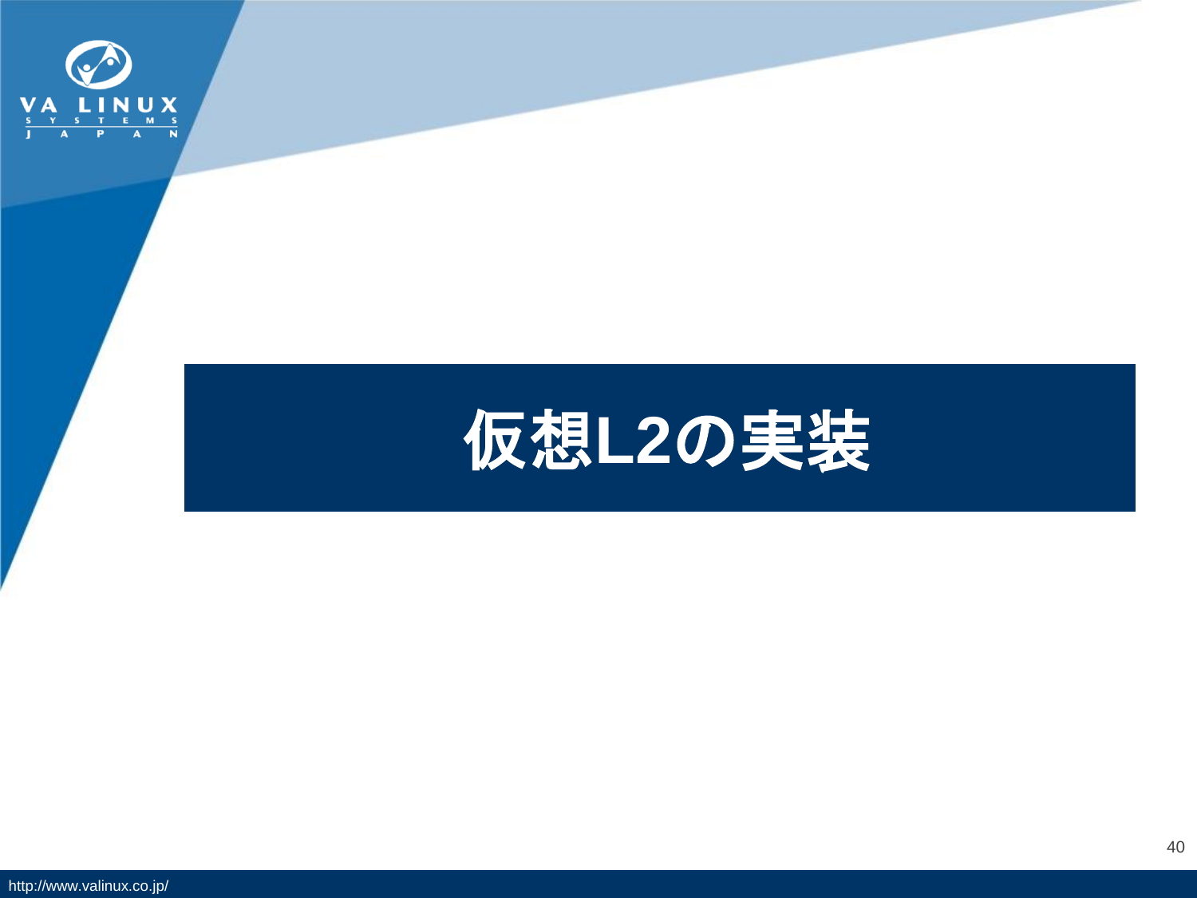# 仮想L2の実装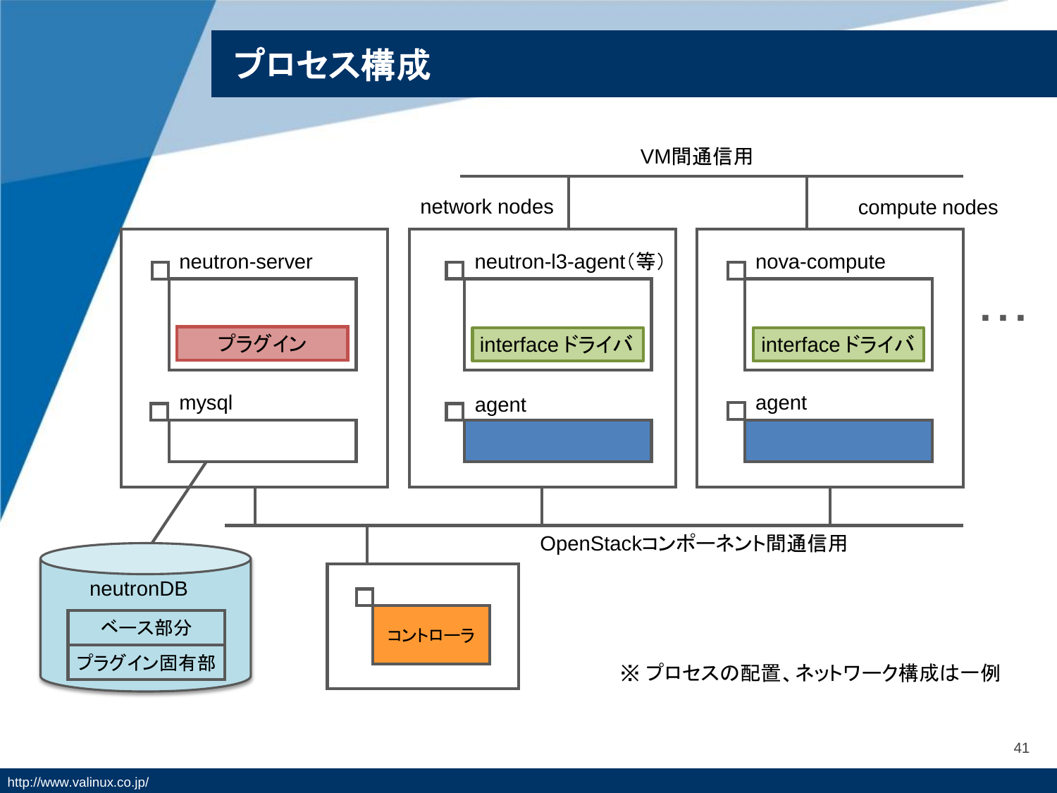# プロセス構成

VM間通信用

network nodes

compute nodes

neutron-server

プラグイン

mysql

neutron-l3-agent（等）

interface ドライバ

agent

nova-compute

interface ドライバ

agent

・・・

OpenStackコンポーネント間通信用

neutronDB

ベース部分

プラグイン固有部

コントローラ

※ プロセスの配置、ネットワーク構成は一例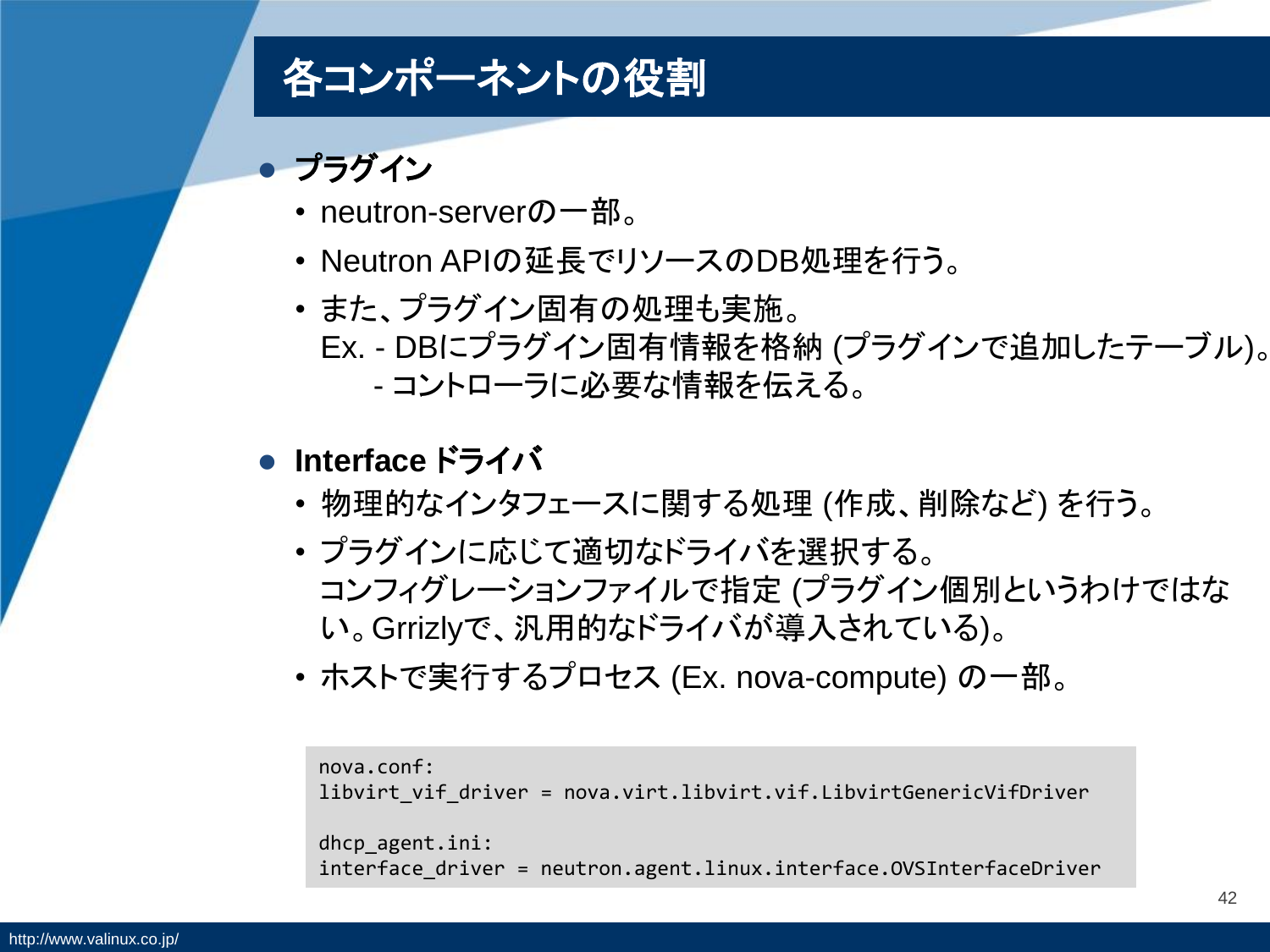# 各コンポーネントの役割

- **プラグイン**
  - neutron-serverの一部。
  - Neutron APIの延長でリソースのDB処理を行う。
  - また、プラグイン固有の処理も実施。
    Ex. - DBにプラグイン固有情報を格納 (プラグインで追加したテーブル)。
    - コントローラに必要な情報を伝える。

- **Interface ドライバ**
  - 物理的なインタフェースに関する処理 (作成、削除など) を行う。
  - プラグインに応じて適切なドライバを選択する。
    コンフィグレーションファイルで指定 (プラグイン個別というわけではない。Grrizlyで、汎用的なドライバが導入されている)。
  - ホストで実行するプロセス (Ex. nova-compute) の一部。

```
nova.conf:
libvirt_vif_driver = nova.virt.libvirt.vif.LibvirtGenericVifDriver

dhcp_agent.ini:
interface_driver = neutron.agent.linux.interface.OVSInterfaceDriver
```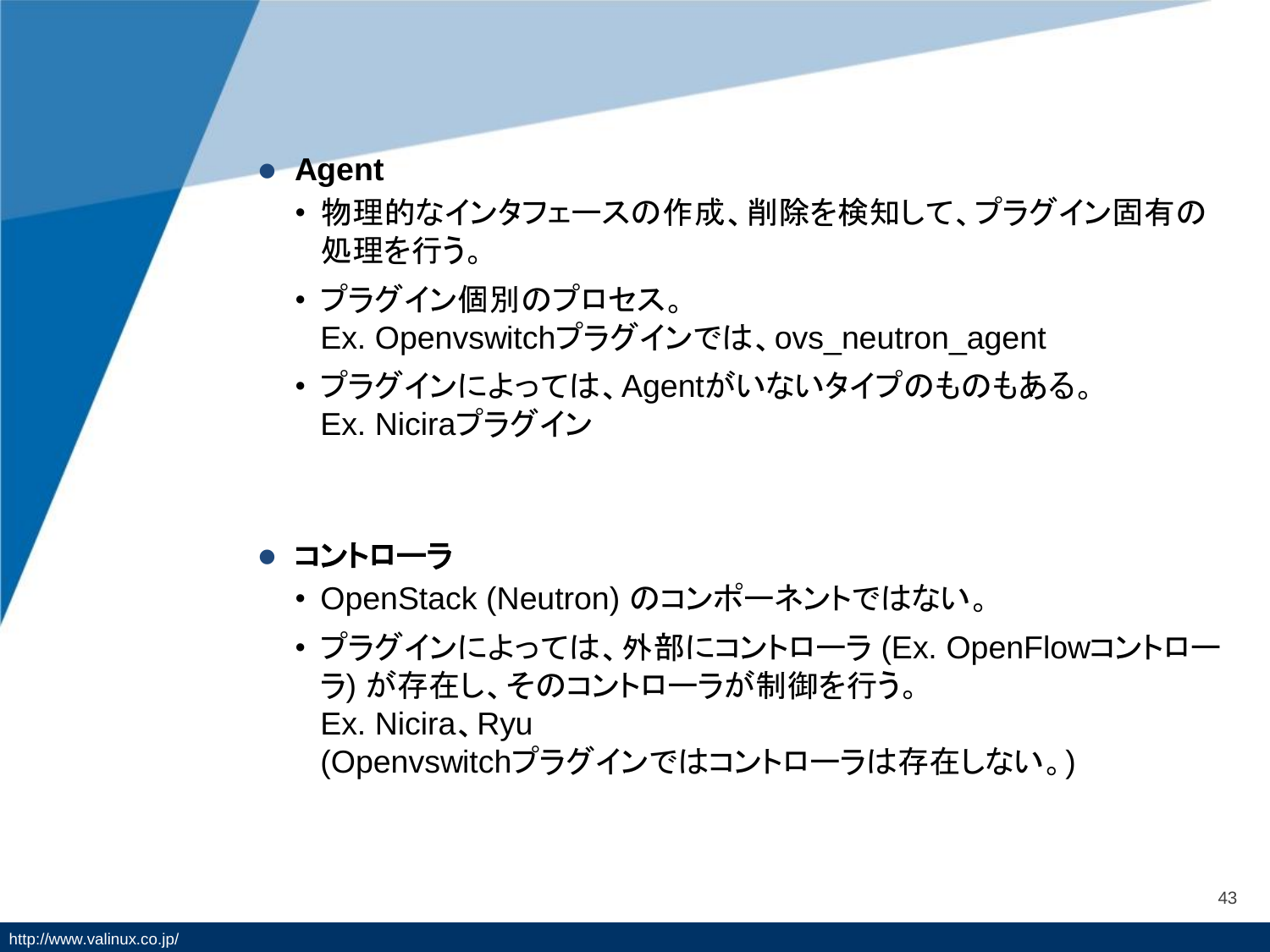- **Agent**
  - 物理的なインタフェースの作成、削除を検知して、プラグイン固有の処理を行う。
  - プラグイン個別のプロセス。
    Ex. Openvswitchプラグインでは、ovs_neutron_agent
  - プラグインによっては、Agentがいないタイプのものもある。
    Ex. Niciraプラグイン

- **コントローラ**
  - OpenStack (Neutron) のコンポーネントではない。
  - プラグインによっては、外部にコントローラ (Ex. OpenFlowコントローラ) が存在し、そのコントローラが制御を行う。
    Ex. Nicira、Ryu
    (Openvswitchプラグインではコントローラは存在しない。)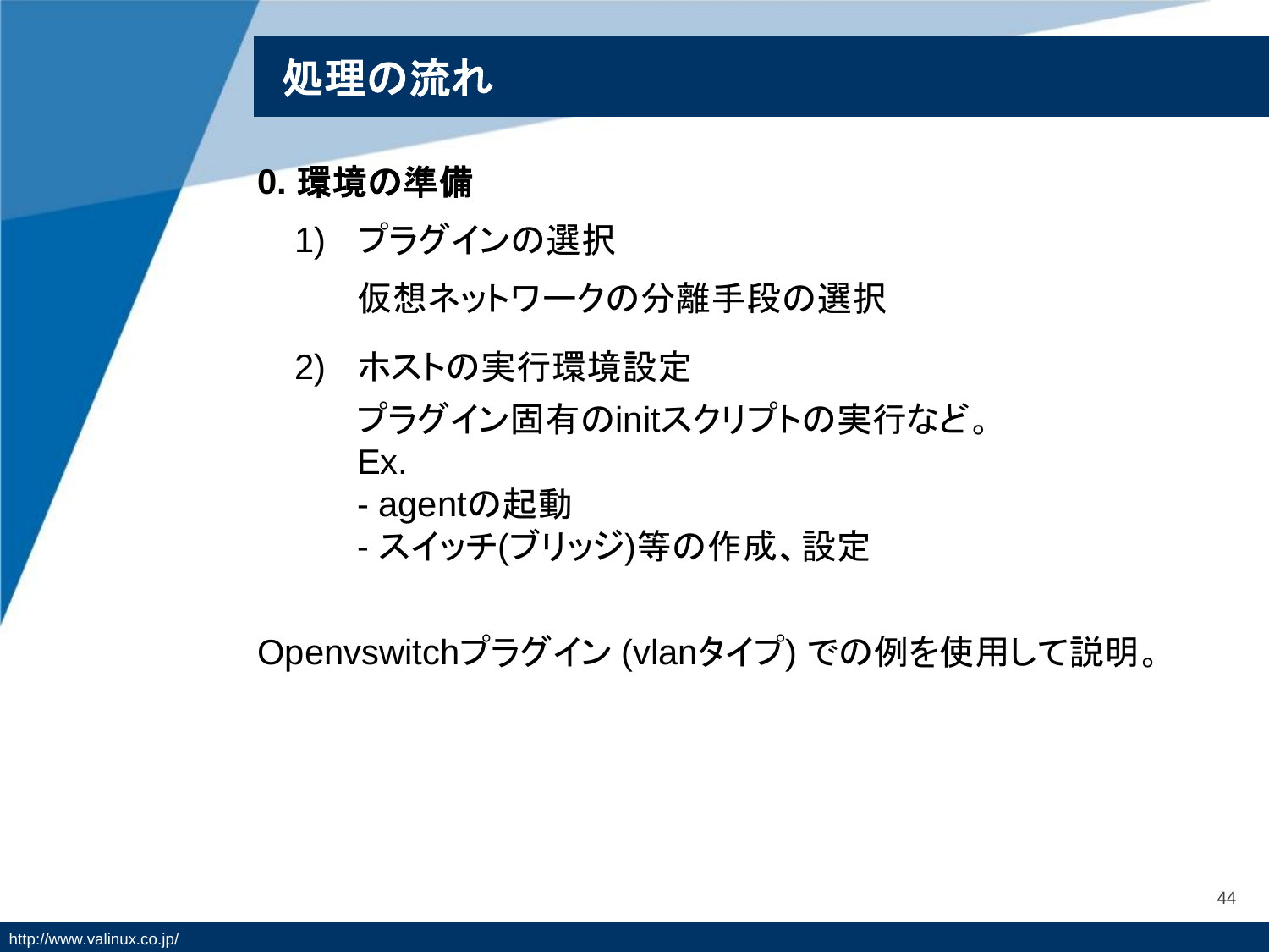# 処理の流れ

**0. 環境の準備**

1) プラグインの選択

   仮想ネットワークの分離手段の選択

2) ホストの実行環境設定

   プラグイン固有のinitスクリプトの実行など。
   Ex.
   - agentの起動
   - スイッチ(ブリッジ)等の作成、設定

Openvswitchプラグイン (vlanタイプ) での例を使用して説明。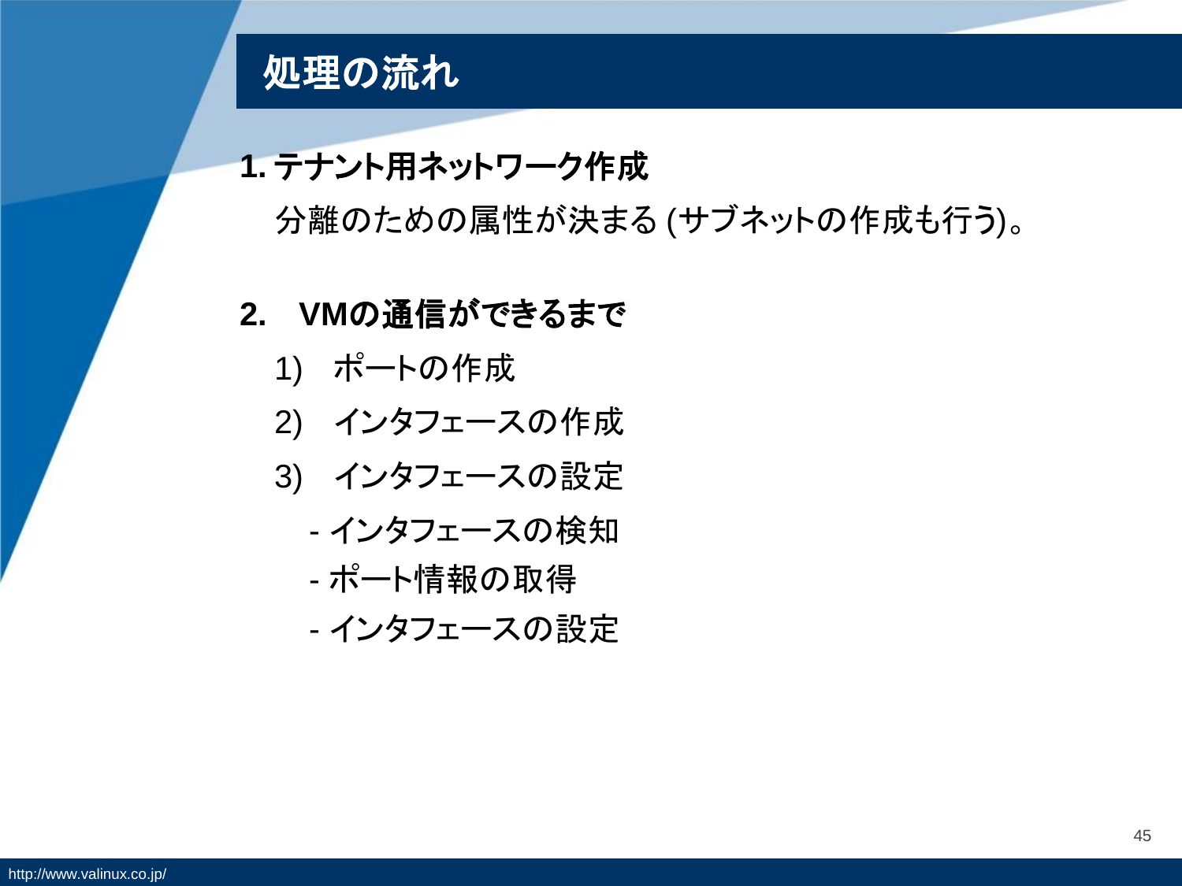# 処理の流れ

**1. テナント用ネットワーク作成**

分離のための属性が決まる (サブネットの作成も行う)。

**2.　VMの通信ができるまで**

1)　ポートの作成

2)　インタフェースの作成

3)　インタフェースの設定

- インタフェースの検知
- ポート情報の取得
- インタフェースの設定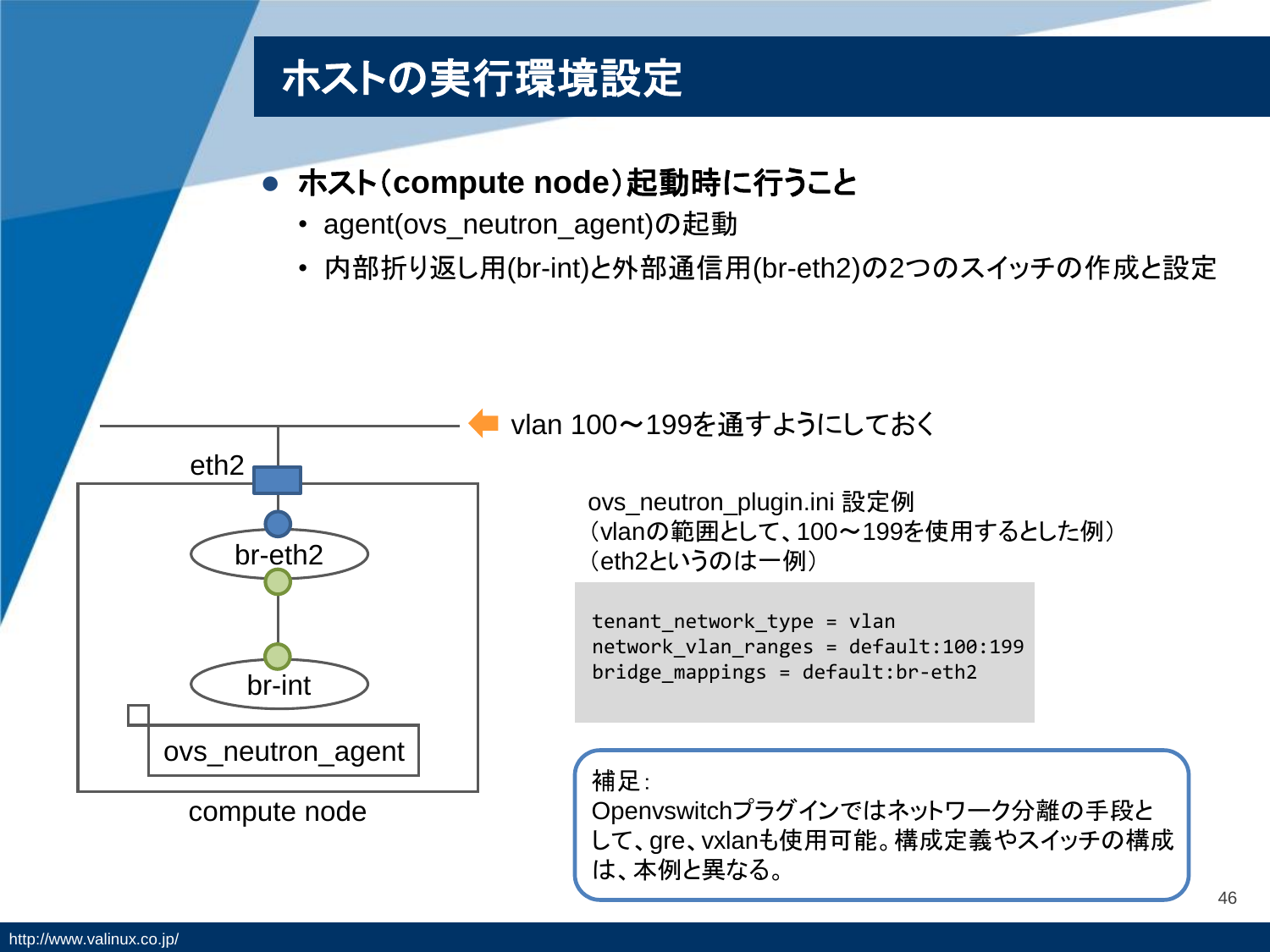# ホストの実行環境設定

- **ホスト（compute node）起動時に行うこと**
  - agent(ovs_neutron_agent)の起動
  - 内部折り返し用(br-int)と外部通信用(br-eth2)の2つのスイッチの作成と設定

eth2

br-eth2

br-int

ovs_neutron_agent

compute node

vlan 100～199を通すようにしておく

ovs_neutron_plugin.ini 設定例
（vlanの範囲として、100～199を使用するとした例）
（eth2というのは一例）

```
tenant_network_type = vlan
network_vlan_ranges = default:100:199
bridge_mappings = default:br-eth2
```

補足：
Openvswitchプラグインではネットワーク分離の手段として、gre、vxlanも使用可能。構成定義やスイッチの構成は、本例と異なる。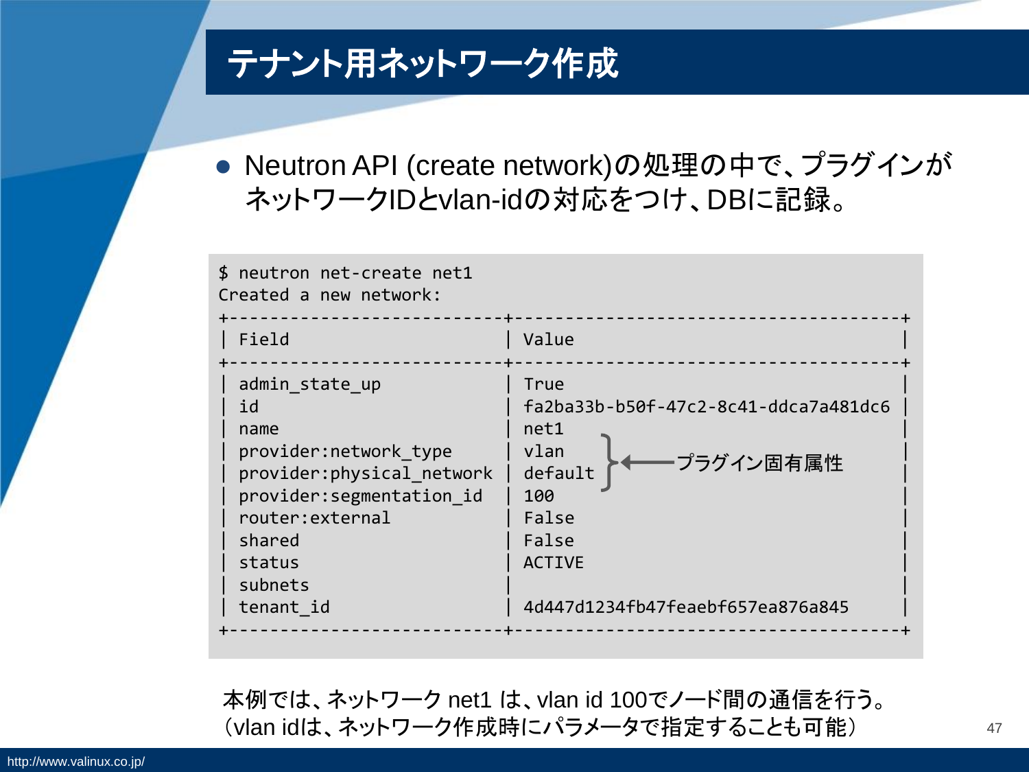# テナント用ネットワーク作成

- Neutron API (create network)の処理の中で、プラグインがネットワークIDとvlan-idの対応をつけ、DBに記録。

```
$ neutron net-create net1
Created a new network:
+---------------------------+--------------------------------------+
| Field                     | Value                                |
+---------------------------+--------------------------------------+
| admin_state_up            | True                                 |
| id                        | fa2ba33b-b50f-47c2-8c41-ddca7a481dc6 |
| name                      | net1                                 |
| provider:network_type     | vlan                                 |
| provider:physical_network | default                              |
| provider:segmentation_id  | 100                                  |
| router:external           | False                                |
| shared                    | False                                |
| status                    | ACTIVE                               |
| subnets                   |                                      |
| tenant_id                 | 4d447d1234fb47feaebf657ea876a845     |
+---------------------------+--------------------------------------+
```

（provider:network_type、provider:physical_network、provider:segmentation_id ← プラグイン固有属性）

本例では、ネットワーク net1 は、vlan id 100でノード間の通信を行う。
（vlan idは、ネットワーク作成時にパラメータで指定することも可能）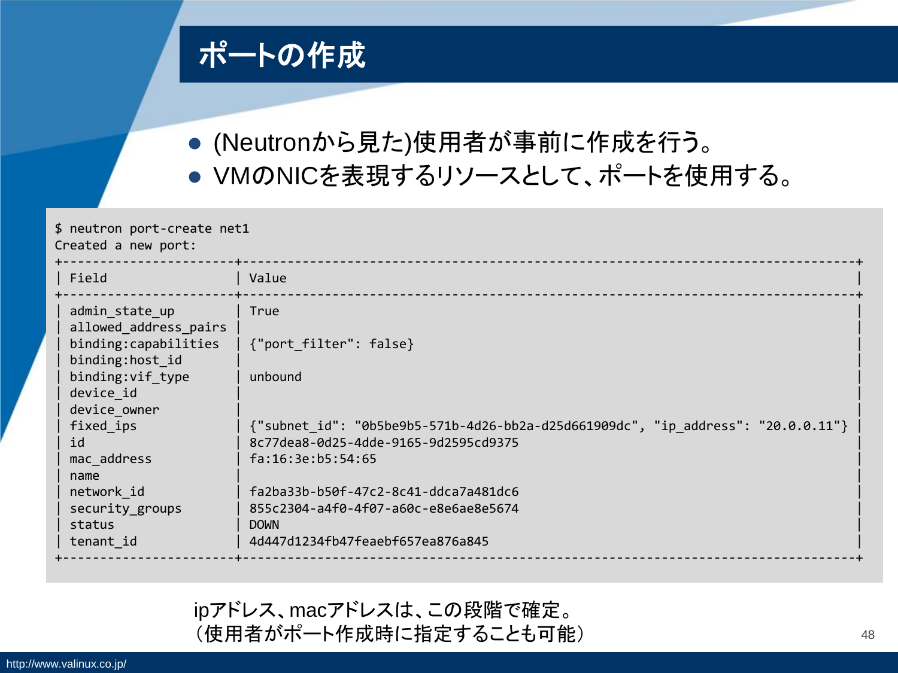# ポートの作成

- (Neutronから見た)使用者が事前に作成を行う。
- VMのNICを表現するリソースとして、ポートを使用する。

```
$ neutron port-create net1
Created a new port:
+-----------------------+---------------------------------------------------------------------------------+
| Field                 | Value                                                                           |
+-----------------------+---------------------------------------------------------------------------------+
| admin_state_up        | True                                                                            |
| allowed_address_pairs |                                                                                 |
| binding:capabilities  | {"port_filter": false}                                                          |
| binding:host_id       |                                                                                 |
| binding:vif_type      | unbound                                                                         |
| device_id             |                                                                                 |
| device_owner          |                                                                                 |
| fixed_ips             | {"subnet_id": "0b5be9b5-571b-4d26-bb2a-d25d661909dc", "ip_address": "20.0.0.11"} |
| id                    | 8c77dea8-0d25-4dde-9165-9d2595cd9375                                            |
| mac_address           | fa:16:3e:b5:54:65                                                               |
| name                  |                                                                                 |
| network_id            | fa2ba33b-b50f-47c2-8c41-ddca7a481dc6                                            |
| security_groups       | 855c2304-a4f0-4f07-a60c-e8e6ae8e5674                                            |
| status                | DOWN                                                                            |
| tenant_id             | 4d447d1234fb47feaebf657ea876a845                                                |
+-----------------------+---------------------------------------------------------------------------------+
```

ipアドレス、macアドレスは、この段階で確定。
（使用者がポート作成時に指定することも可能）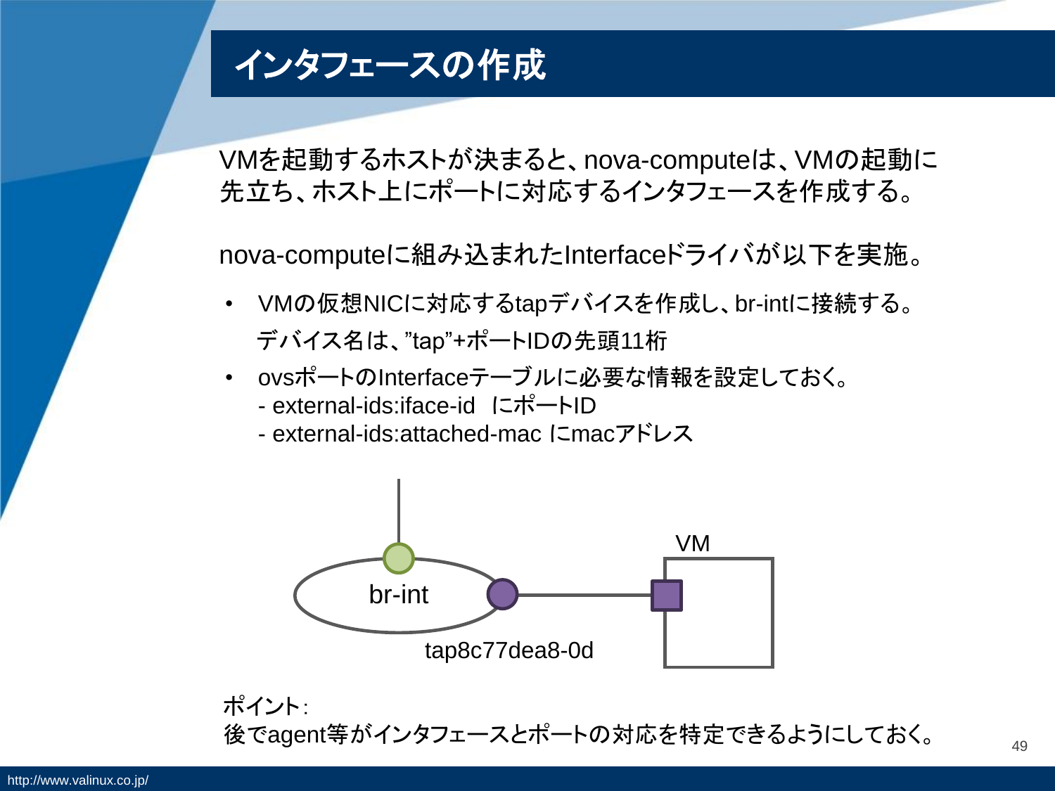# インタフェースの作成

VMを起動するホストが決まると、nova-computeは、VMの起動に先立ち、ホスト上にポートに対応するインタフェースを作成する。

nova-computeに組み込まれたInterfaceドライバが以下を実施。

- VMの仮想NICに対応するtapデバイスを作成し、br-intに接続する。
  デバイス名は、"tap"+ポートIDの先頭11桁
- ovsポートのInterfaceテーブルに必要な情報を設定しておく。
  - external-ids:iface-id にポートID
  - external-ids:attached-mac にmacアドレス

br-int

tap8c77dea8-0d

VM

ポイント:
後でagent等がインタフェースとポートの対応を特定できるようにしておく。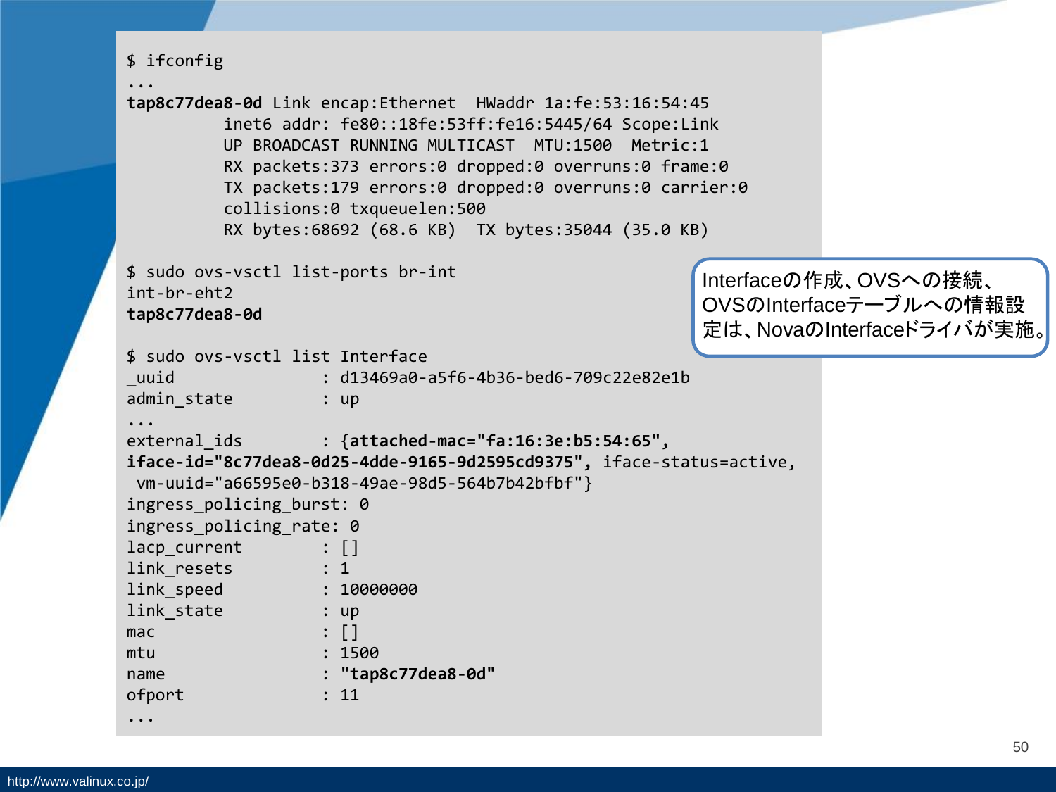```
$ ifconfig
...
tap8c77dea8-0d Link encap:Ethernet  HWaddr 1a:fe:53:16:54:45
          inet6 addr: fe80::18fe:53ff:fe16:5445/64 Scope:Link
          UP BROADCAST RUNNING MULTICAST  MTU:1500  Metric:1
          RX packets:373 errors:0 dropped:0 overruns:0 frame:0
          TX packets:179 errors:0 dropped:0 overruns:0 carrier:0
          collisions:0 txqueuelen:500
          RX bytes:68692 (68.6 KB)  TX bytes:35044 (35.0 KB)

$ sudo ovs-vsctl list-ports br-int
int-br-eht2
tap8c77dea8-0d

$ sudo ovs-vsctl list Interface
_uuid               : d13469a0-a5f6-4b36-bed6-709c22e82e1b
admin_state         : up
...
external_ids        : {attached-mac="fa:16:3e:b5:54:65",
iface-id="8c77dea8-0d25-4dde-9165-9d2595cd9375", iface-status=active,
 vm-uuid="a66595e0-b318-49ae-98d5-564b7b42bfbf"}
ingress_policing_burst: 0
ingress_policing_rate: 0
lacp_current        : []
link_resets         : 1
link_speed          : 10000000
link_state          : up
mac                 : []
mtu                 : 1500
name                : "tap8c77dea8-0d"
ofport              : 11
...
```

Interfaceの作成、OVSへの接続、OVSのInterfaceテーブルへの情報設定は、NovaのInterfaceドライバが実施。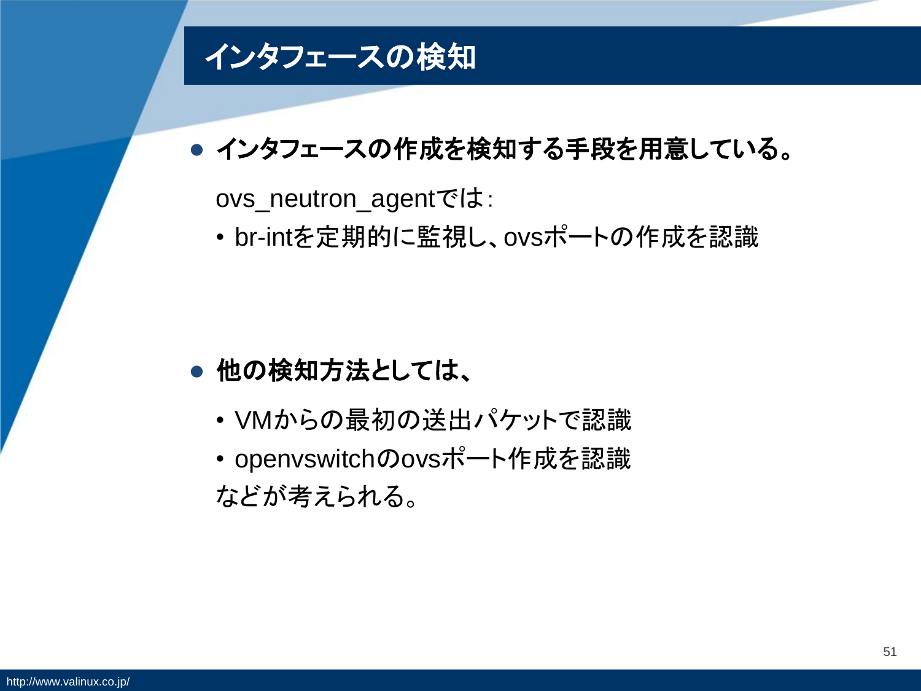# インタフェースの検知

- **インタフェースの作成を検知する手段を用意している。**

  ovs_neutron_agentでは:

  - br-intを定期的に監視し、ovsポートの作成を認識

- **他の検知方法としては、**

  - VMからの最初の送出パケットで認識
  - openvswitchのovsポート作成を認識

  などが考えられる。

http://www.valinux.co.jp/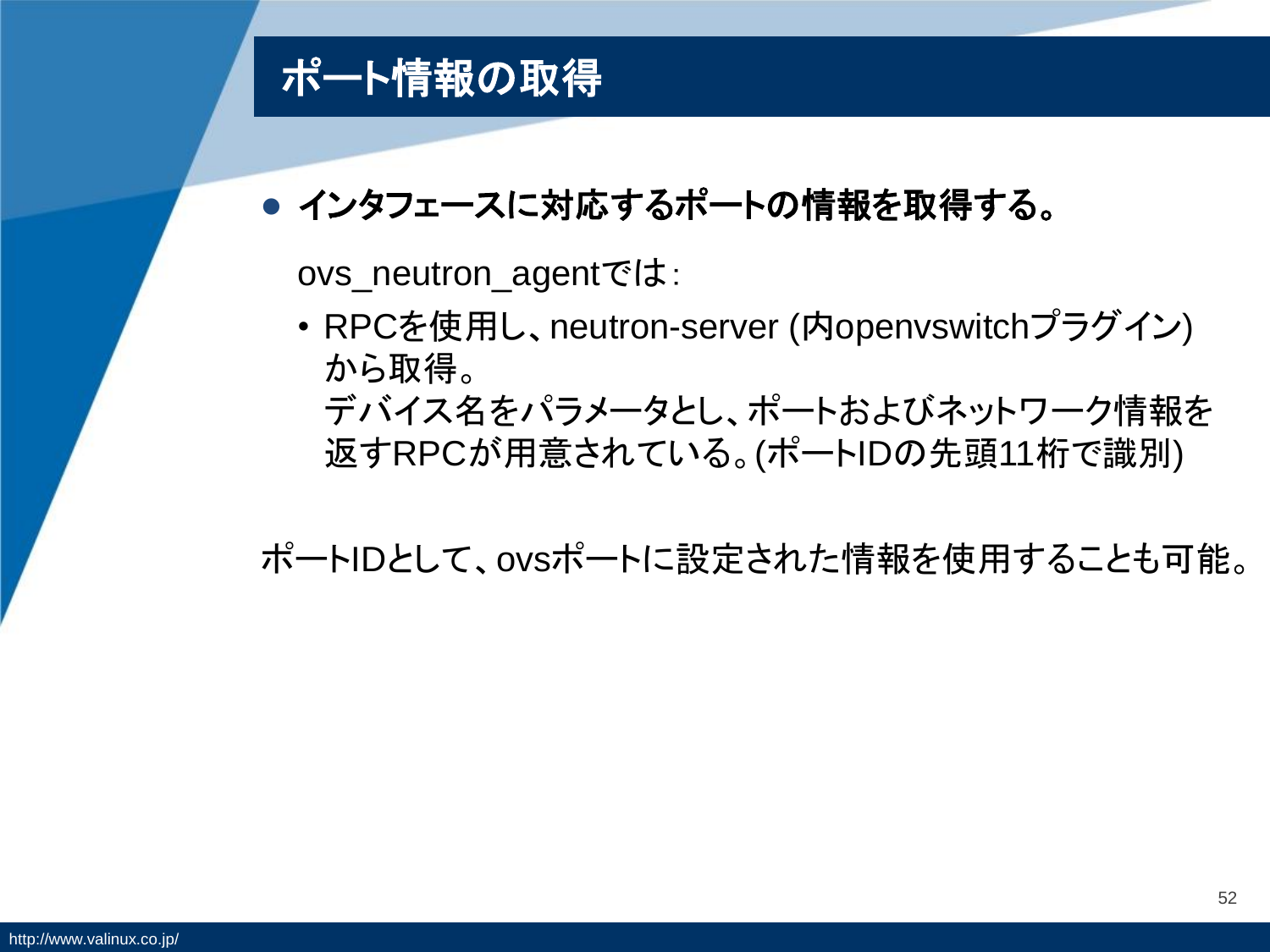# ポート情報の取得

- **インタフェースに対応するポートの情報を取得する。**

  ovs_neutron_agentでは：

  - RPCを使用し、neutron-server (内openvswitchプラグイン)から取得。
    デバイス名をパラメータとし、ポートおよびネットワーク情報を返すRPCが用意されている。(ポートIDの先頭11桁で識別)

ポートIDとして、ovsポートに設定された情報を使用することも可能。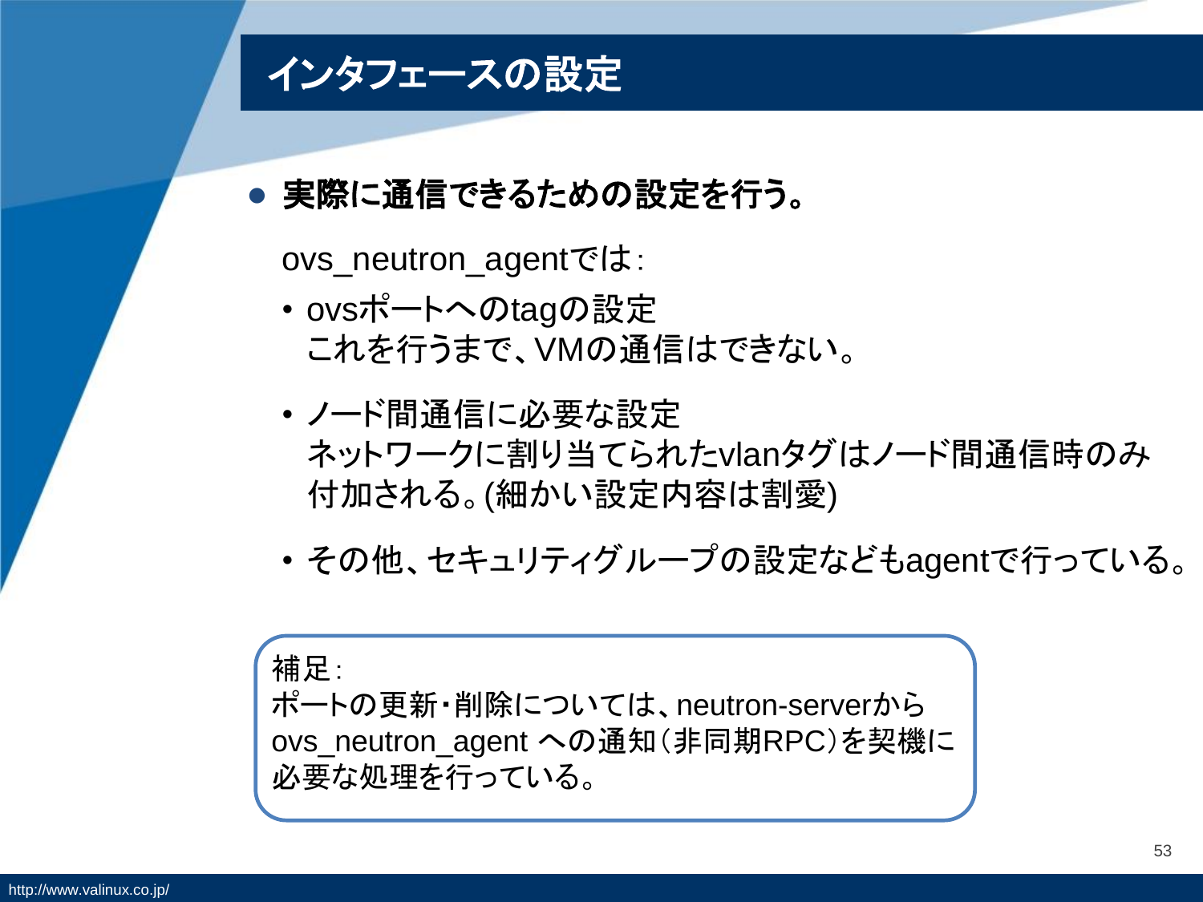# インタフェースの設定

- **実際に通信できるための設定を行う。**

ovs_neutron_agentでは:

- ovsポートへのtagの設定
  これを行うまで、VMの通信はできない。
- ノード間通信に必要な設定
  ネットワークに割り当てられたvlanタグはノード間通信時のみ付加される。(細かい設定内容は割愛)
- その他、セキュリティグループの設定などもagentで行っている。

補足:
ポートの更新・削除については、neutron-serverから ovs_neutron_agent への通知(非同期RPC)を契機に必要な処理を行っている。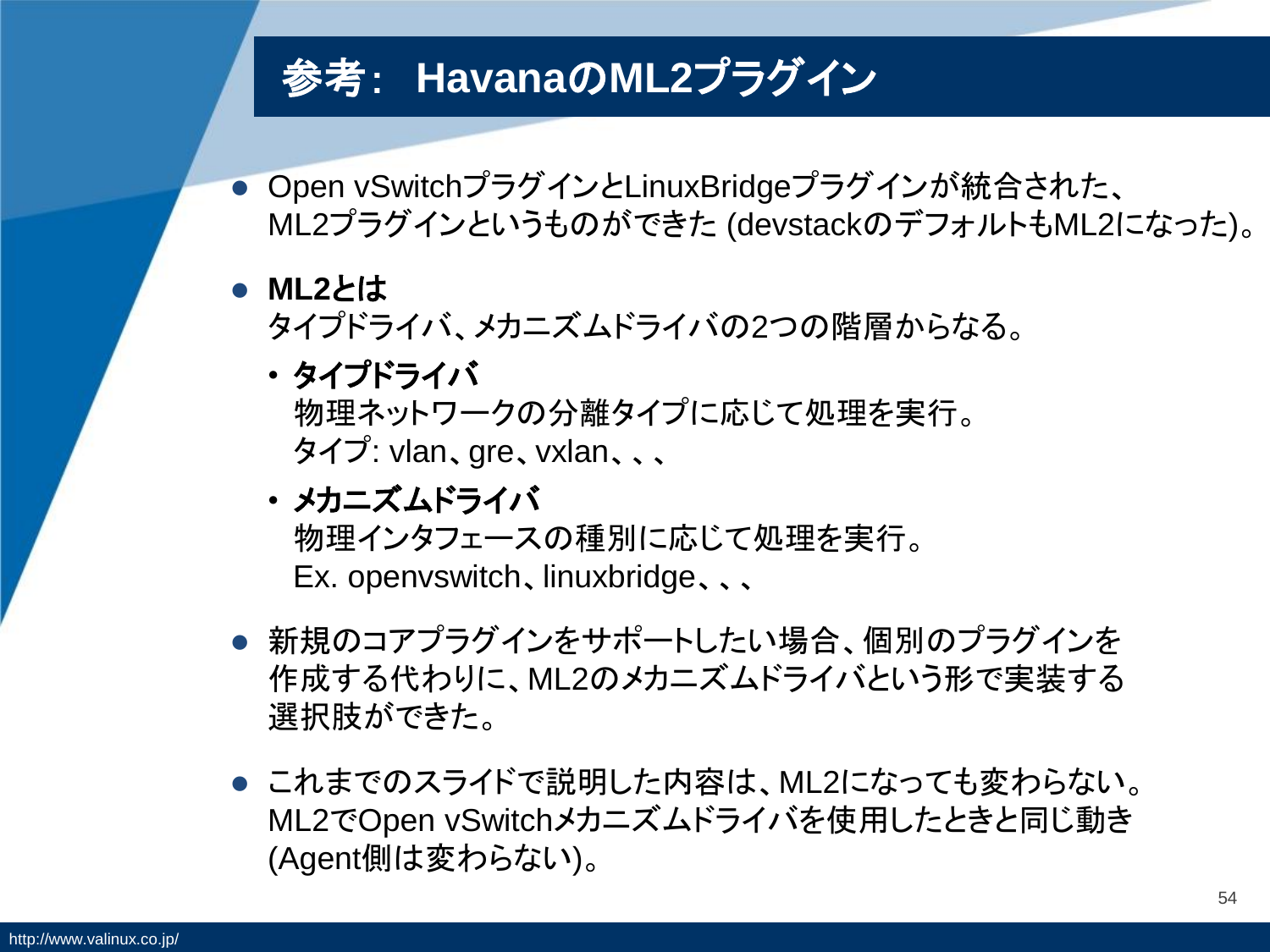# 参考： HavanaのML2プラグイン

- Open vSwitchプラグインとLinuxBridgeプラグインが統合された、ML2プラグインというものができた (devstackのデフォルトもML2になった)。

- **ML2とは**
  タイププドライバ、メカニズムドライバの2つの階層からなる。
  - **タイププドライバ**
    物理ネットワークの分離タイプに応じて処理を実行。
    タイプ: vlan、gre、vxlan、、、
  - **メカニズムドライバ**
    物理インタフェースの種別に応じて処理を実行。
    Ex. openvswitch、linuxbridge、、、

- 新規のコアプラグインをサポートしたい場合、個別のプラグインを作成する代わりに、ML2のメカニズムドライバという形で実装する選択肢ができた。

- これまでのスライドで説明した内容は、ML2になっても変わらない。ML2でOpen vSwitchメカニズムドライバを使用したときと同じ動き (Agent側は変わらない)。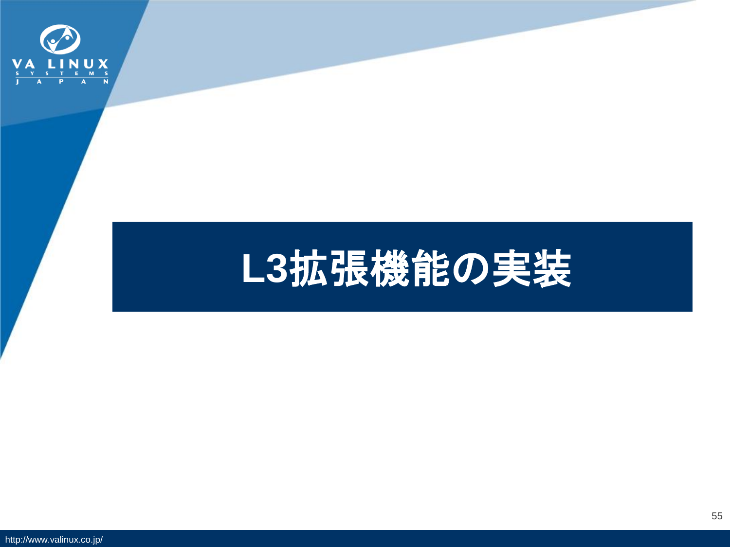# L3拡張機能の実装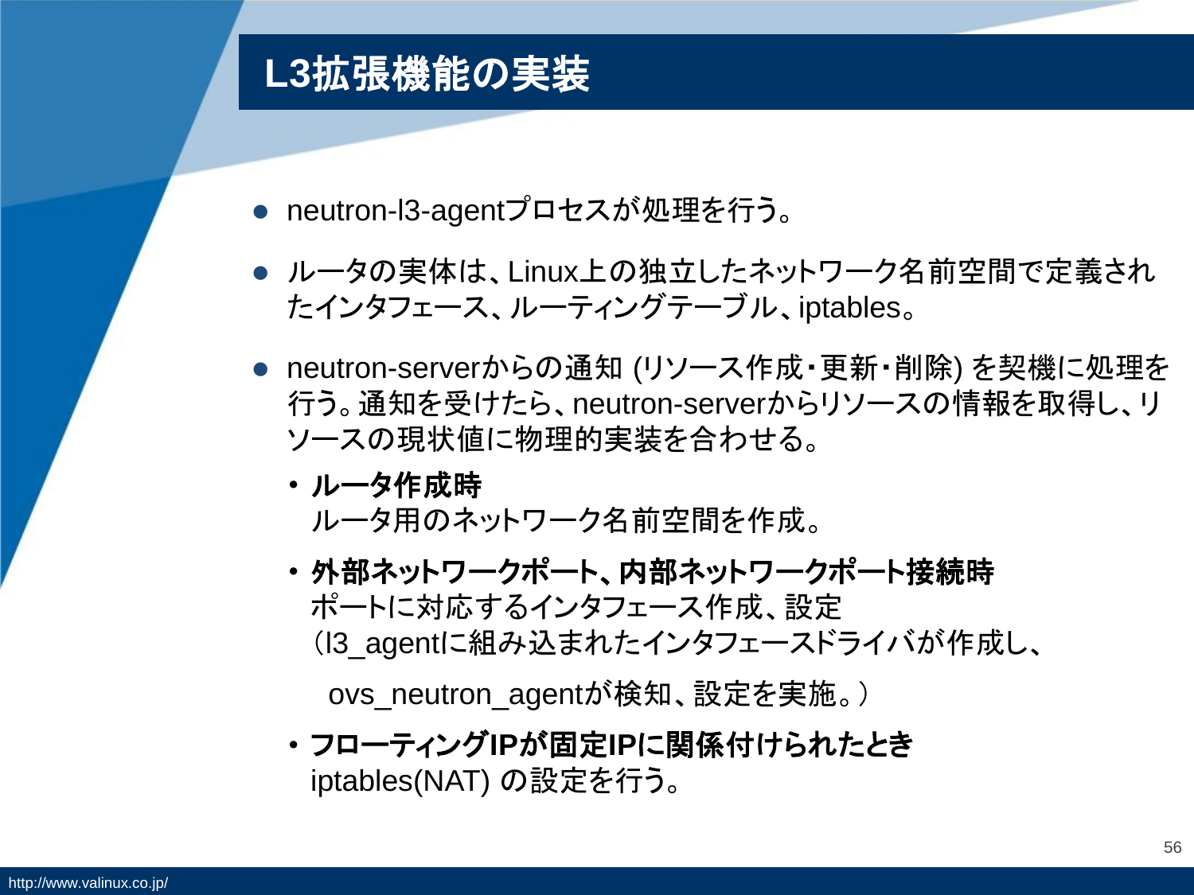# L3拡張機能の実装

- neutron-l3-agentプロセスが処理を行う。
- ルータの実体は、Linux上の独立したネットワーク名前空間で定義されたインタフェース、ルーティングテーブル、iptables。
- neutron-serverからの通知 (リソース作成・更新・削除) を契機に処理を行う。通知を受けたら、neutron-serverからリソースの情報を取得し、リソースの現状値に物理的実装を合わせる。
  - **ルータ作成時**
    ルータ用のネットワーク名前空間を作成。
  - **外部ネットワークポート、内部ネットワークポート接続時**
    ポートに対応するインタフェース作成、設定
    （l3_agentに組み込まれたインタフェースドライバが作成し、

    ovs_neutron_agentが検知、設定を実施。）
  - **フローティングIPが固定IPに関係付けられたとき**
    iptables(NAT) の設定を行う。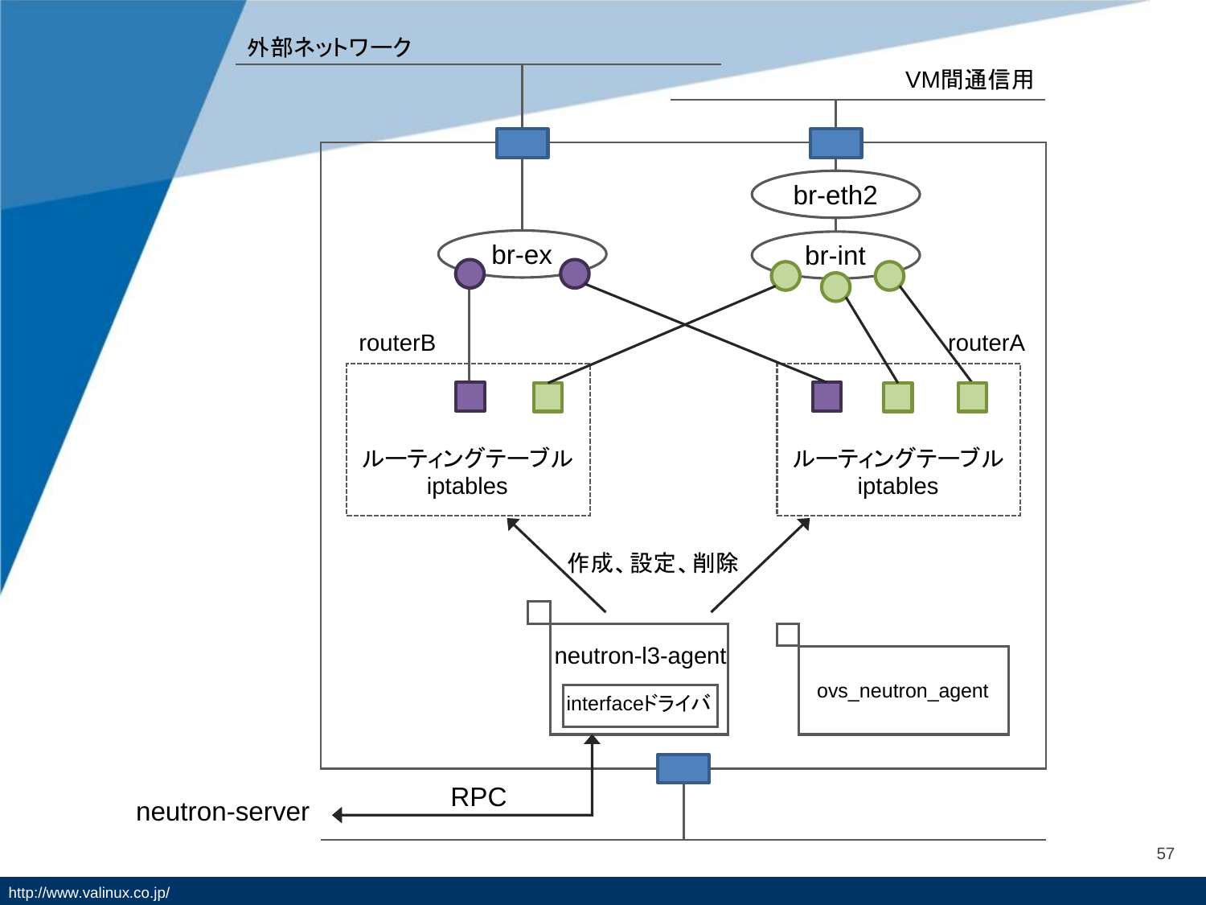外部ネットワーク

VM間通信用

br-eth2

br-ex

br-int

routerB

routerA

ルーティングテーブル
iptables

ルーティングテーブル
iptables

作成、設定、削除

neutron-l3-agent

interfaceドライバ

ovs_neutron_agent

RPC

neutron-server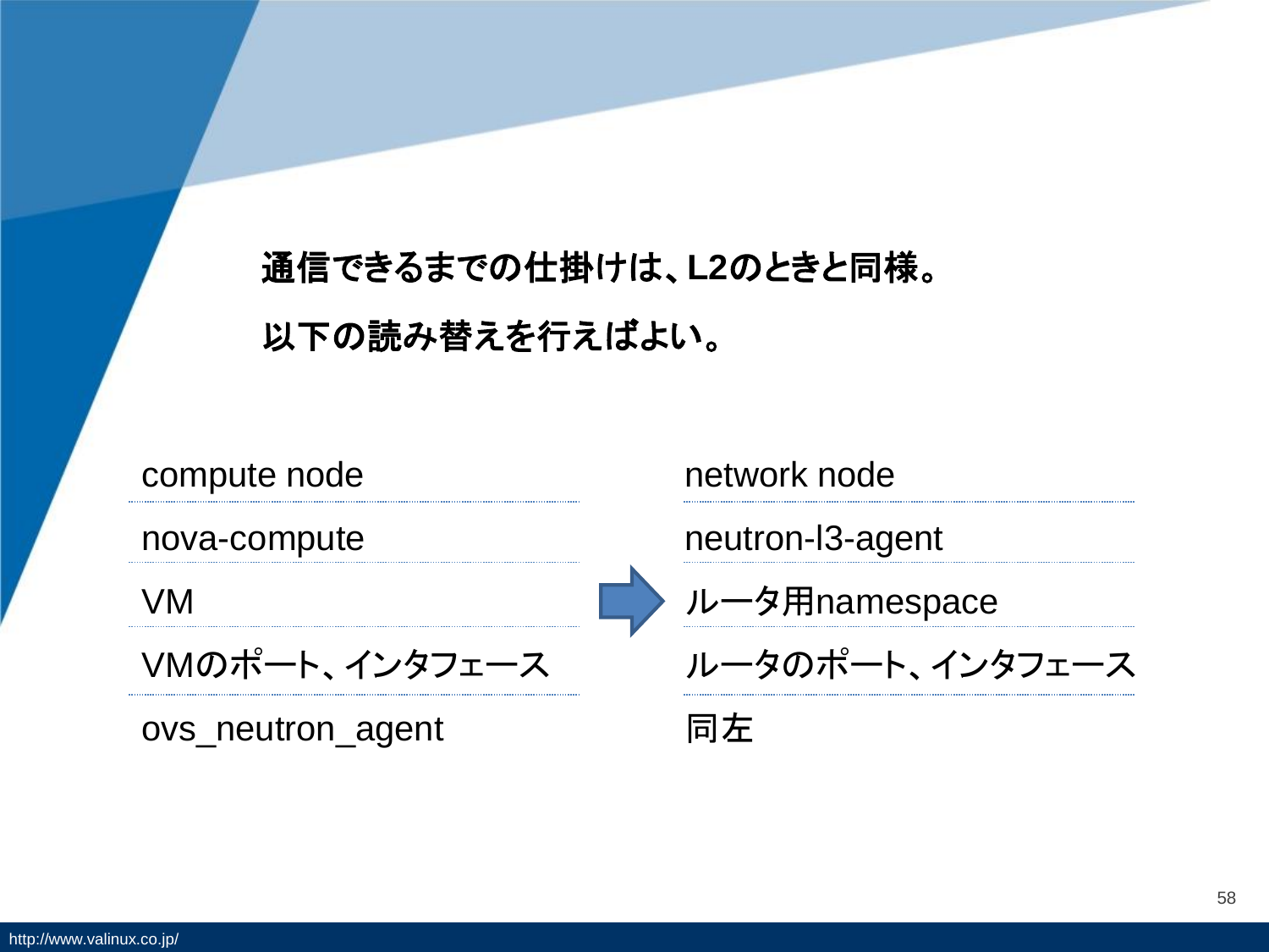**通信できるまでの仕掛けは、L2のときと同様。**

**以下の読み替えを行えばよい。**

| | | |
|---|---|---|
| compute node | ⇒ | network node |
| nova-compute | | neutron-l3-agent |
| VM | | ルータ用namespace |
| VMのポート、インタフェース | | ルータのポート、インタフェース |
| ovs_neutron_agent | | 同左 |

http://www.valinux.co.jp/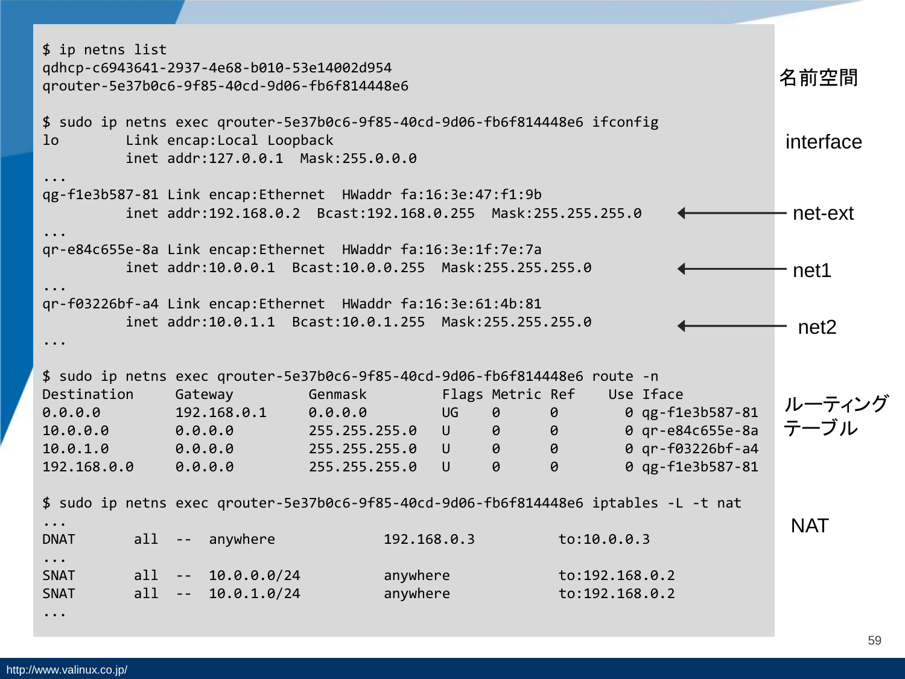```
$ ip netns list
qdhcp-c6943641-2937-4e68-b010-53e14002d954
qrouter-5e37b0c6-9f85-40cd-9d06-fb6f814448e6

$ sudo ip netns exec qrouter-5e37b0c6-9f85-40cd-9d06-fb6f814448e6 ifconfig
lo        Link encap:Local Loopback
          inet addr:127.0.0.1  Mask:255.0.0.0
...
qg-f1e3b587-81 Link encap:Ethernet  HWaddr fa:16:3e:47:f1:9b
          inet addr:192.168.0.2  Bcast:192.168.0.255  Mask:255.255.255.0
...
qr-e84c655e-8a Link encap:Ethernet  HWaddr fa:16:3e:1f:7e:7a
          inet addr:10.0.0.1  Bcast:10.0.0.255  Mask:255.255.255.0
...
qr-f03226bf-a4 Link encap:Ethernet  HWaddr fa:16:3e:61:4b:81
          inet addr:10.0.1.1  Bcast:10.0.1.255  Mask:255.255.255.0
...

$ sudo ip netns exec qrouter-5e37b0c6-9f85-40cd-9d06-fb6f814448e6 route -n
Destination     Gateway         Genmask         Flags Metric Ref    Use Iface
0.0.0.0         192.168.0.1     0.0.0.0         UG    0      0        0 qg-f1e3b587-81
10.0.0.0        0.0.0.0         255.255.255.0   U     0      0        0 qr-e84c655e-8a
10.0.1.0        0.0.0.0         255.255.255.0   U     0      0        0 qr-f03226bf-a4
192.168.0.0     0.0.0.0         255.255.255.0   U     0      0        0 qg-f1e3b587-81

$ sudo ip netns exec qrouter-5e37b0c6-9f85-40cd-9d06-fb6f814448e6 iptables -L -t nat
...
DNAT       all  --  anywhere             192.168.0.3          to:10.0.0.3
...
SNAT       all  --  10.0.0.0/24          anywhere             to:192.168.0.2
SNAT       all  --  10.0.1.0/24          anywhere             to:192.168.0.2
...
```

名前空間

interface

net-ext

net1

net2

ルーティングテーブル

NAT

http://www.valinux.co.jp/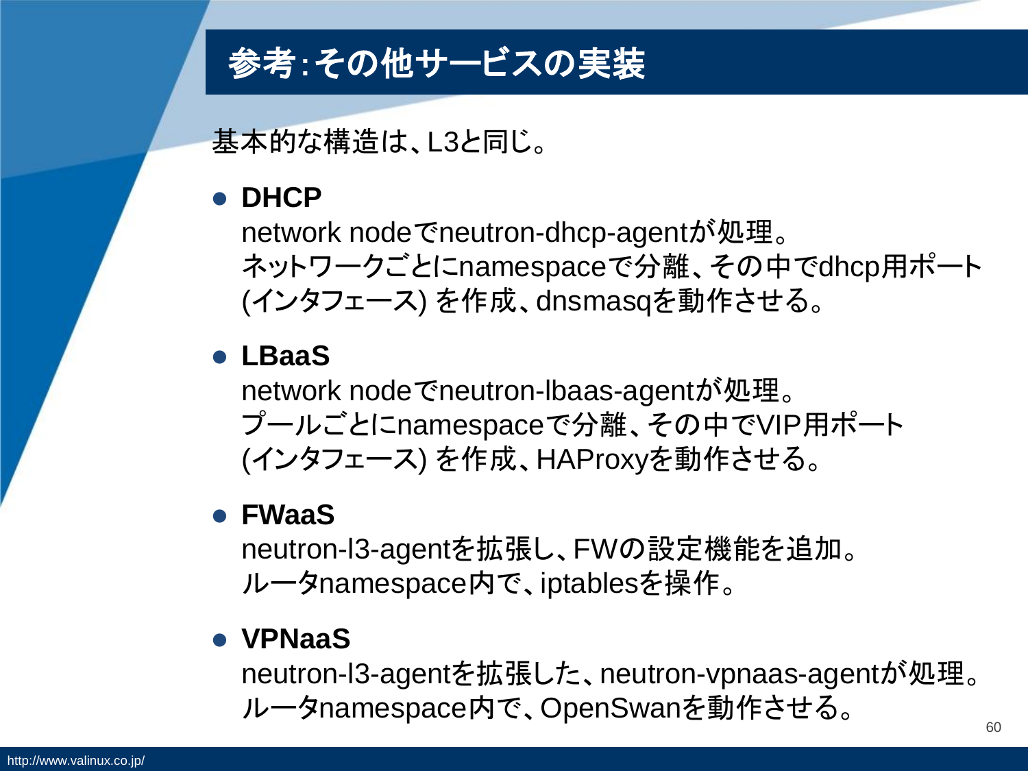# 参考:その他サービスの実装

基本的な構造は、L3と同じ。

- **DHCP**
  network nodeでneutron-dhcp-agentが処理。
  ネットワークごとにnamespaceで分離、その中でdhcp用ポート (インタフェース) を作成、dnsmasqを動作させる。

- **LBaaS**
  network nodeでneutron-lbaas-agentが処理。
  プールごとにnamespaceで分離、その中でVIP用ポート (インタフェース) を作成、HAProxyを動作させる。

- **FWaaS**
  neutron-l3-agentを拡張し、FWの設定機能を追加。
  ルータnamespace内で、iptablesを操作。

- **VPNaaS**
  neutron-l3-agentを拡張した、neutron-vpnaas-agentが処理。
  ルータnamespace内で、OpenSwanを動作させる。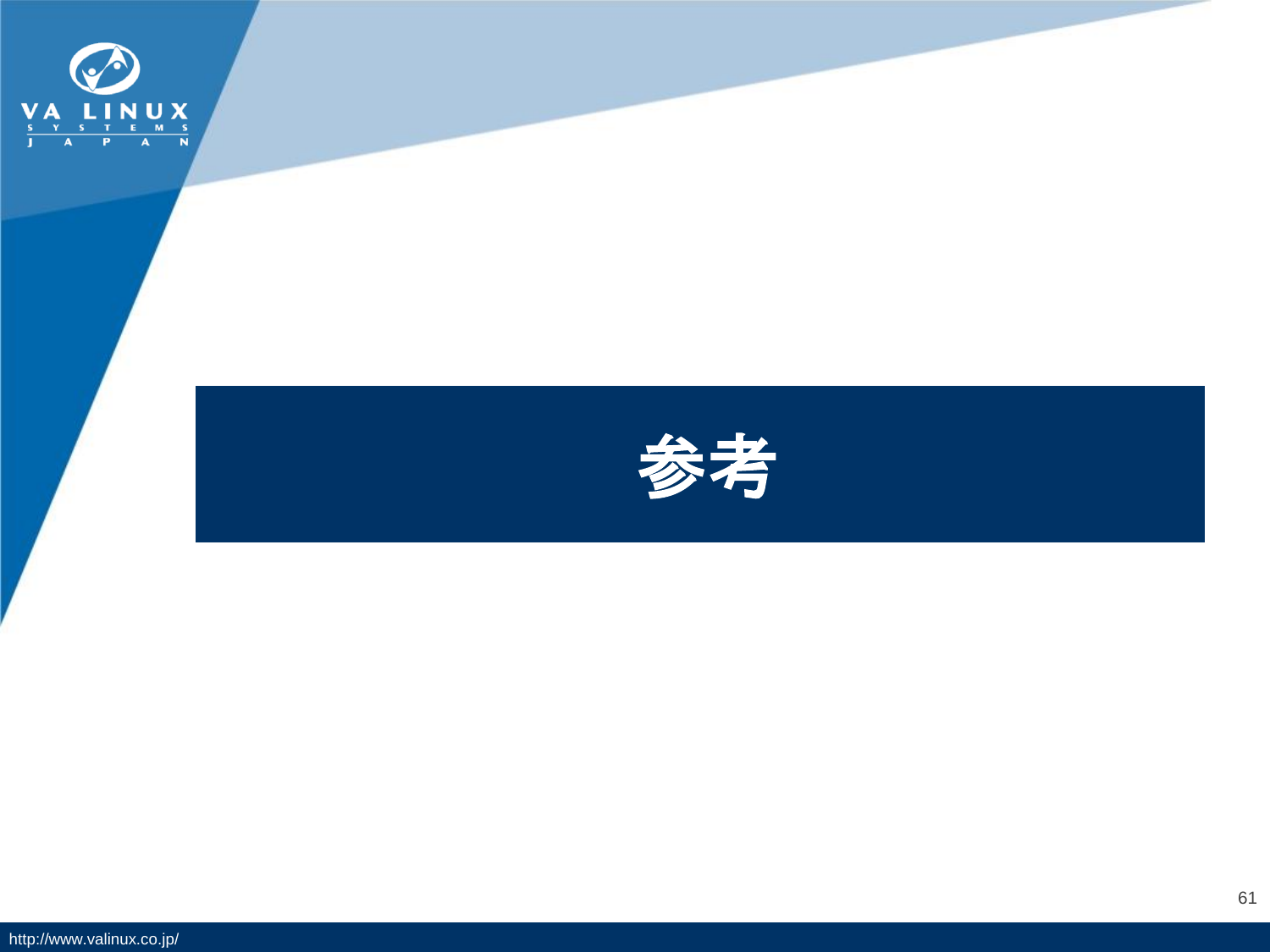# 参考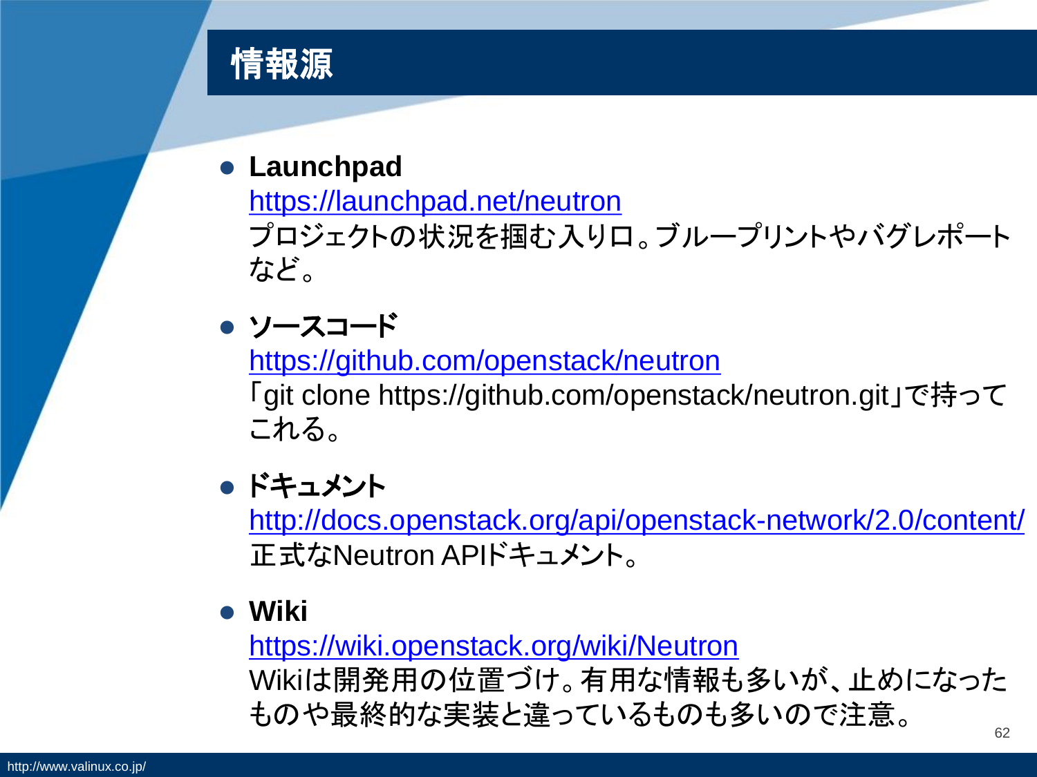# 情報源

- **Launchpad**
  https://launchpad.net/neutron
  プロジェクトの状況を掴む入り口。ブループリントやバグレポートなど。

- **ソースコード**
  https://github.com/openstack/neutron
  「git clone https://github.com/openstack/neutron.git」で持ってこれる。

- **ドキュメント**
  http://docs.openstack.org/api/openstack-network/2.0/content/
  正式なNeutron APIドキュメント。

- **Wiki**
  https://wiki.openstack.org/wiki/Neutron
  Wikiは開発用の位置づけ。有用な情報も多いが、止めになったものや最終的な実装と違っているものも多いので注意。